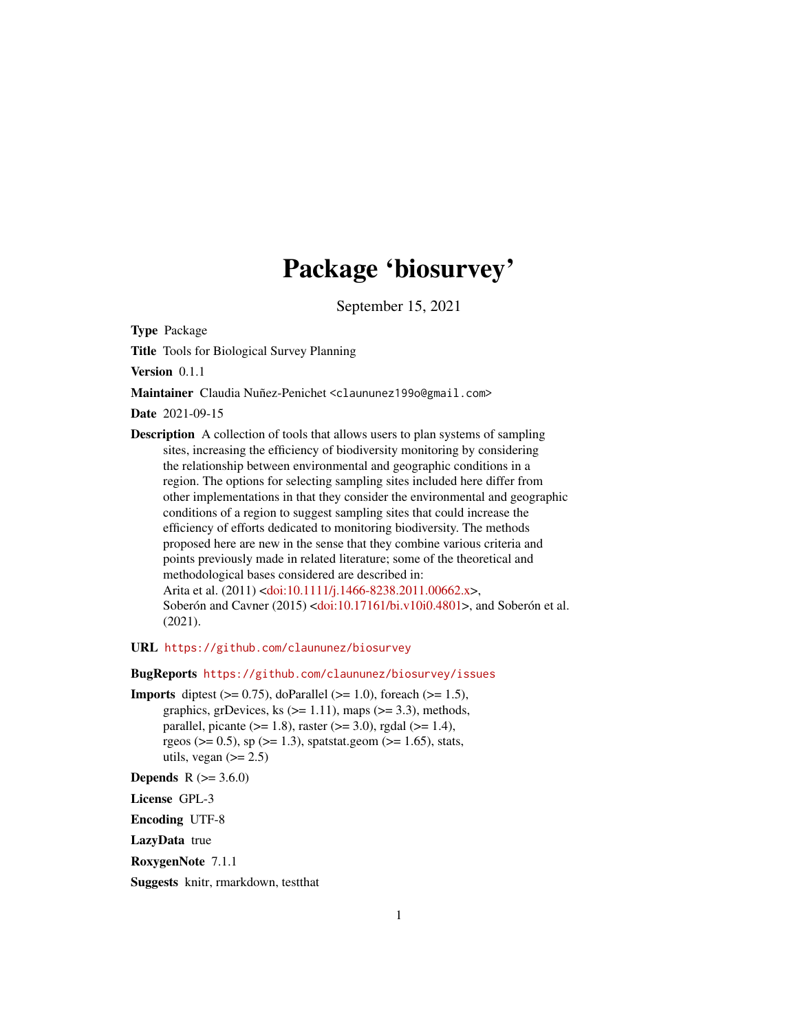# Package 'biosurvey'

September 15, 2021

**Type** Package

**Title** Tools for Biological Survey Planning

**Version** 0.1.1

**Maintainer** Claudia Nuñez-Penichet <claununez199o@gmail.com>

**Date** 2021-09-15

**Description** A collection of tools that allows users to plan systems of sampling sites, increasing the efficiency of biodiversity monitoring by considering the relationship between environmental and geographic conditions in a region. The options for selecting sampling sites included here differ from other implementations in that they consider the environmental and geographic conditions of a region to suggest sampling sites that could increase the efficiency of efforts dedicated to monitoring biodiversity. The methods proposed here are new in the sense that they combine various criteria and points previously made in related literature; some of the theoretical and methodological bases considered are described in:
Arita et al. (2011) <doi:10.1111/j.1466-8238.2011.00662.x>,
Soberón and Cavner (2015) <doi:10.17161/bi.v10i0.4801>, and Soberón et al. (2021).

**URL** https://github.com/claununez/biosurvey

**BugReports** https://github.com/claununez/biosurvey/issues

**Imports** diptest (>= 0.75), doParallel (>= 1.0), foreach (>= 1.5), graphics, grDevices, ks (>= 1.11), maps (>= 3.3), methods, parallel, picante (>= 1.8), raster (>= 3.0), rgdal (>= 1.4), rgeos (>= 0.5), sp (>= 1.3), spatstat.geom (>= 1.65), stats, utils, vegan (>= 2.5)

**Depends** R (>= 3.6.0)

**License** GPL-3

**Encoding** UTF-8

**LazyData** true

**RoxygenNote** 7.1.1

**Suggests** knitr, rmarkdown, testthat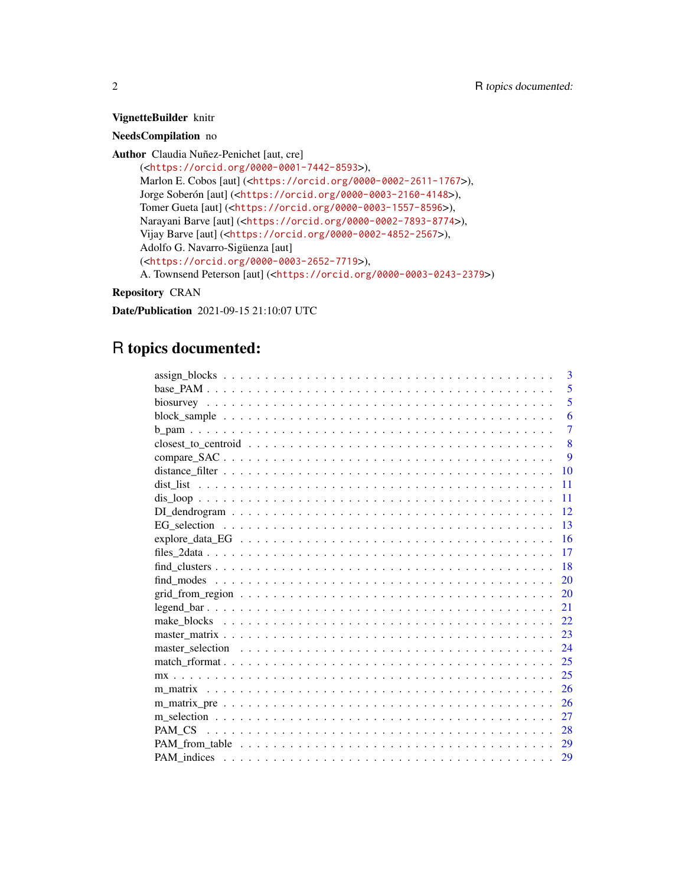**VignetteBuilder** knitr

**NeedsCompilation** no

**Author** Claudia Nuñez-Penichet [aut, cre] (<https://orcid.org/0000-0001-7442-8593>), Marlon E. Cobos [aut] (<https://orcid.org/0000-0002-2611-1767>), Jorge Soberón [aut] (<https://orcid.org/0000-0003-2160-4148>), Tomer Gueta [aut] (<https://orcid.org/0000-0003-1557-8596>), Narayani Barve [aut] (<https://orcid.org/0000-0002-7893-8774>), Vijay Barve [aut] (<https://orcid.org/0000-0002-4852-2567>), Adolfo G. Navarro-Sigüenza [aut] (<https://orcid.org/0000-0003-2652-7719>), A. Townsend Peterson [aut] (<https://orcid.org/0000-0003-0243-2379>)

**Repository** CRAN

**Date/Publication** 2021-09-15 21:10:07 UTC

# R topics documented:

| | |
|---|---|
| assign_blocks | 3 |
| base_PAM | 5 |
| biosurvey | 5 |
| block_sample | 6 |
| b_pam | 7 |
| closest_to_centroid | 8 |
| compare_SAC | 9 |
| distance_filter | 10 |
| dist_list | 11 |
| dis_loop | 11 |
| DI_dendrogram | 12 |
| EG_selection | 13 |
| explore_data_EG | 16 |
| files_2data | 17 |
| find_clusters | 18 |
| find_modes | 20 |
| grid_from_region | 20 |
| legend_bar | 21 |
| make_blocks | 22 |
| master_matrix | 23 |
| master_selection | 24 |
| match_rformat | 25 |
| mx | 25 |
| m_matrix | 26 |
| m_matrix_pre | 26 |
| m_selection | 27 |
| PAM_CS | 28 |
| PAM_from_table | 29 |
| PAM_indices | 29 |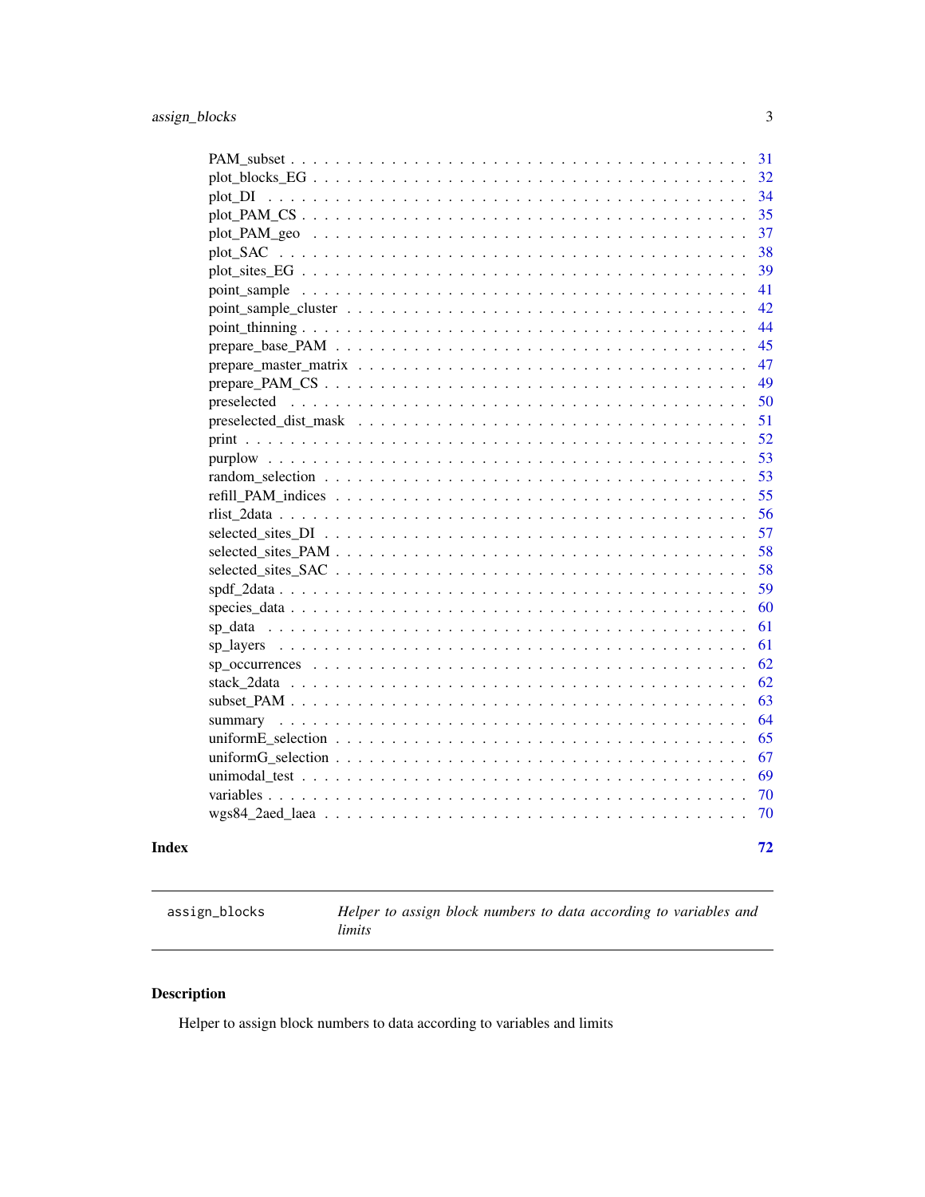| | |
|---|---|
| PAM_subset | 31 |
| plot_blocks_EG | 32 |
| plot_DI | 34 |
| plot_PAM_CS | 35 |
| plot_PAM_geo | 37 |
| plot_SAC | 38 |
| plot_sites_EG | 39 |
| point_sample | 41 |
| point_sample_cluster | 42 |
| point_thinning | 44 |
| prepare_base_PAM | 45 |
| prepare_master_matrix | 47 |
| prepare_PAM_CS | 49 |
| preselected | 50 |
| preselected_dist_mask | 51 |
| print | 52 |
| purplow | 53 |
| random_selection | 53 |
| refill_PAM_indices | 55 |
| rlist_2data | 56 |
| selected_sites_DI | 57 |
| selected_sites_PAM | 58 |
| selected_sites_SAC | 58 |
| spdf_2data | 59 |
| species_data | 60 |
| sp_data | 61 |
| sp_layers | 61 |
| sp_occurrences | 62 |
| stack_2data | 62 |
| subset_PAM | 63 |
| summary | 64 |
| uniformE_selection | 65 |
| uniformG_selection | 67 |
| unimodal_test | 69 |
| variables | 70 |
| wgs84_2aed_laea | 70 |

**Index** **72**

---

`assign_blocks` *Helper to assign block numbers to data according to variables and limits*

---

## Description

Helper to assign block numbers to data according to variables and limits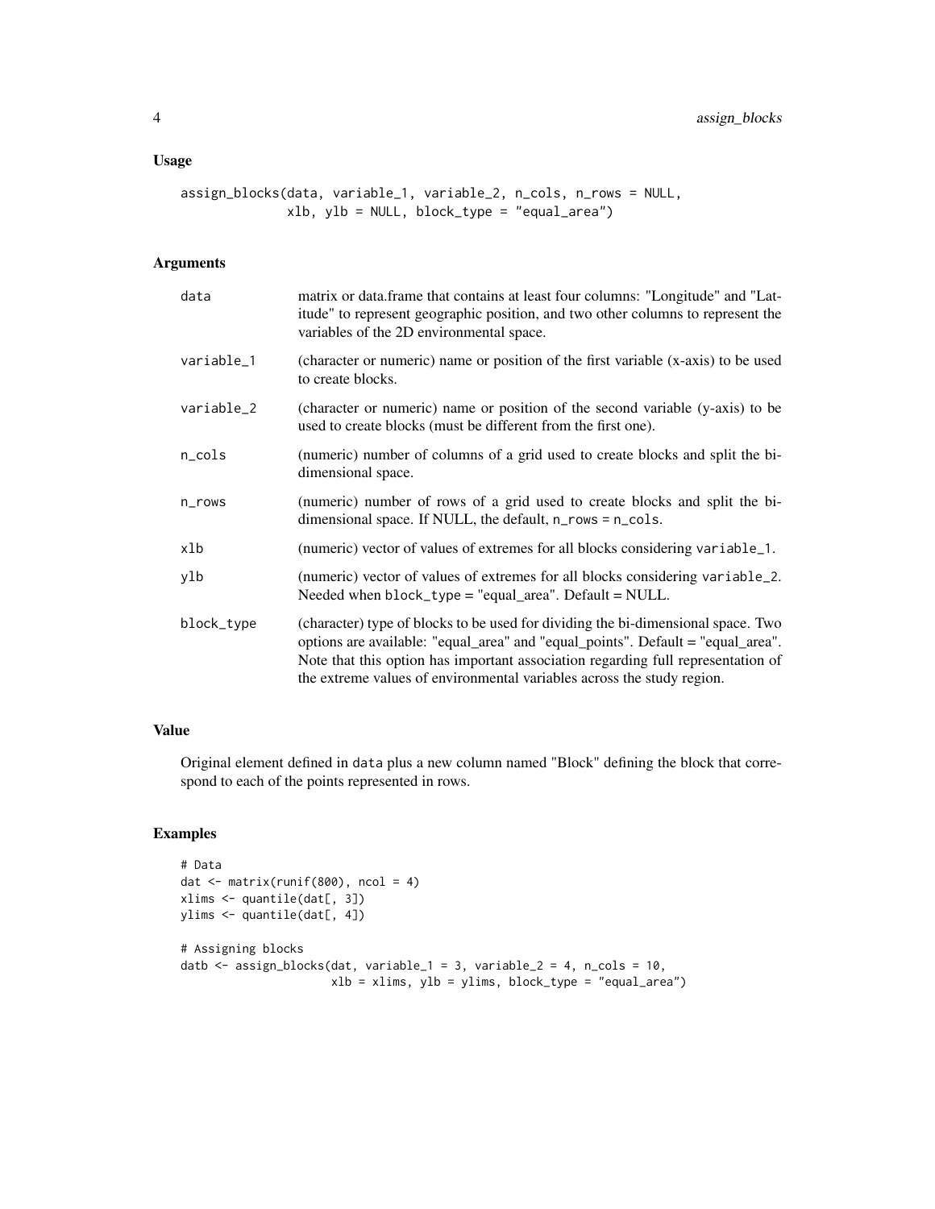## Usage

```
assign_blocks(data, variable_1, variable_2, n_cols, n_rows = NULL,
              xlb, ylb = NULL, block_type = "equal_area")
```

## Arguments

| | |
|---|---|
| data | matrix or data.frame that contains at least four columns: "Longitude" and "Latitude" to represent geographic position, and two other columns to represent the variables of the 2D environmental space. |
| variable_1 | (character or numeric) name or position of the first variable (x-axis) to be used to create blocks. |
| variable_2 | (character or numeric) name or position of the second variable (y-axis) to be used to create blocks (must be different from the first one). |
| n_cols | (numeric) number of columns of a grid used to create blocks and split the bi-dimensional space. |
| n_rows | (numeric) number of rows of a grid used to create blocks and split the bi-dimensional space. If NULL, the default, n_rows = n_cols. |
| xlb | (numeric) vector of values of extremes for all blocks considering variable_1. |
| ylb | (numeric) vector of values of extremes for all blocks considering variable_2. Needed when block_type = "equal_area". Default = NULL. |
| block_type | (character) type of blocks to be used for dividing the bi-dimensional space. Two options are available: "equal_area" and "equal_points". Default = "equal_area". Note that this option has important association regarding full representation of the extreme values of environmental variables across the study region. |

## Value

Original element defined in data plus a new column named "Block" defining the block that correspond to each of the points represented in rows.

## Examples

```
# Data
dat <- matrix(runif(800), ncol = 4)
xlims <- quantile(dat[, 3])
ylims <- quantile(dat[, 4])

# Assigning blocks
datb <- assign_blocks(dat, variable_1 = 3, variable_2 = 4, n_cols = 10,
                      xlb = xlims, ylb = ylims, block_type = "equal_area")
```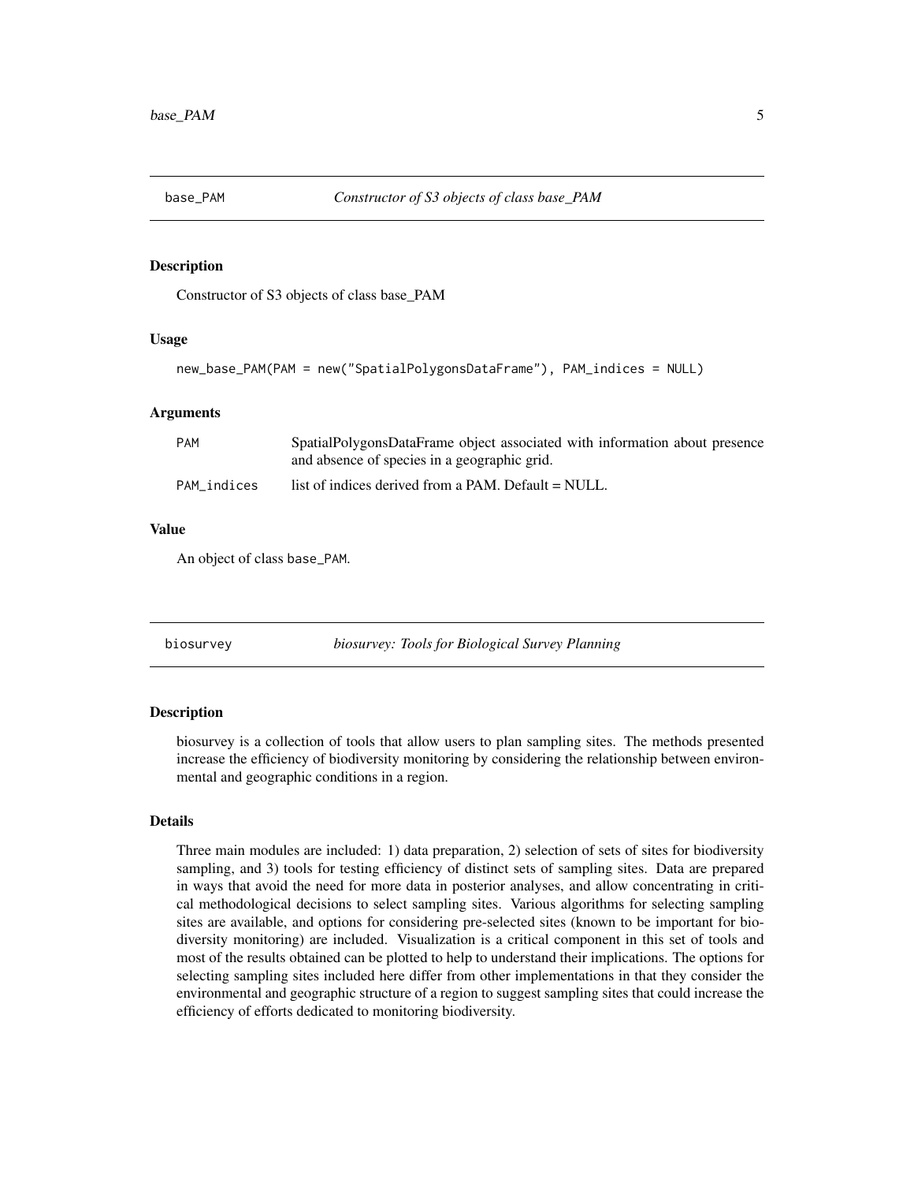## base_PAM *Constructor of S3 objects of class base_PAM*

### Description

Constructor of S3 objects of class base_PAM

### Usage

```
new_base_PAM(PAM = new("SpatialPolygonsDataFrame"), PAM_indices = NULL)
```

### Arguments

| | |
|---|---|
| PAM | SpatialPolygonsDataFrame object associated with information about presence and absence of species in a geographic grid. |
| PAM_indices | list of indices derived from a PAM. Default = NULL. |

### Value

An object of class base_PAM.

## biosurvey *biosurvey: Tools for Biological Survey Planning*

### Description

biosurvey is a collection of tools that allow users to plan sampling sites. The methods presented increase the efficiency of biodiversity monitoring by considering the relationship between environmental and geographic conditions in a region.

### Details

Three main modules are included: 1) data preparation, 2) selection of sets of sites for biodiversity sampling, and 3) tools for testing efficiency of distinct sets of sampling sites. Data are prepared in ways that avoid the need for more data in posterior analyses, and allow concentrating in critical methodological decisions to select sampling sites. Various algorithms for selecting sampling sites are available, and options for considering pre-selected sites (known to be important for biodiversity monitoring) are included. Visualization is a critical component in this set of tools and most of the results obtained can be plotted to help to understand their implications. The options for selecting sampling sites included here differ from other implementations in that they consider the environmental and geographic structure of a region to suggest sampling sites that could increase the efficiency of efforts dedicated to monitoring biodiversity.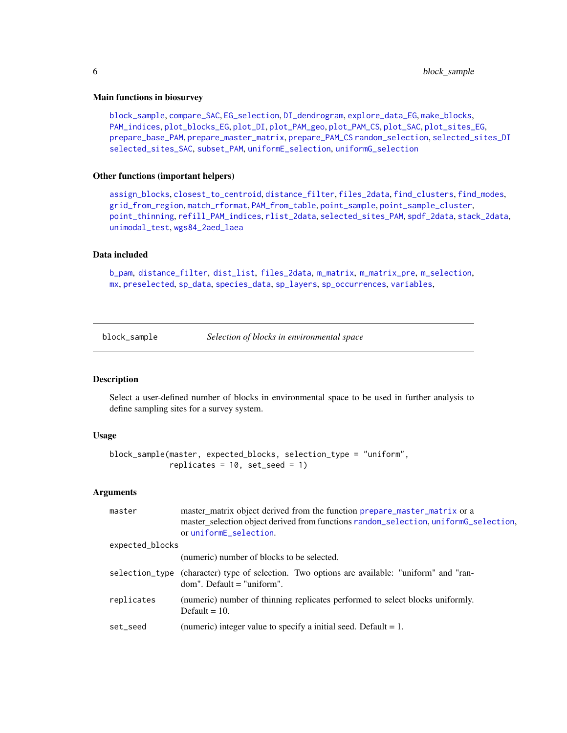### Main functions in biosurvey

block_sample, compare_SAC, EG_selection, DI_dendrogram, explore_data_EG, make_blocks, PAM_indices, plot_blocks_EG, plot_DI, plot_PAM_geo, plot_PAM_CS, plot_SAC, plot_sites_EG, prepare_base_PAM, prepare_master_matrix, prepare_PAM_CS random_selection, selected_sites_DI selected_sites_SAC, subset_PAM, uniformE_selection, uniformG_selection

### Other functions (important helpers)

assign_blocks, closest_to_centroid, distance_filter, files_2data, find_clusters, find_modes, grid_from_region, match_rformat, PAM_from_table, point_sample, point_sample_cluster, point_thinning, refill_PAM_indices, rlist_2data, selected_sites_PAM, spdf_2data, stack_2data, unimodal_test, wgs84_2aed_laea

### Data included

b_pam, distance_filter, dist_list, files_2data, m_matrix, m_matrix_pre, m_selection, mx, preselected, sp_data, species_data, sp_layers, sp_occurrences, variables,

---

## block_sample *Selection of blocks in environmental space*

---

### Description

Select a user-defined number of blocks in environmental space to be used in further analysis to define sampling sites for a survey system.

### Usage

```
block_sample(master, expected_blocks, selection_type = "uniform",
             replicates = 10, set_seed = 1)
```

### Arguments

| | |
|---|---|
| master | master_matrix object derived from the function prepare_master_matrix or a master_selection object derived from functions random_selection, uniformG_selection, or uniformE_selection. |
| expected_blocks | (numeric) number of blocks to be selected. |
| selection_type | (character) type of selection. Two options are available: "uniform" and "random". Default = "uniform". |
| replicates | (numeric) number of thinning replicates performed to select blocks uniformly. Default = 10. |
| set_seed | (numeric) integer value to specify a initial seed. Default = 1. |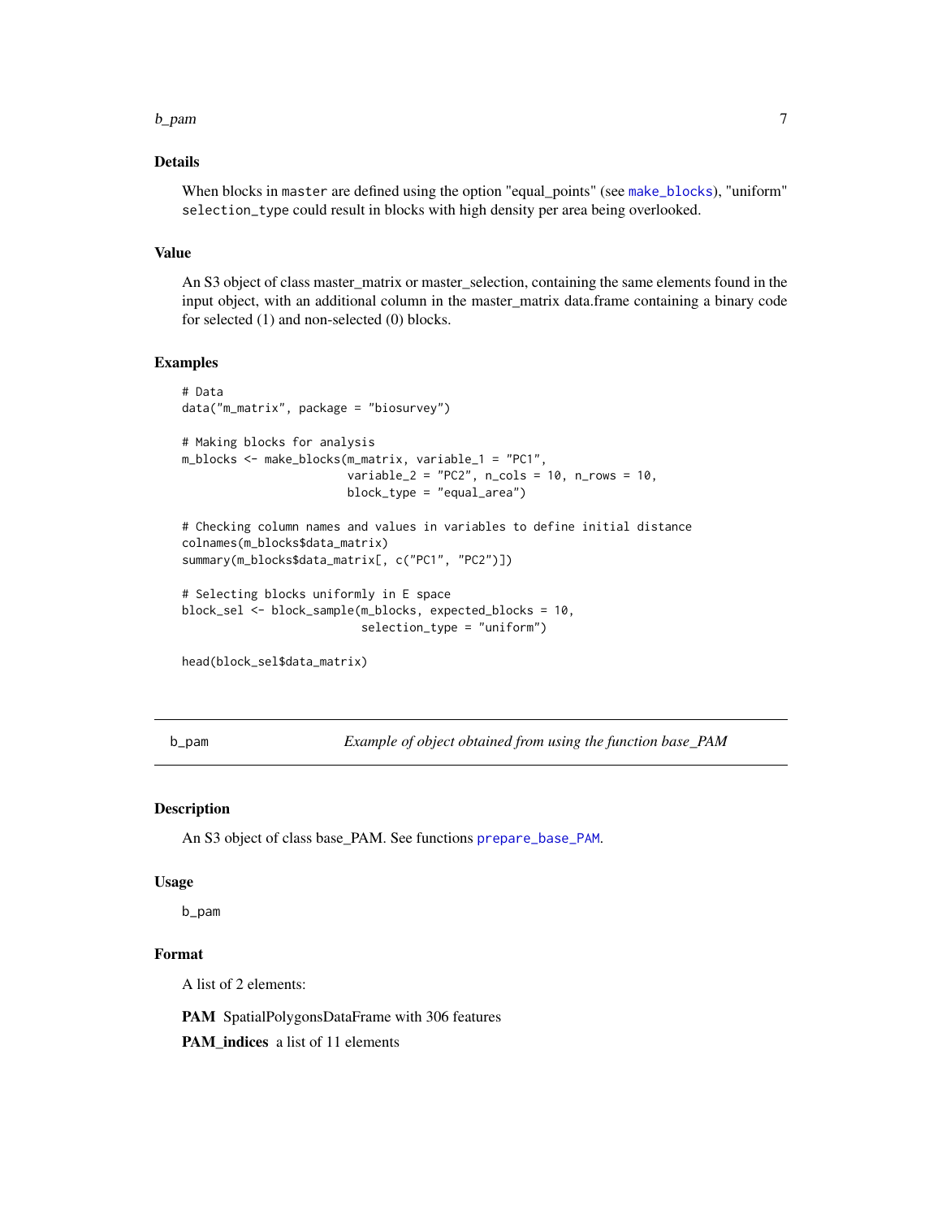## Details

When blocks in `master` are defined using the option "equal_points" (see `make_blocks`), "uniform" `selection_type` could result in blocks with high density per area being overlooked.

## Value

An S3 object of class master_matrix or master_selection, containing the same elements found in the input object, with an additional column in the master_matrix data.frame containing a binary code for selected (1) and non-selected (0) blocks.

## Examples

```
# Data
data("m_matrix", package = "biosurvey")

# Making blocks for analysis
m_blocks <- make_blocks(m_matrix, variable_1 = "PC1",
                        variable_2 = "PC2", n_cols = 10, n_rows = 10,
                        block_type = "equal_area")

# Checking column names and values in variables to define initial distance
colnames(m_blocks$data_matrix)
summary(m_blocks$data_matrix[, c("PC1", "PC2")])

# Selecting blocks uniformly in E space
block_sel <- block_sample(m_blocks, expected_blocks = 10,
                          selection_type = "uniform")

head(block_sel$data_matrix)
```

---

# b_pam — *Example of object obtained from using the function base_PAM*

## Description

An S3 object of class base_PAM. See functions `prepare_base_PAM`.

## Usage

```
b_pam
```

## Format

A list of 2 elements:

**PAM** SpatialPolygonsDataFrame with 306 features

**PAM_indices** a list of 11 elements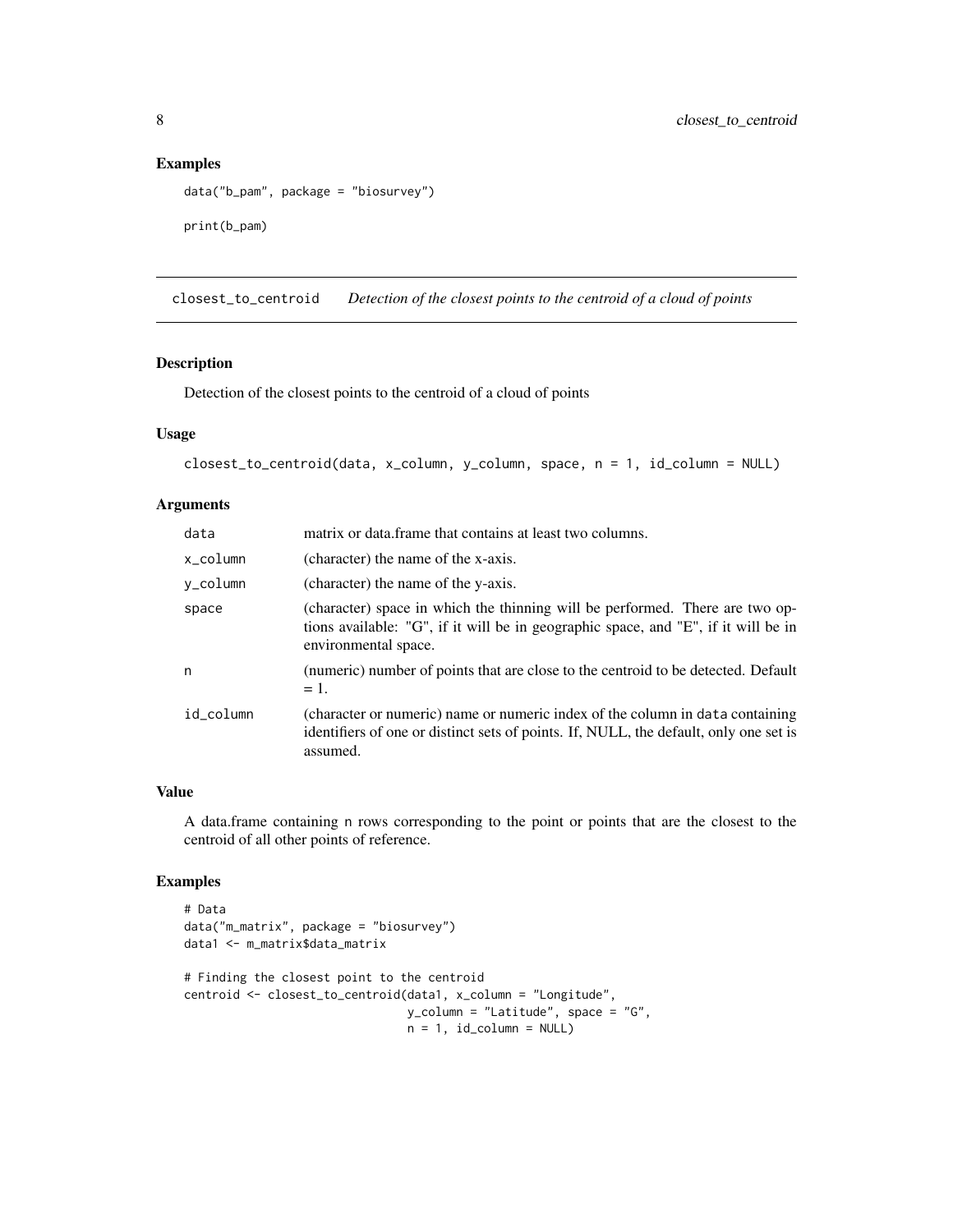## Examples

```
data("b_pam", package = "biosurvey")

print(b_pam)
```

# closest_to_centroid *Detection of the closest points to the centroid of a cloud of points*

## Description

Detection of the closest points to the centroid of a cloud of points

## Usage

```
closest_to_centroid(data, x_column, y_column, space, n = 1, id_column = NULL)
```

## Arguments

| | |
|---|---|
| data | matrix or data.frame that contains at least two columns. |
| x_column | (character) the name of the x-axis. |
| y_column | (character) the name of the y-axis. |
| space | (character) space in which the thinning will be performed. There are two options available: "G", if it will be in geographic space, and "E", if it will be in environmental space. |
| n | (numeric) number of points that are close to the centroid to be detected. Default = 1. |
| id_column | (character or numeric) name or numeric index of the column in data containing identifiers of one or distinct sets of points. If, NULL, the default, only one set is assumed. |

## Value

A data.frame containing n rows corresponding to the point or points that are the closest to the centroid of all other points of reference.

## Examples

```
# Data
data("m_matrix", package = "biosurvey")
data1 <- m_matrix$data_matrix

# Finding the closest point to the centroid
centroid <- closest_to_centroid(data1, x_column = "Longitude",
                                y_column = "Latitude", space = "G",
                                n = 1, id_column = NULL)
```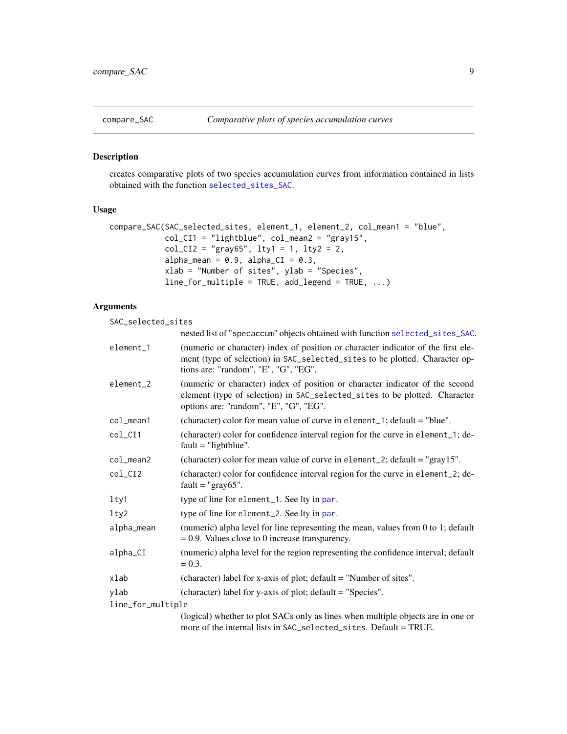## compare_SAC    *Comparative plots of species accumulation curves*

### Description

creates comparative plots of two species accumulation curves from information contained in lists obtained with the function selected_sites_SAC.

### Usage

```
compare_SAC(SAC_selected_sites, element_1, element_2, col_mean1 = "blue",
            col_CI1 = "lightblue", col_mean2 = "gray15",
            col_CI2 = "gray65", lty1 = 1, lty2 = 2,
            alpha_mean = 0.9, alpha_CI = 0.3,
            xlab = "Number of sites", ylab = "Species",
            line_for_multiple = TRUE, add_legend = TRUE, ...)
```

### Arguments

| | |
|---|---|
| SAC_selected_sites | nested list of "specaccum" objects obtained with function selected_sites_SAC. |
| element_1 | (numeric or character) index of position or character indicator of the first element (type of selection) in SAC_selected_sites to be plotted. Character options are: "random", "E", "G", "EG". |
| element_2 | (numeric or character) index of position or character indicator of the second element (type of selection) in SAC_selected_sites to be plotted. Character options are: "random", "E", "G", "EG". |
| col_mean1 | (character) color for mean value of curve in element_1; default = "blue". |
| col_CI1 | (character) color for confidence interval region for the curve in element_1; default = "lightblue". |
| col_mean2 | (character) color for mean value of curve in element_2; default = "gray15". |
| col_CI2 | (character) color for confidence interval region for the curve in element_2; default = "gray65". |
| lty1 | type of line for element_1. See lty in par. |
| lty2 | type of line for element_2. See lty in par. |
| alpha_mean | (numeric) alpha level for line representing the mean, values from 0 to 1; default = 0.9. Values close to 0 increase transparency. |
| alpha_CI | (numeric) alpha level for the region representing the confidence interval; default = 0.3. |
| xlab | (character) label for x-axis of plot; default = "Number of sites". |
| ylab | (character) label for y-axis of plot; default = "Species". |
| line_for_multiple | (logical) whether to plot SACs only as lines when multiple objects are in one or more of the internal lists in SAC_selected_sites. Default = TRUE. |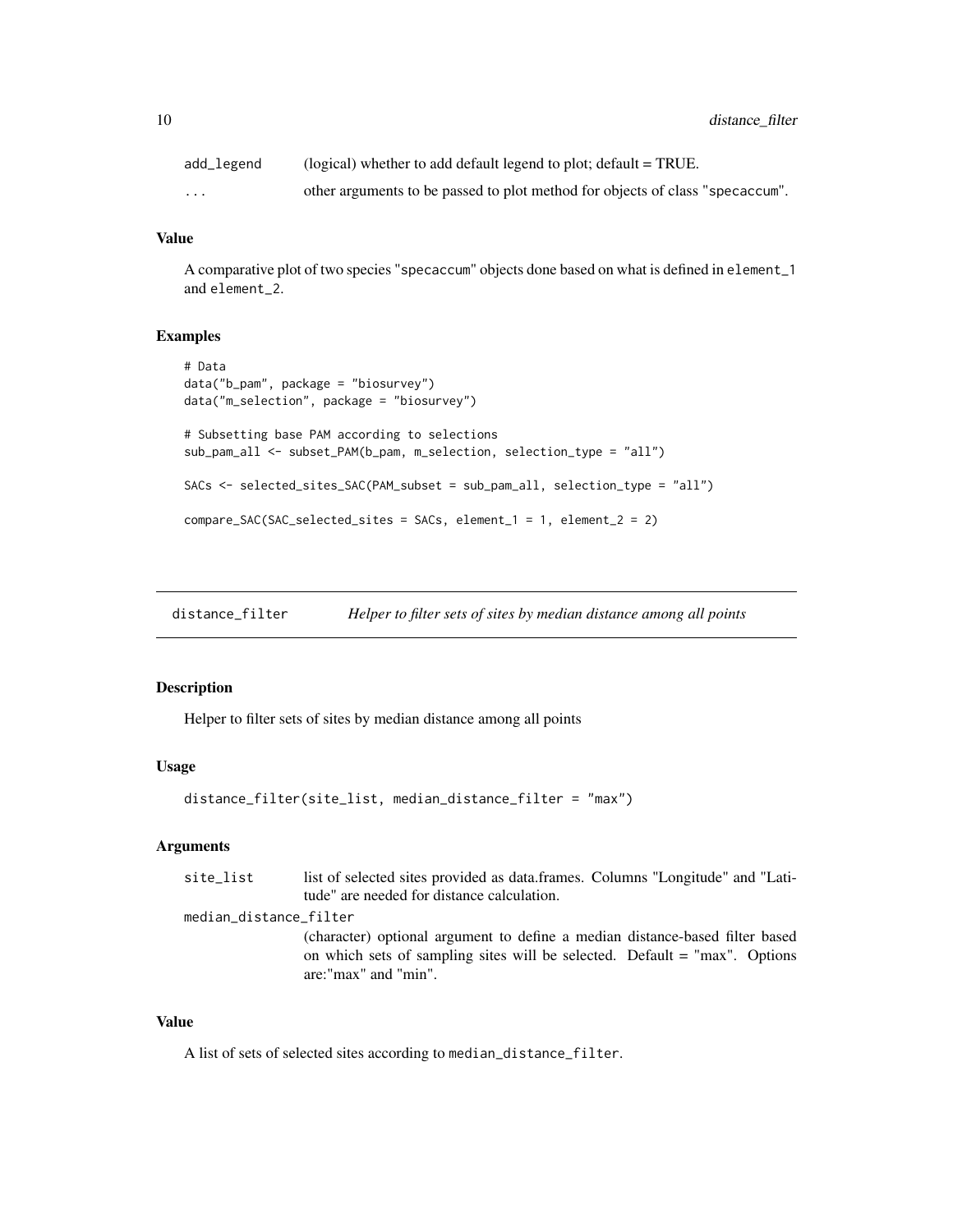| | |
|---|---|
| add_legend | (logical) whether to add default legend to plot; default = TRUE. |
| ... | other arguments to be passed to plot method for objects of class "specaccum". |

### Value

A comparative plot of two species "specaccum" objects done based on what is defined in element_1 and element_2.

### Examples

```
# Data
data("b_pam", package = "biosurvey")
data("m_selection", package = "biosurvey")

# Subsetting base PAM according to selections
sub_pam_all <- subset_PAM(b_pam, m_selection, selection_type = "all")

SACs <- selected_sites_SAC(PAM_subset = sub_pam_all, selection_type = "all")

compare_SAC(SAC_selected_sites = SACs, element_1 = 1, element_2 = 2)
```

---

## distance_filter &nbsp;&nbsp;&nbsp; *Helper to filter sets of sites by median distance among all points*

---

### Description

Helper to filter sets of sites by median distance among all points

### Usage

```
distance_filter(site_list, median_distance_filter = "max")
```

### Arguments

| | |
|---|---|
| site_list | list of selected sites provided as data.frames. Columns "Longitude" and "Latitude" are needed for distance calculation. |
| median_distance_filter | (character) optional argument to define a median distance-based filter based on which sets of sampling sites will be selected. Default = "max". Options are:"max" and "min". |

### Value

A list of sets of selected sites according to median_distance_filter.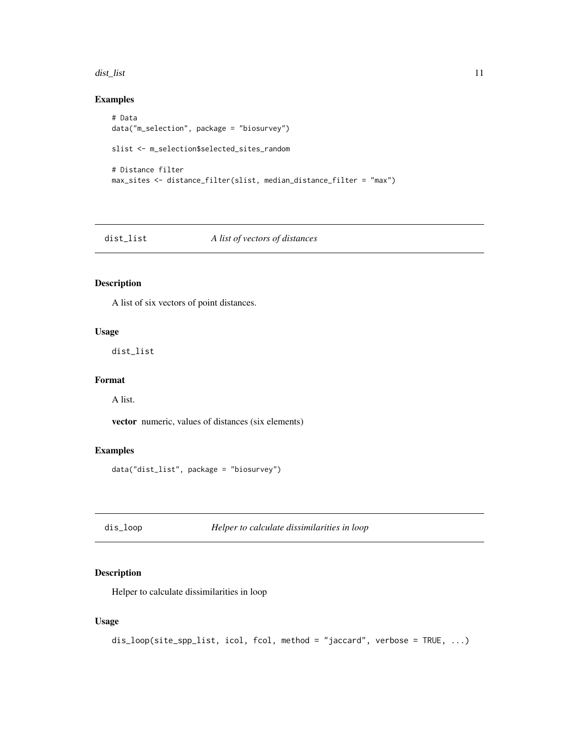### Examples

```
# Data
data("m_selection", package = "biosurvey")

slist <- m_selection$selected_sites_random

# Distance filter
max_sites <- distance_filter(slist, median_distance_filter = "max")
```

## dist_list *A list of vectors of distances*

### Description

A list of six vectors of point distances.

### Usage

```
dist_list
```

### Format

A list.

**vector** numeric, values of distances (six elements)

### Examples

```
data("dist_list", package = "biosurvey")
```

## dis_loop *Helper to calculate dissimilarities in loop*

### Description

Helper to calculate dissimilarities in loop

### Usage

```
dis_loop(site_spp_list, icol, fcol, method = "jaccard", verbose = TRUE, ...)
```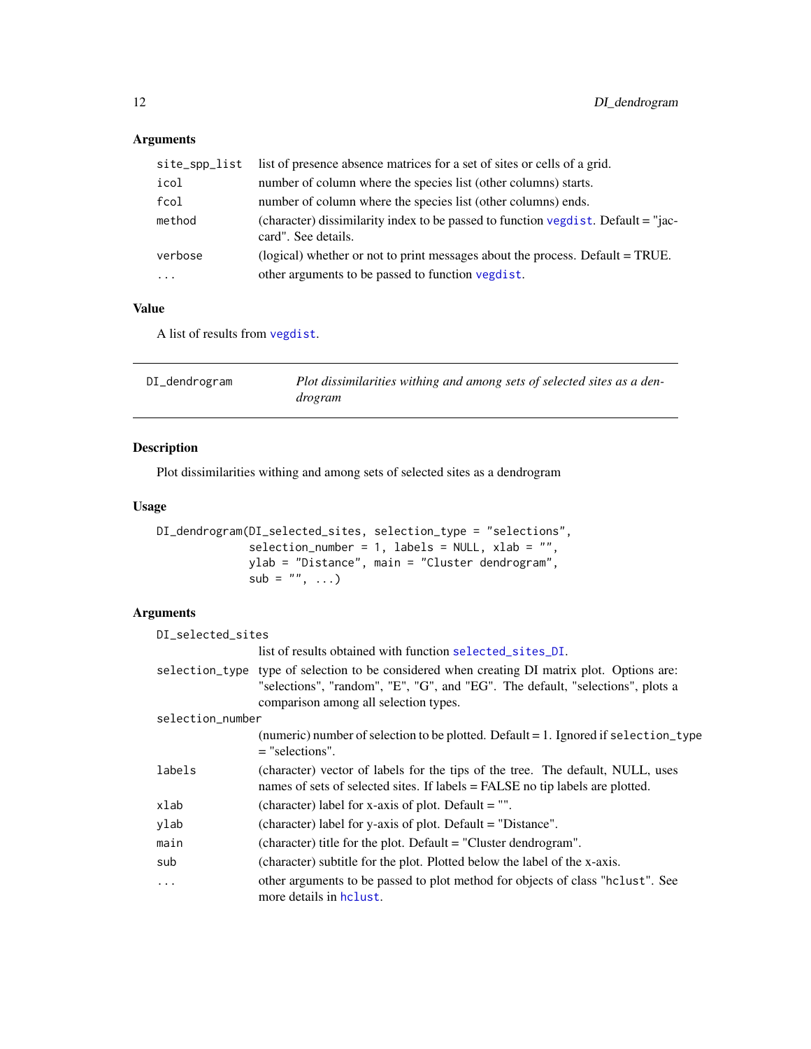### Arguments

| | |
|---|---|
| `site_spp_list` | list of presence absence matrices for a set of sites or cells of a grid. |
| `icol` | number of column where the species list (other columns) starts. |
| `fcol` | number of column where the species list (other columns) ends. |
| `method` | (character) dissimilarity index to be passed to function `vegdist`. Default = "jaccard". See details. |
| `verbose` | (logical) whether or not to print messages about the process. Default = TRUE. |
| `...` | other arguments to be passed to function `vegdist`. |

### Value

A list of results from `vegdist`.

---

## DI_dendrogram — *Plot dissimilarities withing and among sets of selected sites as a dendrogram*

---

### Description

Plot dissimilarities withing and among sets of selected sites as a dendrogram

### Usage

```
DI_dendrogram(DI_selected_sites, selection_type = "selections",
              selection_number = 1, labels = NULL, xlab = "",
              ylab = "Distance", main = "Cluster dendrogram",
              sub = "", ...)
```

### Arguments

| | |
|---|---|
| `DI_selected_sites` | list of results obtained with function `selected_sites_DI`. |
| `selection_type` | type of selection to be considered when creating DI matrix plot. Options are: "selections", "random", "E", "G", and "EG". The default, "selections", plots a comparison among all selection types. |
| `selection_number` | (numeric) number of selection to be plotted. Default = 1. Ignored if `selection_type` = "selections". |
| `labels` | (character) vector of labels for the tips of the tree. The default, NULL, uses names of sets of selected sites. If labels = FALSE no tip labels are plotted. |
| `xlab` | (character) label for x-axis of plot. Default = "". |
| `ylab` | (character) label for y-axis of plot. Default = "Distance". |
| `main` | (character) title for the plot. Default = "Cluster dendrogram". |
| `sub` | (character) subtitle for the plot. Plotted below the label of the x-axis. |
| `...` | other arguments to be passed to plot method for objects of class "`hclust`". See more details in `hclust`. |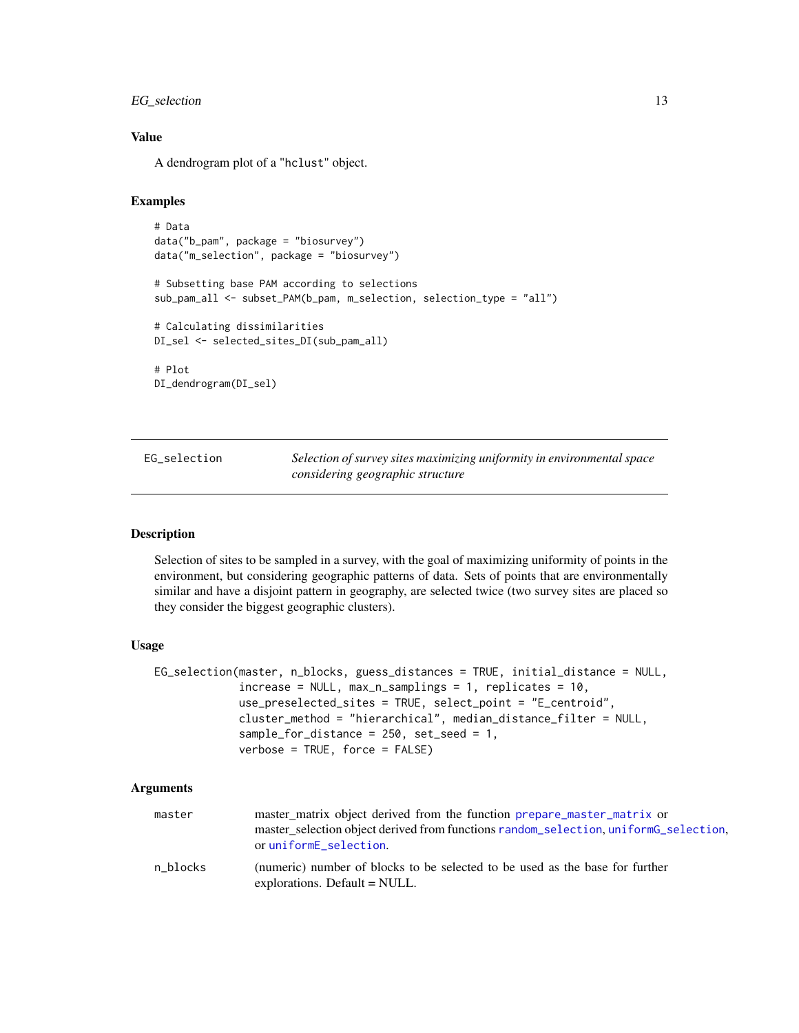### Value

A dendrogram plot of a "hclust" object.

### Examples

```
# Data
data("b_pam", package = "biosurvey")
data("m_selection", package = "biosurvey")

# Subsetting base PAM according to selections
sub_pam_all <- subset_PAM(b_pam, m_selection, selection_type = "all")

# Calculating dissimilarities
DI_sel <- selected_sites_DI(sub_pam_all)

# Plot
DI_dendrogram(DI_sel)
```

---

## EG_selection — *Selection of survey sites maximizing uniformity in environmental space considering geographic structure*

---

### Description

Selection of sites to be sampled in a survey, with the goal of maximizing uniformity of points in the environment, but considering geographic patterns of data. Sets of points that are environmentally similar and have a disjoint pattern in geography, are selected twice (two survey sites are placed so they consider the biggest geographic clusters).

### Usage

```
EG_selection(master, n_blocks, guess_distances = TRUE, initial_distance = NULL,
             increase = NULL, max_n_samplings = 1, replicates = 10,
             use_preselected_sites = TRUE, select_point = "E_centroid",
             cluster_method = "hierarchical", median_distance_filter = NULL,
             sample_for_distance = 250, set_seed = 1,
             verbose = TRUE, force = FALSE)
```

### Arguments

| | |
|---|---|
| master | master_matrix object derived from the function prepare_master_matrix or master_selection object derived from functions random_selection, uniformG_selection, or uniformE_selection. |
| n_blocks | (numeric) number of blocks to be selected to be used as the base for further explorations. Default = NULL. |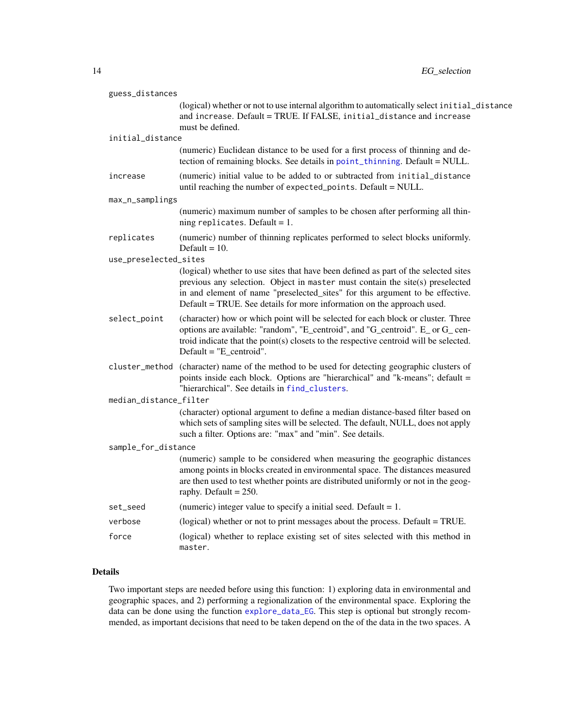guess_distances
: (logical) whether or not to use internal algorithm to automatically select `initial_distance` and `increase`. Default = TRUE. If FALSE, `initial_distance` and `increase` must be defined.

initial_distance
: (numeric) Euclidean distance to be used for a first process of thinning and detection of remaining blocks. See details in `point_thinning`. Default = NULL.

increase
: (numeric) initial value to be added to or subtracted from `initial_distance` until reaching the number of `expected_points`. Default = NULL.

max_n_samplings
: (numeric) maximum number of samples to be chosen after performing all thinning `replicates`. Default = 1.

replicates
: (numeric) number of thinning replicates performed to select blocks uniformly. Default = 10.

use_preselected_sites
: (logical) whether to use sites that have been defined as part of the selected sites previous any selection. Object in `master` must contain the site(s) preselected in and element of name "preselected_sites" for this argument to be effective. Default = TRUE. See details for more information on the approach used.

select_point
: (character) how or which point will be selected for each block or cluster. Three options are available: "random", "E_centroid", and "G_centroid". E_ or G_ centroid indicate that the point(s) closets to the respective centroid will be selected. Default = "E_centroid".

cluster_method
: (character) name of the method to be used for detecting geographic clusters of points inside each block. Options are "hierarchical" and "k-means"; default = "hierarchical". See details in `find_clusters`.

median_distance_filter
: (character) optional argument to define a median distance-based filter based on which sets of sampling sites will be selected. The default, NULL, does not apply such a filter. Options are: "max" and "min". See details.

sample_for_distance
: (numeric) sample to be considered when measuring the geographic distances among points in blocks created in environmental space. The distances measured are then used to test whether points are distributed uniformly or not in the geography. Default = 250.

set_seed
: (numeric) integer value to specify a initial seed. Default = 1.

verbose
: (logical) whether or not to print messages about the process. Default = TRUE.

force
: (logical) whether to replace existing set of sites selected with this method in `master`.

## Details

Two important steps are needed before using this function: 1) exploring data in environmental and geographic spaces, and 2) performing a regionalization of the environmental space. Exploring the data can be done using the function `explore_data_EG`. This step is optional but strongly recommended, as important decisions that need to be taken depend on the of the data in the two spaces. A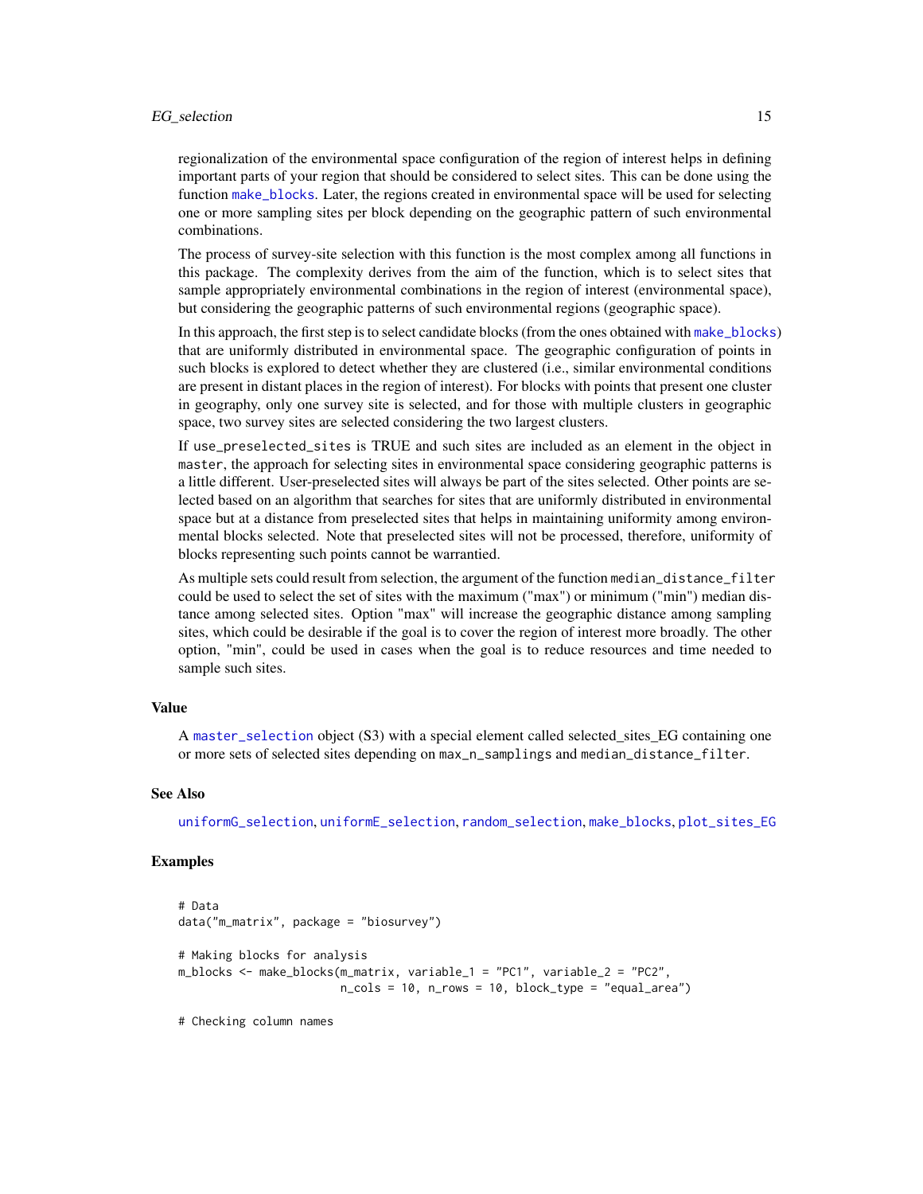regionalization of the environmental space configuration of the region of interest helps in defining important parts of your region that should be considered to select sites. This can be done using the function `make_blocks`. Later, the regions created in environmental space will be used for selecting one or more sampling sites per block depending on the geographic pattern of such environmental combinations.

The process of survey-site selection with this function is the most complex among all functions in this package. The complexity derives from the aim of the function, which is to select sites that sample appropriately environmental combinations in the region of interest (environmental space), but considering the geographic patterns of such environmental regions (geographic space).

In this approach, the first step is to select candidate blocks (from the ones obtained with `make_blocks`) that are uniformly distributed in environmental space. The geographic configuration of points in such blocks is explored to detect whether they are clustered (i.e., similar environmental conditions are present in distant places in the region of interest). For blocks with points that present one cluster in geography, only one survey site is selected, and for those with multiple clusters in geographic space, two survey sites are selected considering the two largest clusters.

If `use_preselected_sites` is TRUE and such sites are included as an element in the object in `master`, the approach for selecting sites in environmental space considering geographic patterns is a little different. User-preselected sites will always be part of the sites selected. Other points are selected based on an algorithm that searches for sites that are uniformly distributed in environmental space but at a distance from preselected sites that helps in maintaining uniformity among environmental blocks selected. Note that preselected sites will not be processed, therefore, uniformity of blocks representing such points cannot be warrantied.

As multiple sets could result from selection, the argument of the function `median_distance_filter` could be used to select the set of sites with the maximum ("max") or minimum ("min") median distance among selected sites. Option "max" will increase the geographic distance among sampling sites, which could be desirable if the goal is to cover the region of interest more broadly. The other option, "min", could be used in cases when the goal is to reduce resources and time needed to sample such sites.

## Value

A `master_selection` object (S3) with a special element called selected_sites_EG containing one or more sets of selected sites depending on `max_n_samplings` and `median_distance_filter`.

## See Also

`uniformG_selection`, `uniformE_selection`, `random_selection`, `make_blocks`, `plot_sites_EG`

## Examples

```
# Data
data("m_matrix", package = "biosurvey")

# Making blocks for analysis
m_blocks <- make_blocks(m_matrix, variable_1 = "PC1", variable_2 = "PC2",
                        n_cols = 10, n_rows = 10, block_type = "equal_area")

# Checking column names
```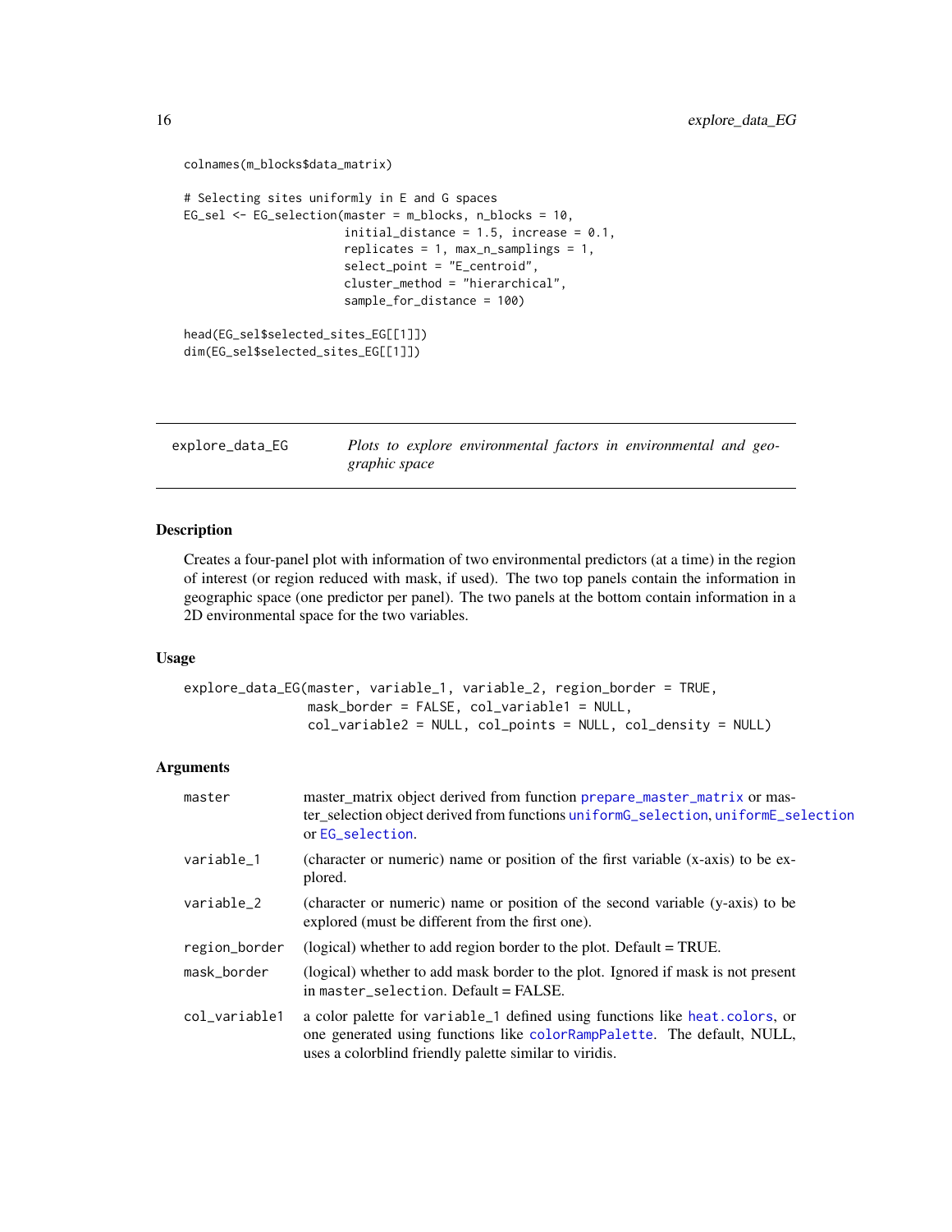```
colnames(m_blocks$data_matrix)

# Selecting sites uniformly in E and G spaces
EG_sel <- EG_selection(master = m_blocks, n_blocks = 10,
                       initial_distance = 1.5, increase = 0.1,
                       replicates = 1, max_n_samplings = 1,
                       select_point = "E_centroid",
                       cluster_method = "hierarchical",
                       sample_for_distance = 100)

head(EG_sel$selected_sites_EG[[1]])
dim(EG_sel$selected_sites_EG[[1]])
```

---

## explore_data_EG — *Plots to explore environmental factors in environmental and geographic space*

---

### Description

Creates a four-panel plot with information of two environmental predictors (at a time) in the region of interest (or region reduced with mask, if used). The two top panels contain the information in geographic space (one predictor per panel). The two panels at the bottom contain information in a 2D environmental space for the two variables.

### Usage

```
explore_data_EG(master, variable_1, variable_2, region_border = TRUE,
                mask_border = FALSE, col_variable1 = NULL,
                col_variable2 = NULL, col_points = NULL, col_density = NULL)
```

### Arguments

| Argument | Description |
|---|---|
| `master` | master_matrix object derived from function `prepare_master_matrix` or master_selection object derived from functions `uniformG_selection`, `uniformE_selection` or `EG_selection`. |
| `variable_1` | (character or numeric) name or position of the first variable (x-axis) to be explored. |
| `variable_2` | (character or numeric) name or position of the second variable (y-axis) to be explored (must be different from the first one). |
| `region_border` | (logical) whether to add region border to the plot. Default = TRUE. |
| `mask_border` | (logical) whether to add mask border to the plot. Ignored if mask is not present in `master_selection`. Default = FALSE. |
| `col_variable1` | a color palette for `variable_1` defined using functions like `heat.colors`, or one generated using functions like `colorRampPalette`. The default, NULL, uses a colorblind friendly palette similar to viridis. |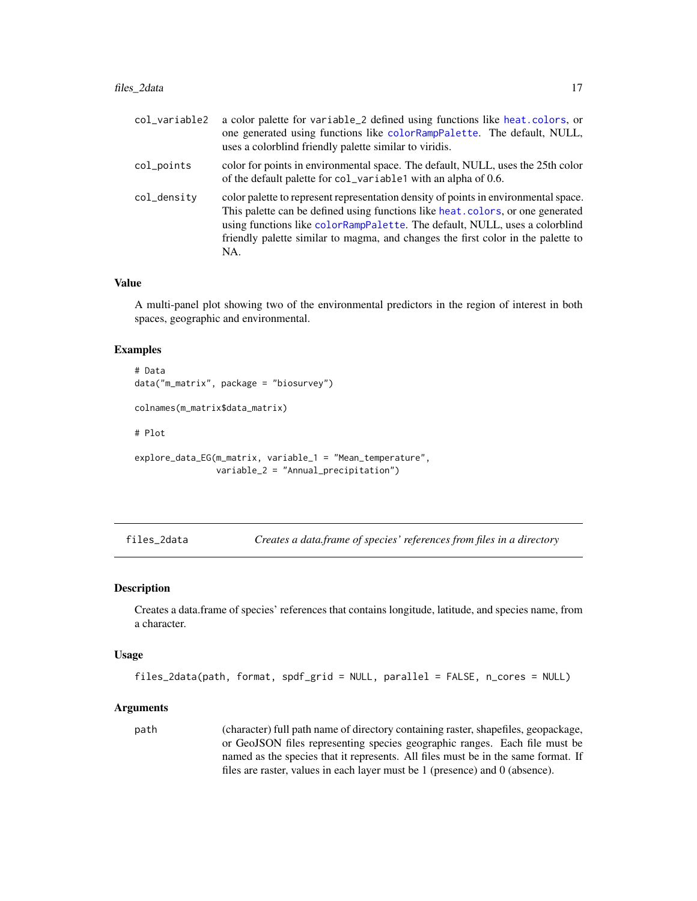col_variable2
: a color palette for `variable_2` defined using functions like `heat.colors`, or one generated using functions like `colorRampPalette`. The default, NULL, uses a colorblind friendly palette similar to viridis.

col_points
: color for points in environmental space. The default, NULL, uses the 25th color of the default palette for `col_variable1` with an alpha of 0.6.

col_density
: color palette to represent representation density of points in environmental space. This palette can be defined using functions like `heat.colors`, or one generated using functions like `colorRampPalette`. The default, NULL, uses a colorblind friendly palette similar to magma, and changes the first color in the palette to NA.

### Value

A multi-panel plot showing two of the environmental predictors in the region of interest in both spaces, geographic and environmental.

### Examples

```
# Data
data("m_matrix", package = "biosurvey")

colnames(m_matrix$data_matrix)

# Plot

explore_data_EG(m_matrix, variable_1 = "Mean_temperature",
                variable_2 = "Annual_precipitation")
```

---

## files_2data — *Creates a data.frame of species' references from files in a directory*

### Description

Creates a data.frame of species' references that contains longitude, latitude, and species name, from a character.

### Usage

```
files_2data(path, format, spdf_grid = NULL, parallel = FALSE, n_cores = NULL)
```

### Arguments

path
: (character) full path name of directory containing raster, shapefiles, geopackage, or GeoJSON files representing species geographic ranges. Each file must be named as the species that it represents. All files must be in the same format. If files are raster, values in each layer must be 1 (presence) and 0 (absence).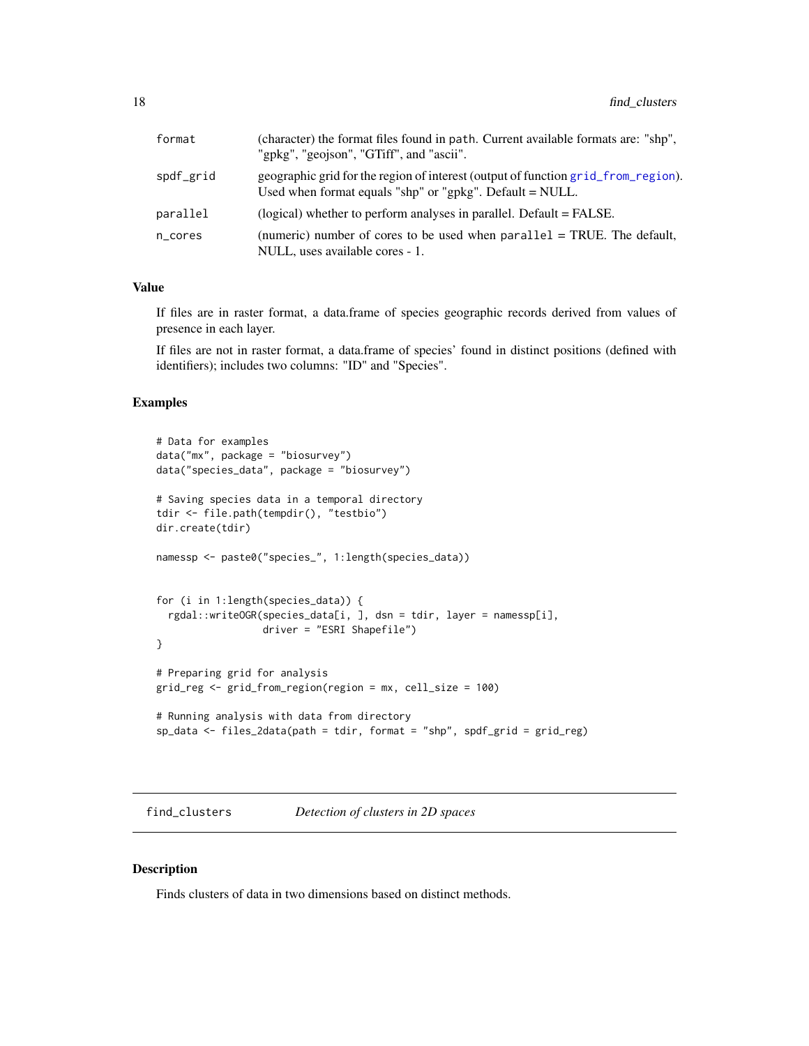| | |
|---|---|
| format | (character) the format files found in path. Current available formats are: "shp", "gpkg", "geojson", "GTiff", and "ascii". |
| spdf_grid | geographic grid for the region of interest (output of function grid_from_region). Used when format equals "shp" or "gpkg". Default = NULL. |
| parallel | (logical) whether to perform analyses in parallel. Default = FALSE. |
| n_cores | (numeric) number of cores to be used when parallel = TRUE. The default, NULL, uses available cores - 1. |

### Value

If files are in raster format, a data.frame of species geographic records derived from values of presence in each layer.

If files are not in raster format, a data.frame of species' found in distinct positions (defined with identifiers); includes two columns: "ID" and "Species".

### Examples

```
# Data for examples
data("mx", package = "biosurvey")
data("species_data", package = "biosurvey")

# Saving species data in a temporal directory
tdir <- file.path(tempdir(), "testbio")
dir.create(tdir)

namessp <- paste0("species_", 1:length(species_data))


for (i in 1:length(species_data)) {
  rgdal::writeOGR(species_data[i, ], dsn = tdir, layer = namessp[i],
                  driver = "ESRI Shapefile")
}

# Preparing grid for analysis
grid_reg <- grid_from_region(region = mx, cell_size = 100)

# Running analysis with data from directory
sp_data <- files_2data(path = tdir, format = "shp", spdf_grid = grid_reg)
```

---

## find_clusters *Detection of clusters in 2D spaces*

### Description

Finds clusters of data in two dimensions based on distinct methods.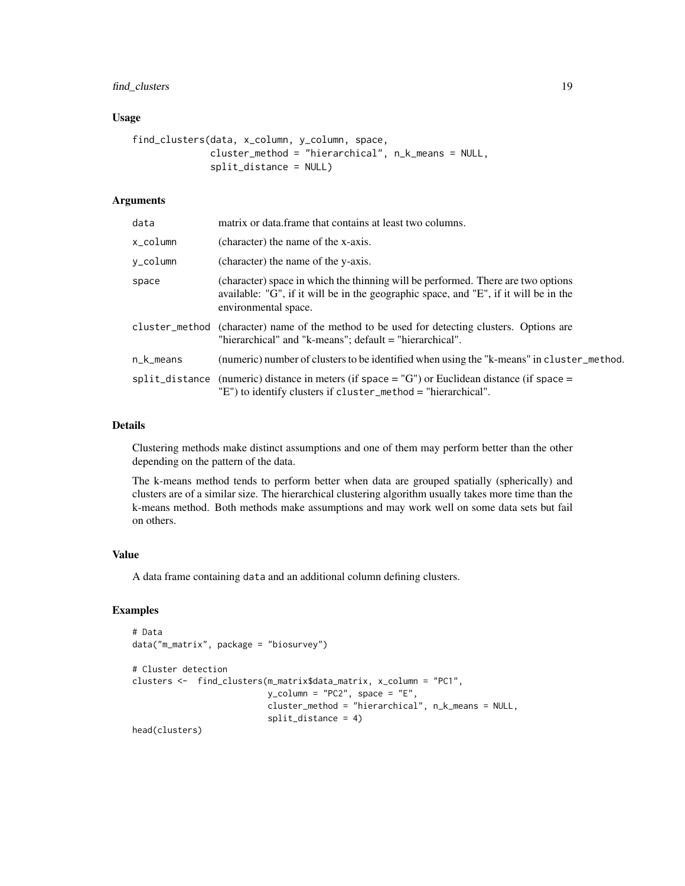### Usage

```
find_clusters(data, x_column, y_column, space,
              cluster_method = "hierarchical", n_k_means = NULL,
              split_distance = NULL)
```

### Arguments

| | |
|---|---|
| data | matrix or data.frame that contains at least two columns. |
| x_column | (character) the name of the x-axis. |
| y_column | (character) the name of the y-axis. |
| space | (character) space in which the thinning will be performed. There are two options available: "G", if it will be in the geographic space, and "E", if it will be in the environmental space. |
| cluster_method | (character) name of the method to be used for detecting clusters. Options are "hierarchical" and "k-means"; default = "hierarchical". |
| n_k_means | (numeric) number of clusters to be identified when using the "k-means" in `cluster_method`. |
| split_distance | (numeric) distance in meters (if space = "G") or Euclidean distance (if space = "E") to identify clusters if `cluster_method` = "hierarchical". |

### Details

Clustering methods make distinct assumptions and one of them may perform better than the other depending on the pattern of the data.

The k-means method tends to perform better when data are grouped spatially (spherically) and clusters are of a similar size. The hierarchical clustering algorithm usually takes more time than the k-means method. Both methods make assumptions and may work well on some data sets but fail on others.

### Value

A data frame containing `data` and an additional column defining clusters.

### Examples

```
# Data
data("m_matrix", package = "biosurvey")

# Cluster detection
clusters <-  find_clusters(m_matrix$data_matrix, x_column = "PC1",
                           y_column = "PC2", space = "E",
                           cluster_method = "hierarchical", n_k_means = NULL,
                           split_distance = 4)
head(clusters)
```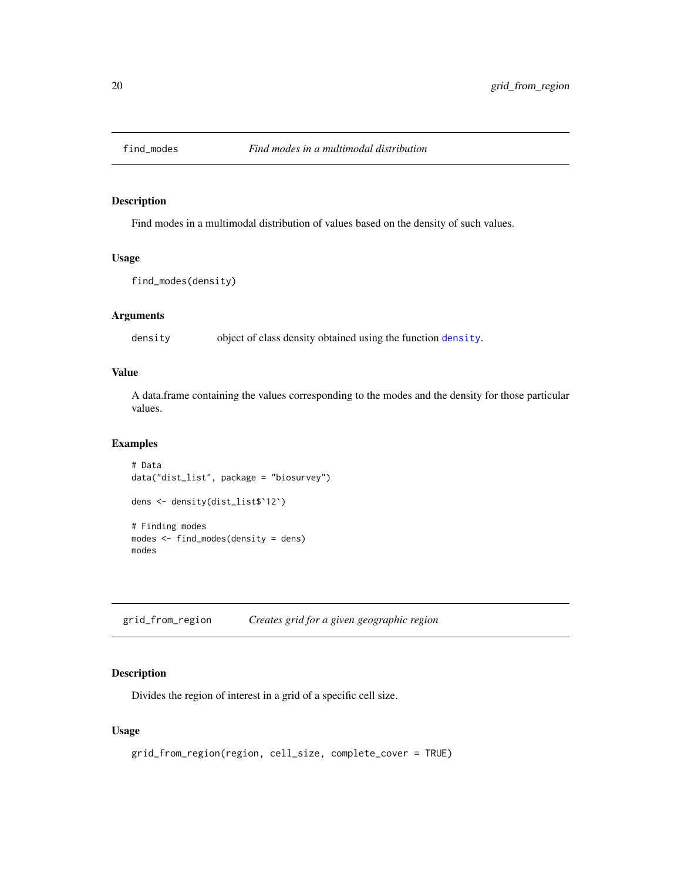## find_modes *Find modes in a multimodal distribution*

### Description

Find modes in a multimodal distribution of values based on the density of such values.

### Usage

```
find_modes(density)
```

### Arguments

| | |
|---|---|
| density | object of class density obtained using the function density. |

### Value

A data.frame containing the values corresponding to the modes and the density for those particular values.

### Examples

```
# Data
data("dist_list", package = "biosurvey")

dens <- density(dist_list$`12`)

# Finding modes
modes <- find_modes(density = dens)
modes
```

## grid_from_region *Creates grid for a given geographic region*

### Description

Divides the region of interest in a grid of a specific cell size.

### Usage

```
grid_from_region(region, cell_size, complete_cover = TRUE)
```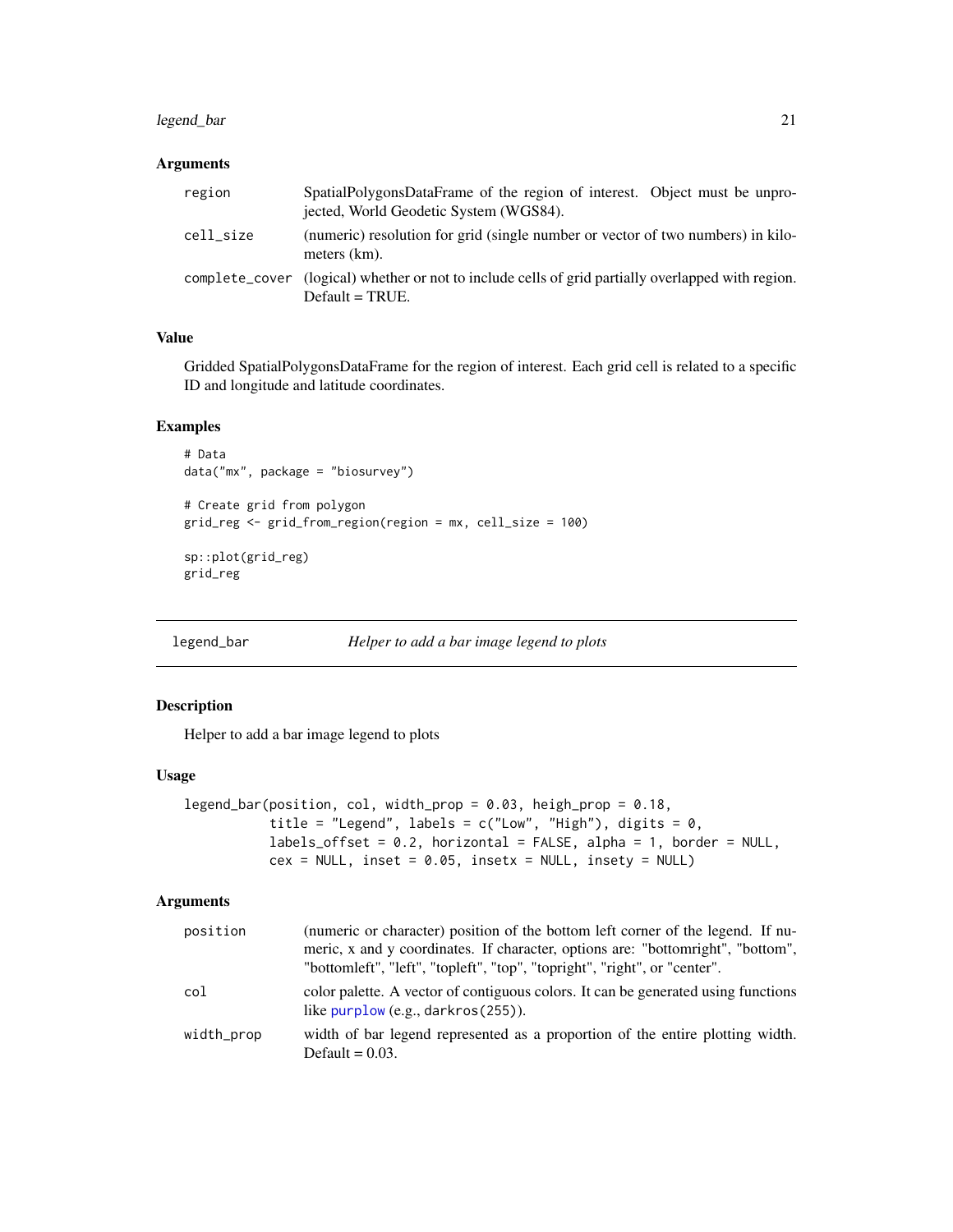### Arguments

| | |
|---|---|
| region | SpatialPolygonsDataFrame of the region of interest. Object must be unprojected, World Geodetic System (WGS84). |
| cell_size | (numeric) resolution for grid (single number or vector of two numbers) in kilometers (km). |
| complete_cover | (logical) whether or not to include cells of grid partially overlapped with region. Default = TRUE. |

### Value

Gridded SpatialPolygonsDataFrame for the region of interest. Each grid cell is related to a specific ID and longitude and latitude coordinates.

### Examples

```
# Data
data("mx", package = "biosurvey")

# Create grid from polygon
grid_reg <- grid_from_region(region = mx, cell_size = 100)

sp::plot(grid_reg)
grid_reg
```

---

## legend_bar *Helper to add a bar image legend to plots*

### Description

Helper to add a bar image legend to plots

### Usage

```
legend_bar(position, col, width_prop = 0.03, heigh_prop = 0.18,
           title = "Legend", labels = c("Low", "High"), digits = 0,
           labels_offset = 0.2, horizontal = FALSE, alpha = 1, border = NULL,
           cex = NULL, inset = 0.05, insetx = NULL, insety = NULL)
```

### Arguments

| | |
|---|---|
| position | (numeric or character) position of the bottom left corner of the legend. If numeric, x and y coordinates. If character, options are: "bottomright", "bottom", "bottomleft", "left", "topleft", "top", "topright", "right", or "center". |
| col | color palette. A vector of contiguous colors. It can be generated using functions like purplow (e.g., darkros(255)). |
| width_prop | width of bar legend represented as a proportion of the entire plotting width. Default = 0.03. |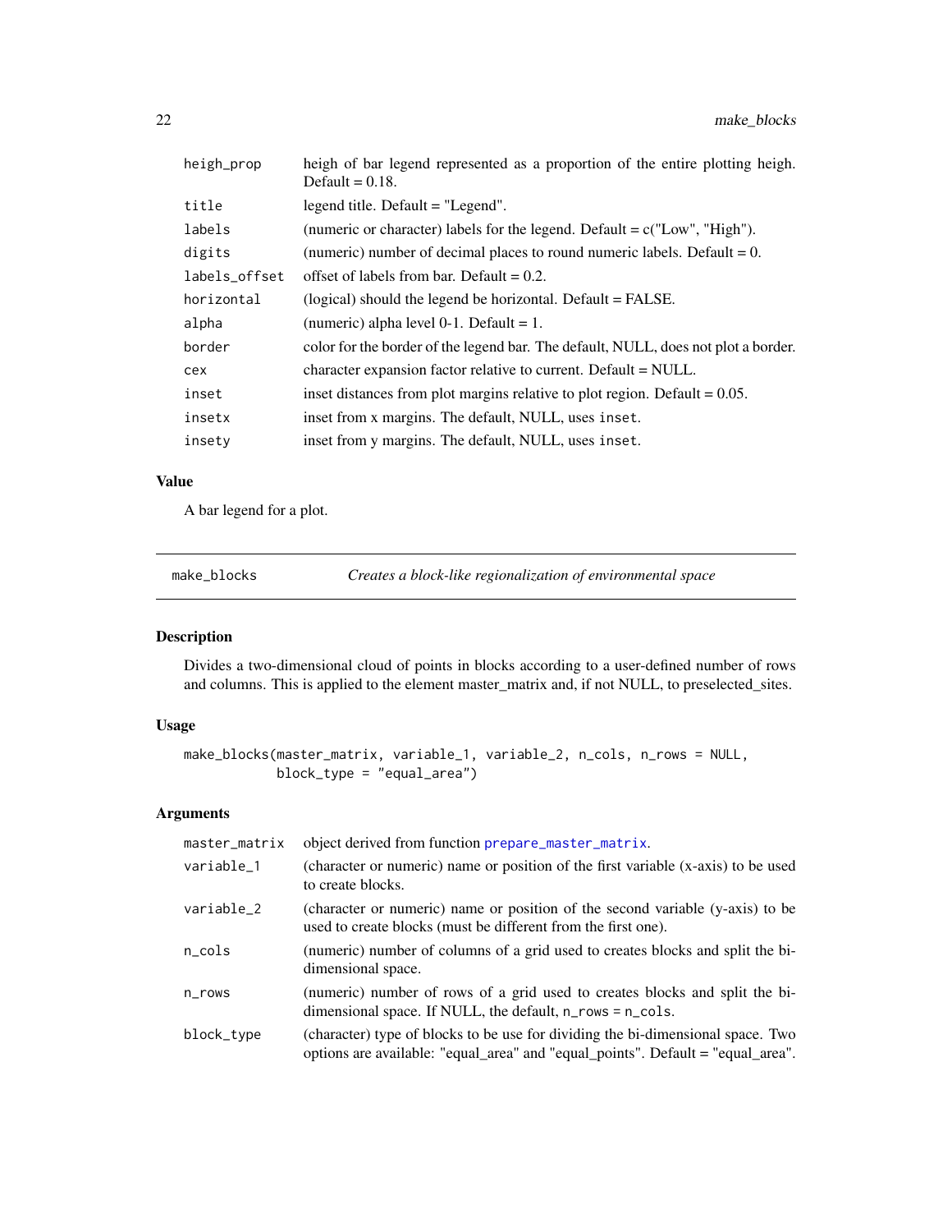| | |
|---|---|
| heigh_prop | heigh of bar legend represented as a proportion of the entire plotting heigh. Default = 0.18. |
| title | legend title. Default = "Legend". |
| labels | (numeric or character) labels for the legend. Default = c("Low", "High"). |
| digits | (numeric) number of decimal places to round numeric labels. Default = 0. |
| labels_offset | offset of labels from bar. Default = 0.2. |
| horizontal | (logical) should the legend be horizontal. Default = FALSE. |
| alpha | (numeric) alpha level 0-1. Default = 1. |
| border | color for the border of the legend bar. The default, NULL, does not plot a border. |
| cex | character expansion factor relative to current. Default = NULL. |
| inset | inset distances from plot margins relative to plot region. Default = 0.05. |
| insetx | inset from x margins. The default, NULL, uses `inset`. |
| insety | inset from y margins. The default, NULL, uses `inset`. |

### Value

A bar legend for a plot.

---

## make_blocks — *Creates a block-like regionalization of environmental space*

### Description

Divides a two-dimensional cloud of points in blocks according to a user-defined number of rows and columns. This is applied to the element master_matrix and, if not NULL, to preselected_sites.

### Usage

```
make_blocks(master_matrix, variable_1, variable_2, n_cols, n_rows = NULL,
            block_type = "equal_area")
```

### Arguments

| | |
|---|---|
| master_matrix | object derived from function `prepare_master_matrix`. |
| variable_1 | (character or numeric) name or position of the first variable (x-axis) to be used to create blocks. |
| variable_2 | (character or numeric) name or position of the second variable (y-axis) to be used to create blocks (must be different from the first one). |
| n_cols | (numeric) number of columns of a grid used to creates blocks and split the bi-dimensional space. |
| n_rows | (numeric) number of rows of a grid used to creates blocks and split the bi-dimensional space. If NULL, the default, `n_rows = n_cols`. |
| block_type | (character) type of blocks to be use for dividing the bi-dimensional space. Two options are available: "equal_area" and "equal_points". Default = "equal_area". |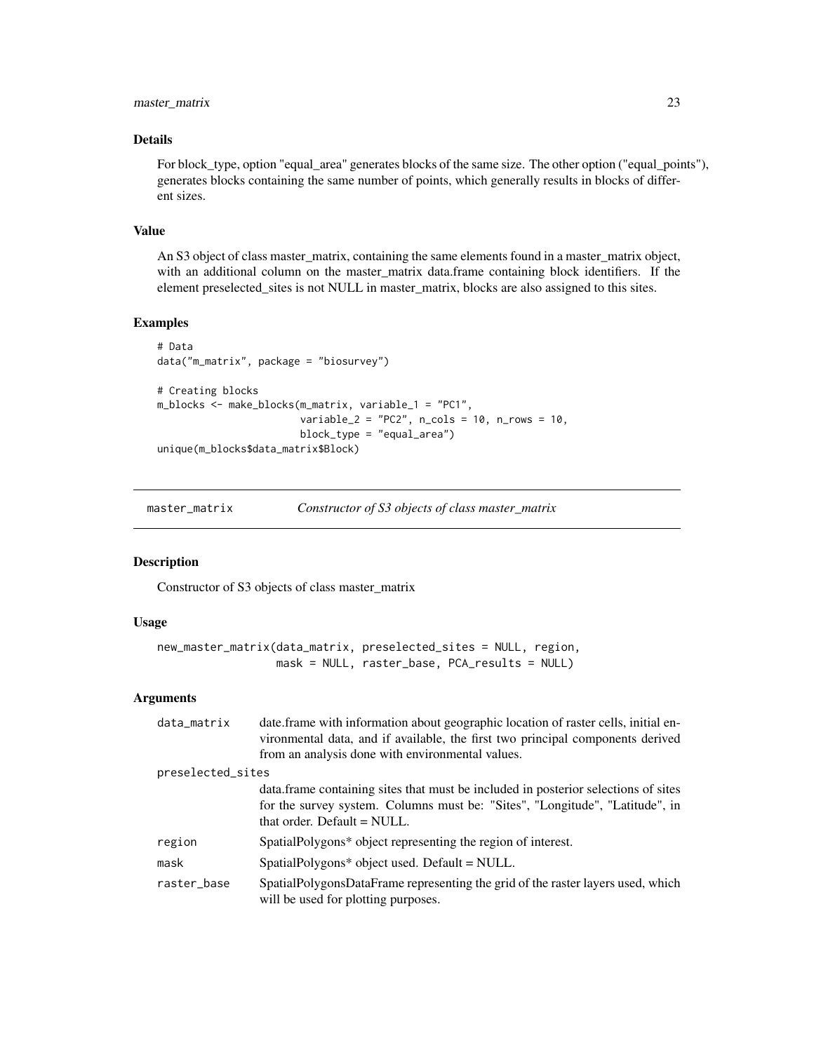### Details

For block_type, option "equal_area" generates blocks of the same size. The other option ("equal_points"), generates blocks containing the same number of points, which generally results in blocks of different sizes.

### Value

An S3 object of class master_matrix, containing the same elements found in a master_matrix object, with an additional column on the master_matrix data.frame containing block identifiers. If the element preselected_sites is not NULL in master_matrix, blocks are also assigned to this sites.

### Examples

```
# Data
data("m_matrix", package = "biosurvey")

# Creating blocks
m_blocks <- make_blocks(m_matrix, variable_1 = "PC1",
                        variable_2 = "PC2", n_cols = 10, n_rows = 10,
                        block_type = "equal_area")
unique(m_blocks$data_matrix$Block)
```

---

## master_matrix — *Constructor of S3 objects of class master_matrix*

### Description

Constructor of S3 objects of class master_matrix

### Usage

```
new_master_matrix(data_matrix, preselected_sites = NULL, region,
                  mask = NULL, raster_base, PCA_results = NULL)
```

### Arguments

| | |
|---|---|
| data_matrix | date.frame with information about geographic location of raster cells, initial environmental data, and if available, the first two principal components derived from an analysis done with environmental values. |
| preselected_sites | data.frame containing sites that must be included in posterior selections of sites for the survey system. Columns must be: "Sites", "Longitude", "Latitude", in that order. Default = NULL. |
| region | SpatialPolygons* object representing the region of interest. |
| mask | SpatialPolygons* object used. Default = NULL. |
| raster_base | SpatialPolygonsDataFrame representing the grid of the raster layers used, which will be used for plotting purposes. |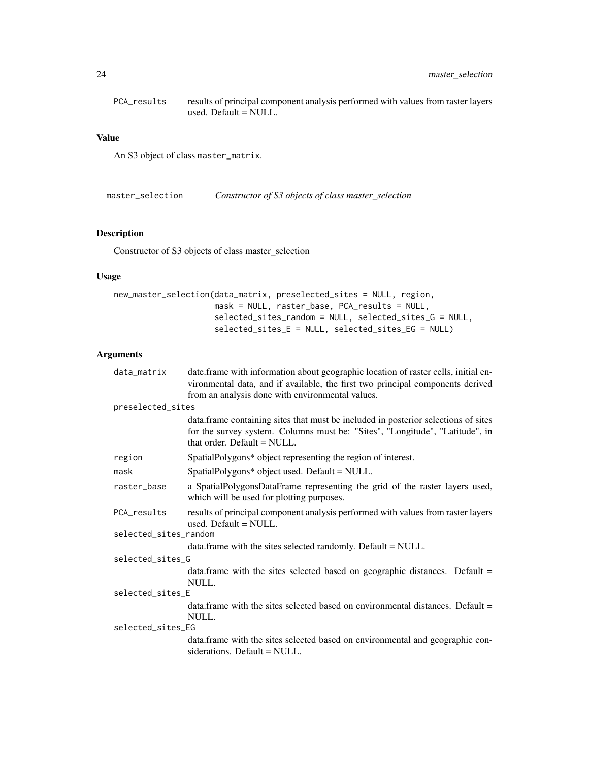PCA_results results of principal component analysis performed with values from raster layers used. Default = NULL.

### Value

An S3 object of class `master_matrix`.

## master_selection *Constructor of S3 objects of class master_selection*

### Description

Constructor of S3 objects of class master_selection

### Usage

```
new_master_selection(data_matrix, preselected_sites = NULL, region,
                     mask = NULL, raster_base, PCA_results = NULL,
                     selected_sites_random = NULL, selected_sites_G = NULL,
                     selected_sites_E = NULL, selected_sites_EG = NULL)
```

### Arguments

| | |
|---|---|
| data_matrix | date.frame with information about geographic location of raster cells, initial environmental data, and if available, the first two principal components derived from an analysis done with environmental values. |
| preselected_sites | data.frame containing sites that must be included in posterior selections of sites for the survey system. Columns must be: "Sites", "Longitude", "Latitude", in that order. Default = NULL. |
| region | SpatialPolygons* object representing the region of interest. |
| mask | SpatialPolygons* object used. Default = NULL. |
| raster_base | a SpatialPolygonsDataFrame representing the grid of the raster layers used, which will be used for plotting purposes. |
| PCA_results | results of principal component analysis performed with values from raster layers used. Default = NULL. |
| selected_sites_random | data.frame with the sites selected randomly. Default = NULL. |
| selected_sites_G | data.frame with the sites selected based on geographic distances. Default = NULL. |
| selected_sites_E | data.frame with the sites selected based on environmental distances. Default = NULL. |
| selected_sites_EG | data.frame with the sites selected based on environmental and geographic considerations. Default = NULL. |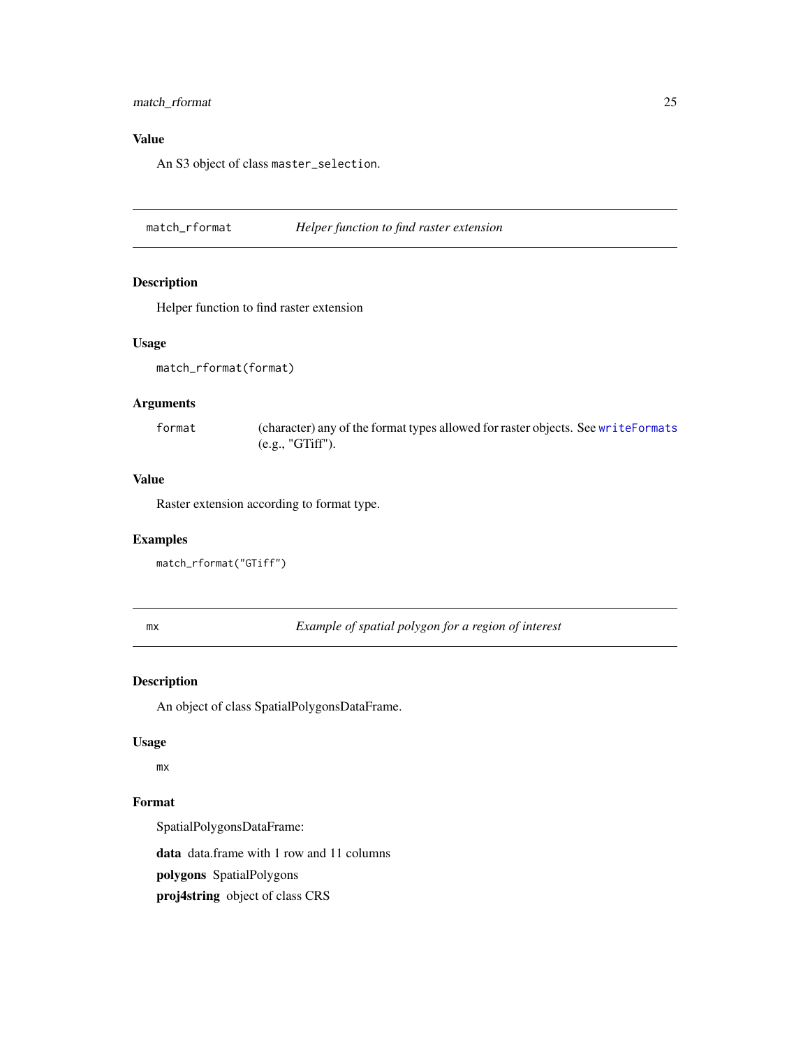## Value

An S3 object of class `master_selection`.

---

## match_rformat — *Helper function to find raster extension*

### Description

Helper function to find raster extension

### Usage

```
match_rformat(format)
```

### Arguments

| | |
|---|---|
| `format` | (character) any of the format types allowed for raster objects. See `writeFormats` (e.g., "GTiff"). |

### Value

Raster extension according to format type.

### Examples

```
match_rformat("GTiff")
```

---

## mx — *Example of spatial polygon for a region of interest*

### Description

An object of class SpatialPolygonsDataFrame.

### Usage

```
mx
```

### Format

SpatialPolygonsDataFrame:

**data** data.frame with 1 row and 11 columns

**polygons** SpatialPolygons

**proj4string** object of class CRS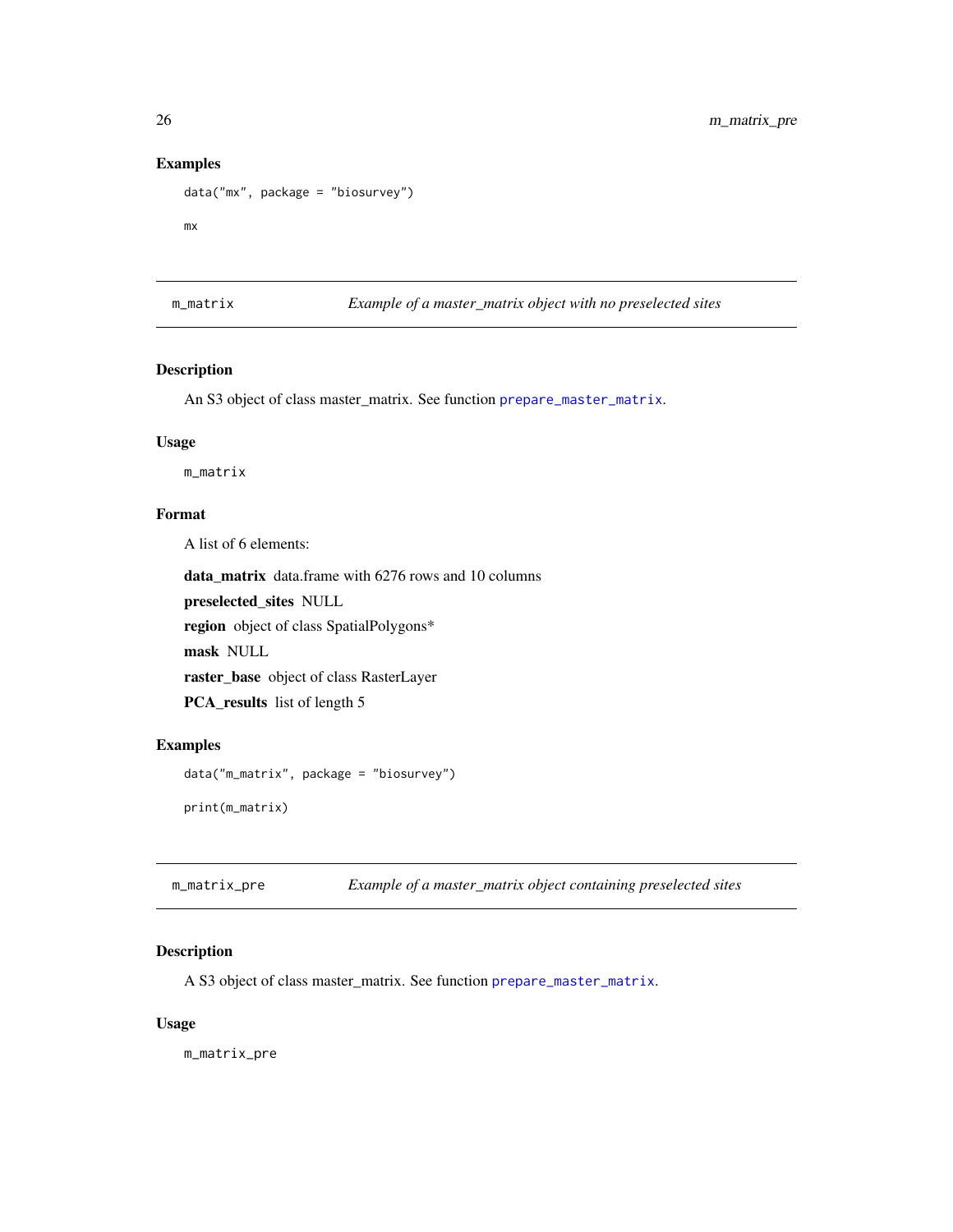### Examples

```
data("mx", package = "biosurvey")

mx
```

---

## m_matrix — *Example of a master_matrix object with no preselected sites*

### Description

An S3 object of class master_matrix. See function `prepare_master_matrix`.

### Usage

```
m_matrix
```

### Format

A list of 6 elements:

**data_matrix** data.frame with 6276 rows and 10 columns

**preselected_sites** NULL

**region** object of class SpatialPolygons*

**mask** NULL

**raster_base** object of class RasterLayer

**PCA_results** list of length 5

### Examples

```
data("m_matrix", package = "biosurvey")

print(m_matrix)
```

---

## m_matrix_pre — *Example of a master_matrix object containing preselected sites*

### Description

A S3 object of class master_matrix. See function `prepare_master_matrix`.

### Usage

```
m_matrix_pre
```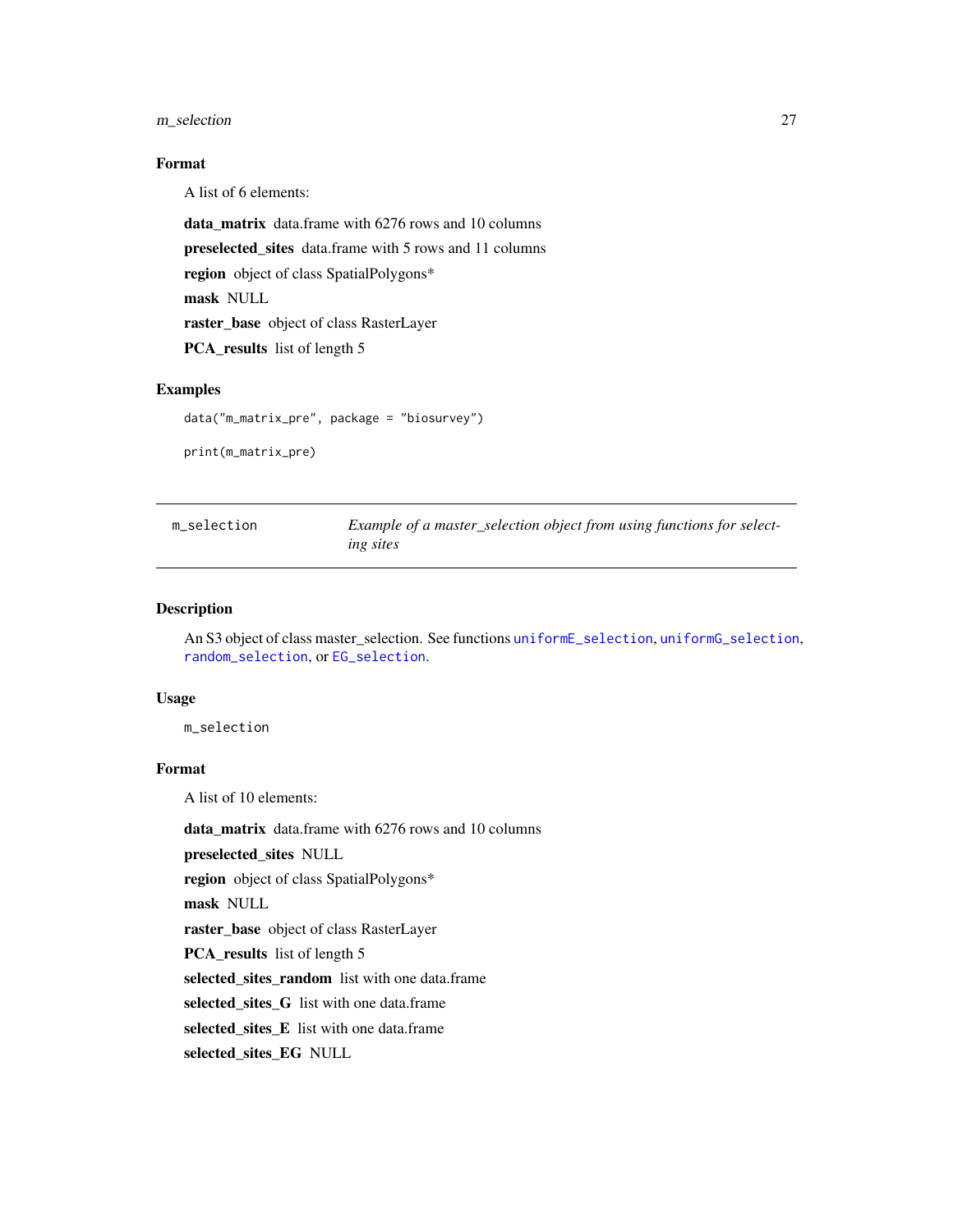### Format

A list of 6 elements:

**data_matrix** data.frame with 6276 rows and 10 columns

**preselected_sites** data.frame with 5 rows and 11 columns

**region** object of class SpatialPolygons*

**mask** NULL

**raster_base** object of class RasterLayer

**PCA_results** list of length 5

### Examples

```
data("m_matrix_pre", package = "biosurvey")

print(m_matrix_pre)
```

---

## m_selection — *Example of a master_selection object from using functions for selecting sites*

---

### Description

An S3 object of class master_selection. See functions uniformE_selection, uniformG_selection, random_selection, or EG_selection.

### Usage

```
m_selection
```

### Format

A list of 10 elements:

**data_matrix** data.frame with 6276 rows and 10 columns

**preselected_sites** NULL

**region** object of class SpatialPolygons*

**mask** NULL

**raster_base** object of class RasterLayer

**PCA_results** list of length 5

**selected_sites_random** list with one data.frame

**selected_sites_G** list with one data.frame

**selected_sites_E** list with one data.frame

**selected_sites_EG** NULL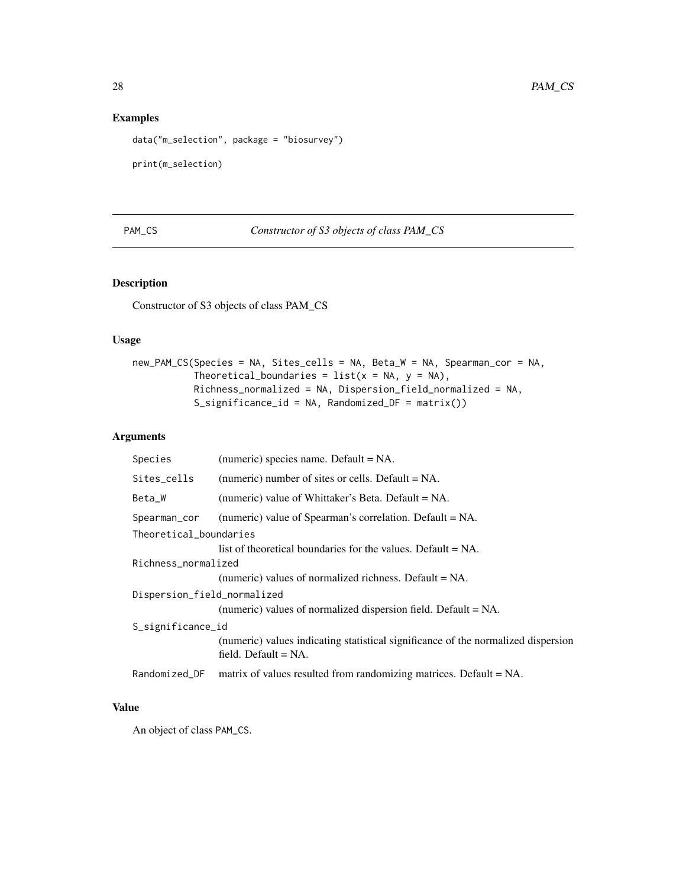## Examples

```
data("m_selection", package = "biosurvey")

print(m_selection)
```

---

PAM_CS *Constructor of S3 objects of class PAM_CS*

---

### Description

Constructor of S3 objects of class PAM_CS

### Usage

```
new_PAM_CS(Species = NA, Sites_cells = NA, Beta_W = NA, Spearman_cor = NA,
           Theoretical_boundaries = list(x = NA, y = NA),
           Richness_normalized = NA, Dispersion_field_normalized = NA,
           S_significance_id = NA, Randomized_DF = matrix())
```

### Arguments

| | |
|---|---|
| `Species` | (numeric) species name. Default = NA. |
| `Sites_cells` | (numeric) number of sites or cells. Default = NA. |
| `Beta_W` | (numeric) value of Whittaker's Beta. Default = NA. |
| `Spearman_cor` | (numeric) value of Spearman's correlation. Default = NA. |
| `Theoretical_boundaries` | list of theoretical boundaries for the values. Default = NA. |
| `Richness_normalized` | (numeric) values of normalized richness. Default = NA. |
| `Dispersion_field_normalized` | (numeric) values of normalized dispersion field. Default = NA. |
| `S_significance_id` | (numeric) values indicating statistical significance of the normalized dispersion field. Default = NA. |
| `Randomized_DF` | matrix of values resulted from randomizing matrices. Default = NA. |

### Value

An object of class `PAM_CS`.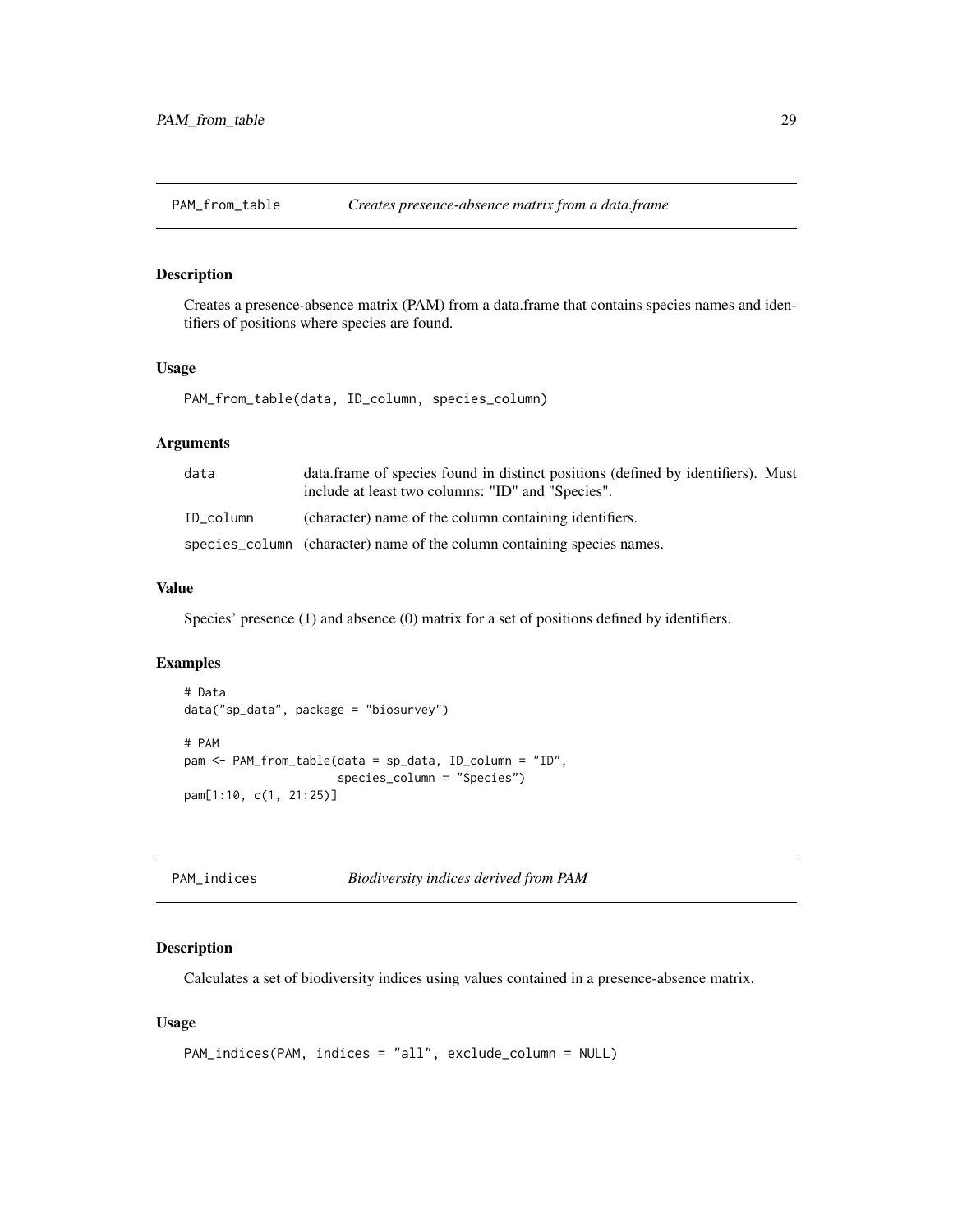## PAM_from_table — *Creates presence-absence matrix from a data.frame*

### Description

Creates a presence-absence matrix (PAM) from a data.frame that contains species names and identifiers of positions where species are found.

### Usage

```
PAM_from_table(data, ID_column, species_column)
```

### Arguments

| | |
|---|---|
| data | data.frame of species found in distinct positions (defined by identifiers). Must include at least two columns: "ID" and "Species". |
| ID_column | (character) name of the column containing identifiers. |
| species_column | (character) name of the column containing species names. |

### Value

Species' presence (1) and absence (0) matrix for a set of positions defined by identifiers.

### Examples

```
# Data
data("sp_data", package = "biosurvey")

# PAM
pam <- PAM_from_table(data = sp_data, ID_column = "ID",
                      species_column = "Species")
pam[1:10, c(1, 21:25)]
```

## PAM_indices — *Biodiversity indices derived from PAM*

### Description

Calculates a set of biodiversity indices using values contained in a presence-absence matrix.

### Usage

```
PAM_indices(PAM, indices = "all", exclude_column = NULL)
```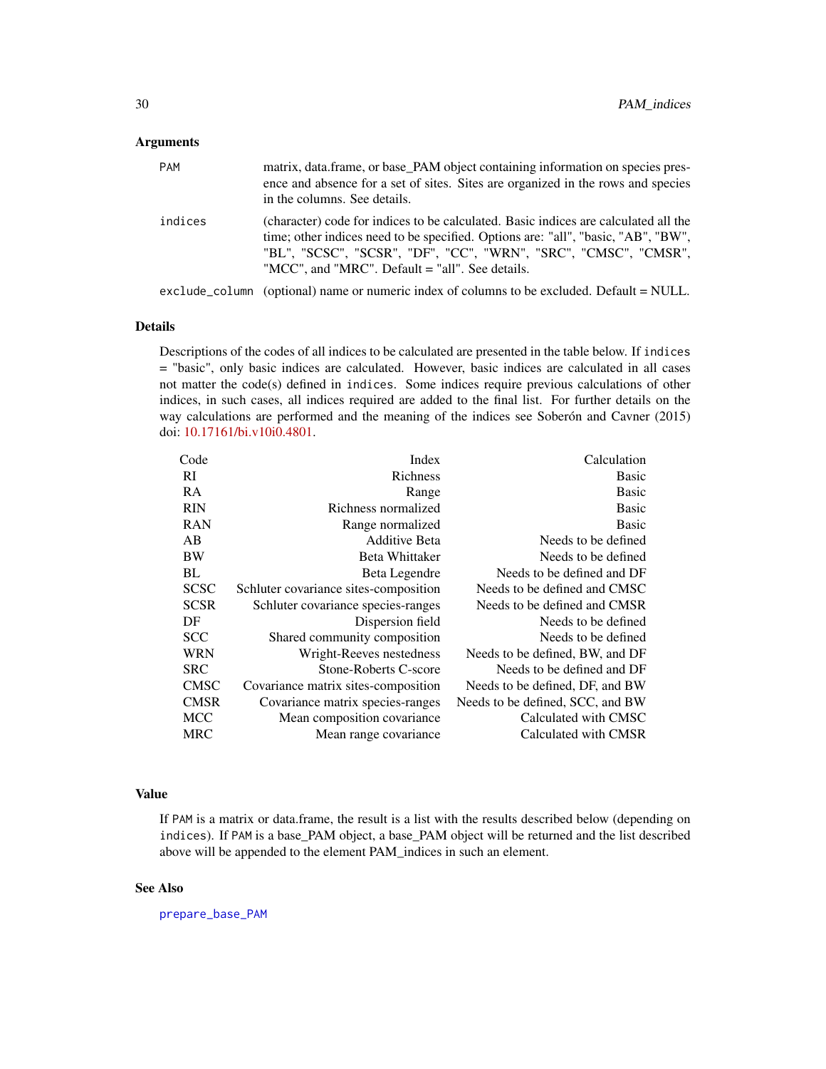## Arguments

| | |
|---|---|
| `PAM` | matrix, data.frame, or base_PAM object containing information on species presence and absence for a set of sites. Sites are organized in the rows and species in the columns. See details. |
| `indices` | (character) code for indices to be calculated. Basic indices are calculated all the time; other indices need to be specified. Options are: "all", "basic, "AB", "BW", "BL", "SCSC", "SCSR", "DF", "CC", "WRN", "SRC", "CMSC", "CMSR", "MCC", and "MRC". Default = "all". See details. |
| `exclude_column` | (optional) name or numeric index of columns to be excluded. Default = NULL. |

## Details

Descriptions of the codes of all indices to be calculated are presented in the table below. If `indices` = "basic", only basic indices are calculated. However, basic indices are calculated in all cases not matter the code(s) defined in `indices`. Some indices require previous calculations of other indices, in such cases, all indices required are added to the final list. For further details on the way calculations are performed and the meaning of the indices see Soberón and Cavner (2015) doi: 10.17161/bi.v10i0.4801.

| Code | Index | Calculation |
|---|---:|---:|
| RI | Richness | Basic |
| RA | Range | Basic |
| RIN | Richness normalized | Basic |
| RAN | Range normalized | Basic |
| AB | Additive Beta | Needs to be defined |
| BW | Beta Whittaker | Needs to be defined |
| BL | Beta Legendre | Needs to be defined and DF |
| SCSC | Schluter covariance sites-composition | Needs to be defined and CMSC |
| SCSR | Schluter covariance species-ranges | Needs to be defined and CMSR |
| DF | Dispersion field | Needs to be defined |
| SCC | Shared community composition | Needs to be defined |
| WRN | Wright-Reeves nestedness | Needs to be defined, BW, and DF |
| SRC | Stone-Roberts C-score | Needs to be defined and DF |
| CMSC | Covariance matrix sites-composition | Needs to be defined, DF, and BW |
| CMSR | Covariance matrix species-ranges | Needs to be defined, SCC, and BW |
| MCC | Mean composition covariance | Calculated with CMSC |
| MRC | Mean range covariance | Calculated with CMSR |

## Value

If `PAM` is a matrix or data.frame, the result is a list with the results described below (depending on `indices`). If `PAM` is a base_PAM object, a base_PAM object will be returned and the list described above will be appended to the element PAM_indices in such an element.

## See Also

`prepare_base_PAM`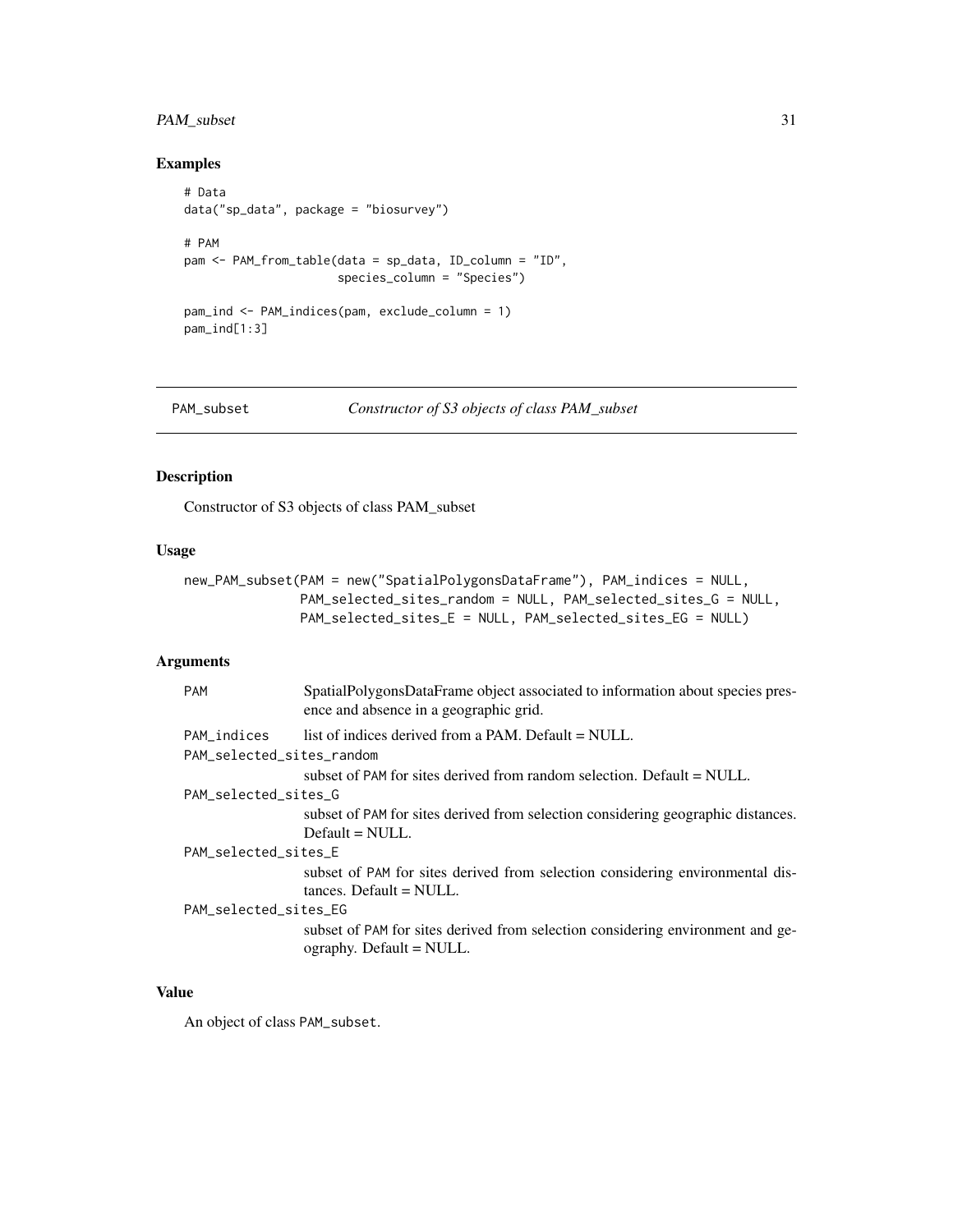### Examples

```
# Data
data("sp_data", package = "biosurvey")

# PAM
pam <- PAM_from_table(data = sp_data, ID_column = "ID",
                      species_column = "Species")

pam_ind <- PAM_indices(pam, exclude_column = 1)
pam_ind[1:3]
```

---

## PAM_subset *Constructor of S3 objects of class PAM_subset*

---

### Description

Constructor of S3 objects of class PAM_subset

### Usage

```
new_PAM_subset(PAM = new("SpatialPolygonsDataFrame"), PAM_indices = NULL,
               PAM_selected_sites_random = NULL, PAM_selected_sites_G = NULL,
               PAM_selected_sites_E = NULL, PAM_selected_sites_EG = NULL)
```

### Arguments

| | |
|---|---|
| `PAM` | SpatialPolygonsDataFrame object associated to information about species presence and absence in a geographic grid. |
| `PAM_indices` | list of indices derived from a PAM. Default = NULL. |
| `PAM_selected_sites_random` | subset of `PAM` for sites derived from random selection. Default = NULL. |
| `PAM_selected_sites_G` | subset of `PAM` for sites derived from selection considering geographic distances. Default = NULL. |
| `PAM_selected_sites_E` | subset of `PAM` for sites derived from selection considering environmental distances. Default = NULL. |
| `PAM_selected_sites_EG` | subset of `PAM` for sites derived from selection considering environment and geography. Default = NULL. |

### Value

An object of class `PAM_subset`.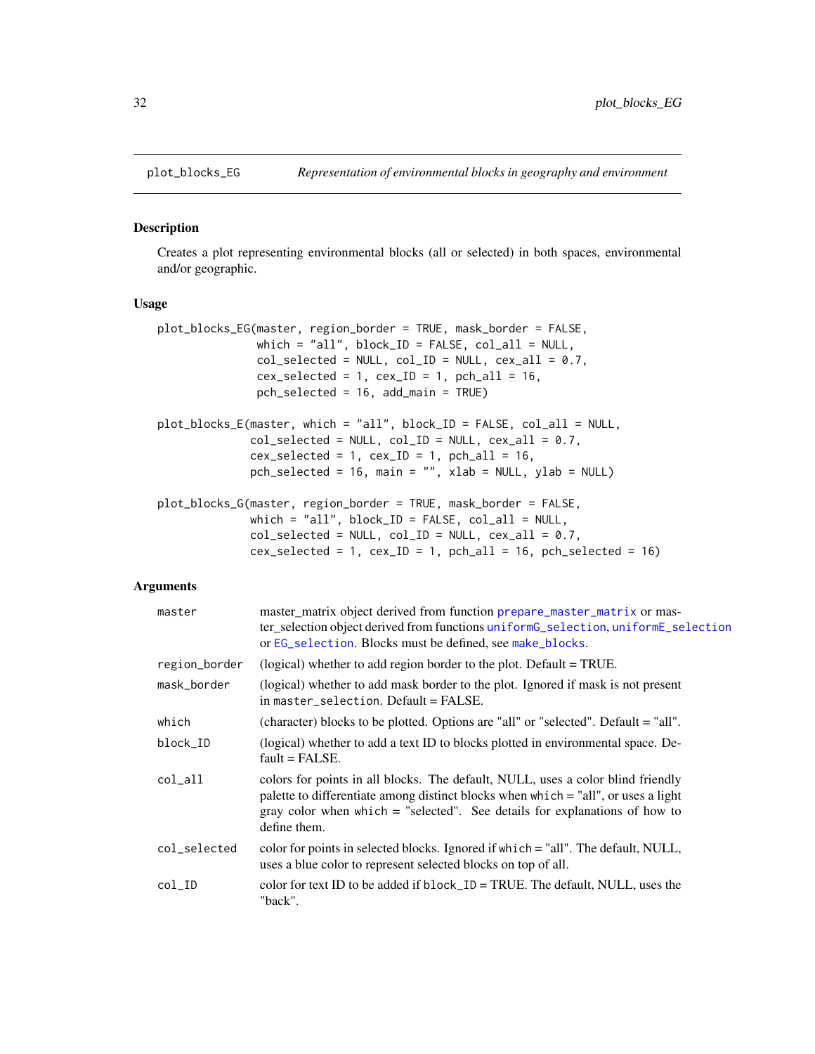## plot_blocks_EG — *Representation of environmental blocks in geography and environment*

### Description

Creates a plot representing environmental blocks (all or selected) in both spaces, environmental and/or geographic.

### Usage

```
plot_blocks_EG(master, region_border = TRUE, mask_border = FALSE,
               which = "all", block_ID = FALSE, col_all = NULL,
               col_selected = NULL, col_ID = NULL, cex_all = 0.7,
               cex_selected = 1, cex_ID = 1, pch_all = 16,
               pch_selected = 16, add_main = TRUE)

plot_blocks_E(master, which = "all", block_ID = FALSE, col_all = NULL,
              col_selected = NULL, col_ID = NULL, cex_all = 0.7,
              cex_selected = 1, cex_ID = 1, pch_all = 16,
              pch_selected = 16, main = "", xlab = NULL, ylab = NULL)

plot_blocks_G(master, region_border = TRUE, mask_border = FALSE,
              which = "all", block_ID = FALSE, col_all = NULL,
              col_selected = NULL, col_ID = NULL, cex_all = 0.7,
              cex_selected = 1, cex_ID = 1, pch_all = 16, pch_selected = 16)
```

### Arguments

| | |
|---|---|
| `master` | master_matrix object derived from function `prepare_master_matrix` or master_selection object derived from functions `uniformG_selection`, `uniformE_selection` or `EG_selection`. Blocks must be defined, see `make_blocks`. |
| `region_border` | (logical) whether to add region border to the plot. Default = TRUE. |
| `mask_border` | (logical) whether to add mask border to the plot. Ignored if mask is not present in `master_selection`. Default = FALSE. |
| `which` | (character) blocks to be plotted. Options are "all" or "selected". Default = "all". |
| `block_ID` | (logical) whether to add a text ID to blocks plotted in environmental space. Default = FALSE. |
| `col_all` | colors for points in all blocks. The default, NULL, uses a color blind friendly palette to differentiate among distinct blocks when `which` = "all", or uses a light gray color when `which` = "selected". See details for explanations of how to define them. |
| `col_selected` | color for points in selected blocks. Ignored if `which` = "all". The default, NULL, uses a blue color to represent selected blocks on top of all. |
| `col_ID` | color for text ID to be added if `block_ID` = TRUE. The default, NULL, uses the "back". |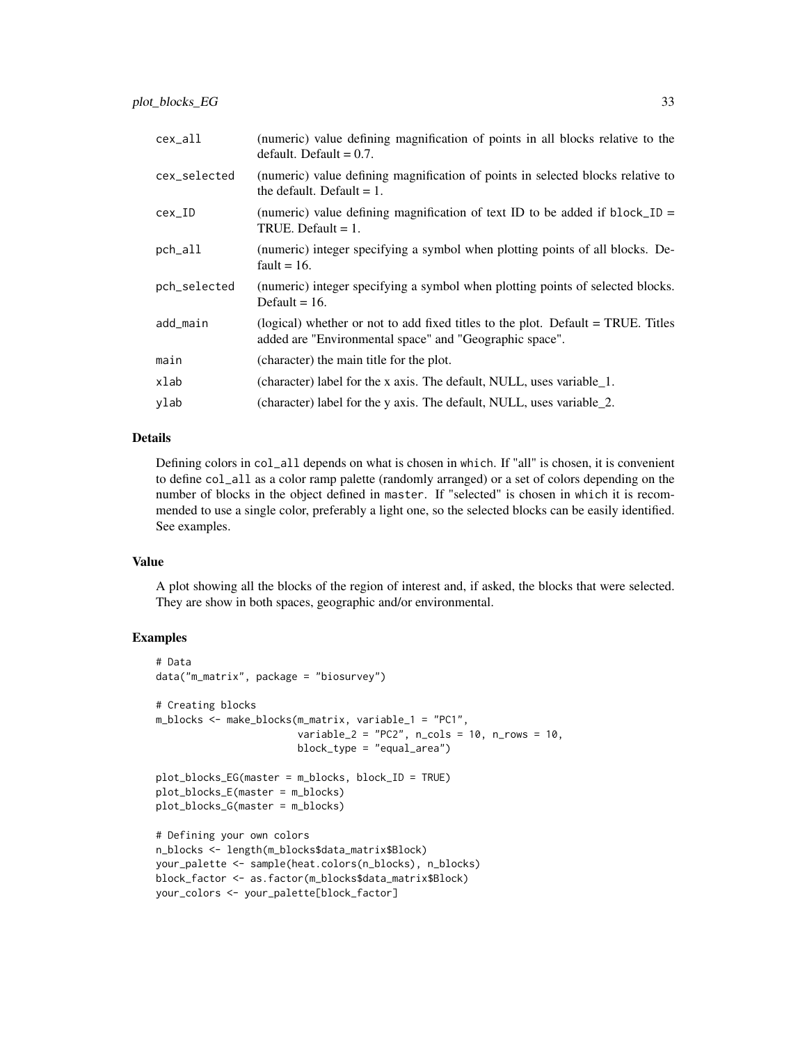| | |
|---|---|
| cex_all | (numeric) value defining magnification of points in all blocks relative to the default. Default = 0.7. |
| cex_selected | (numeric) value defining magnification of points in selected blocks relative to the default. Default = 1. |
| cex_ID | (numeric) value defining magnification of text ID to be added if block_ID = TRUE. Default = 1. |
| pch_all | (numeric) integer specifying a symbol when plotting points of all blocks. Default = 16. |
| pch_selected | (numeric) integer specifying a symbol when plotting points of selected blocks. Default = 16. |
| add_main | (logical) whether or not to add fixed titles to the plot. Default = TRUE. Titles added are "Environmental space" and "Geographic space". |
| main | (character) the main title for the plot. |
| xlab | (character) label for the x axis. The default, NULL, uses variable_1. |
| ylab | (character) label for the y axis. The default, NULL, uses variable_2. |

### Details

Defining colors in col_all depends on what is chosen in which. If "all" is chosen, it is convenient to define col_all as a color ramp palette (randomly arranged) or a set of colors depending on the number of blocks in the object defined in master. If "selected" is chosen in which it is recommended to use a single color, preferably a light one, so the selected blocks can be easily identified. See examples.

### Value

A plot showing all the blocks of the region of interest and, if asked, the blocks that were selected. They are show in both spaces, geographic and/or environmental.

### Examples

```
# Data
data("m_matrix", package = "biosurvey")

# Creating blocks
m_blocks <- make_blocks(m_matrix, variable_1 = "PC1",
                        variable_2 = "PC2", n_cols = 10, n_rows = 10,
                        block_type = "equal_area")

plot_blocks_EG(master = m_blocks, block_ID = TRUE)
plot_blocks_E(master = m_blocks)
plot_blocks_G(master = m_blocks)

# Defining your own colors
n_blocks <- length(m_blocks$data_matrix$Block)
your_palette <- sample(heat.colors(n_blocks), n_blocks)
block_factor <- as.factor(m_blocks$data_matrix$Block)
your_colors <- your_palette[block_factor]
```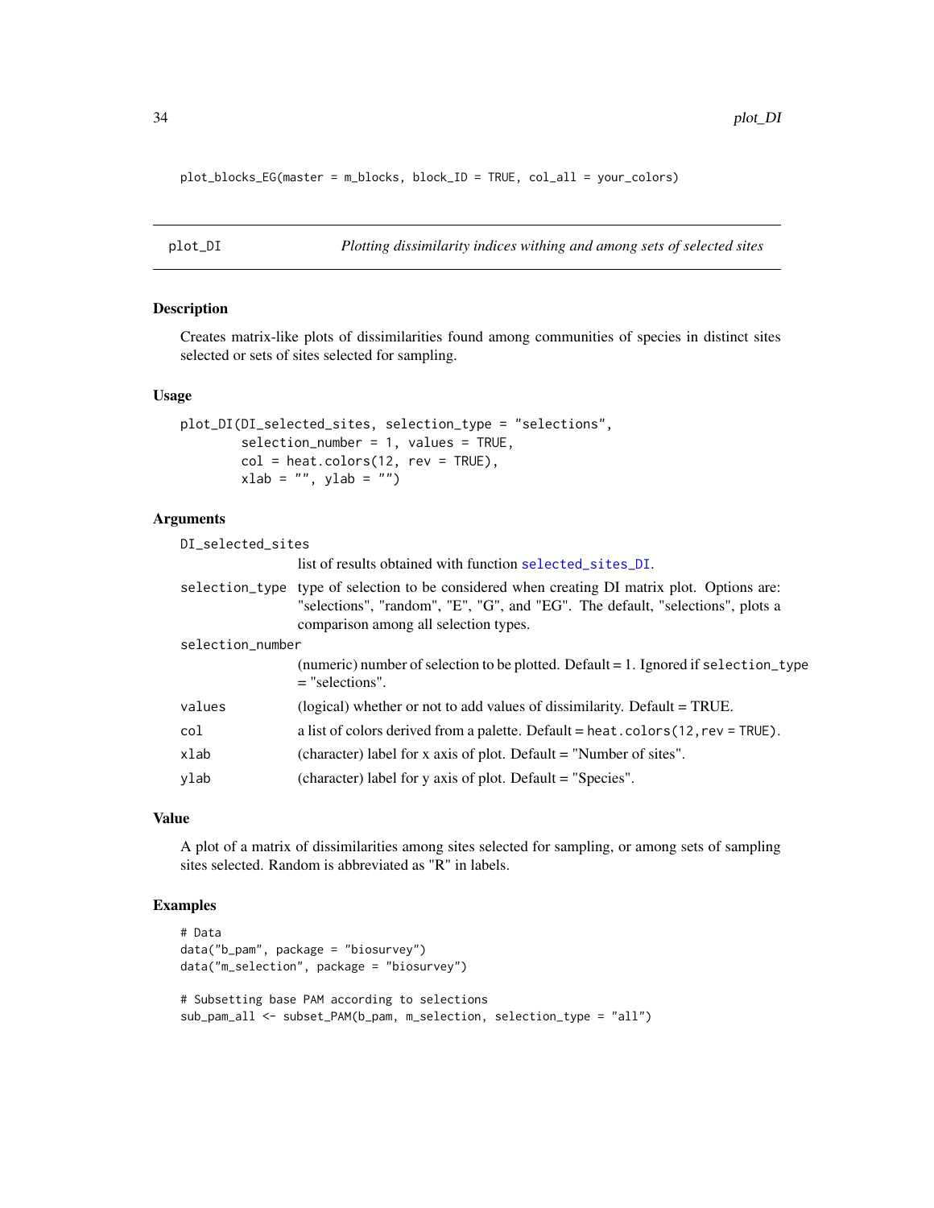```
plot_blocks_EG(master = m_blocks, block_ID = TRUE, col_all = your_colors)
```

## plot_DI — *Plotting dissimilarity indices withing and among sets of selected sites*

### Description

Creates matrix-like plots of dissimilarities found among communities of species in distinct sites selected or sets of sites selected for sampling.

### Usage

```
plot_DI(DI_selected_sites, selection_type = "selections",
        selection_number = 1, values = TRUE,
        col = heat.colors(12, rev = TRUE),
        xlab = "", ylab = "")
```

### Arguments

| Argument | Description |
|---|---|
| `DI_selected_sites` | list of results obtained with function `selected_sites_DI`. |
| `selection_type` | type of selection to be considered when creating DI matrix plot. Options are: "selections", "random", "E", "G", and "EG". The default, "selections", plots a comparison among all selection types. |
| `selection_number` | (numeric) number of selection to be plotted. Default = 1. Ignored if `selection_type` = "selections". |
| `values` | (logical) whether or not to add values of dissimilarity. Default = TRUE. |
| `col` | a list of colors derived from a palette. Default = `heat.colors(12,rev = TRUE)`. |
| `xlab` | (character) label for x axis of plot. Default = "Number of sites". |
| `ylab` | (character) label for y axis of plot. Default = "Species". |

### Value

A plot of a matrix of dissimilarities among sites selected for sampling, or among sets of sampling sites selected. Random is abbreviated as "R" in labels.

### Examples

```
# Data
data("b_pam", package = "biosurvey")
data("m_selection", package = "biosurvey")

# Subsetting base PAM according to selections
sub_pam_all <- subset_PAM(b_pam, m_selection, selection_type = "all")
```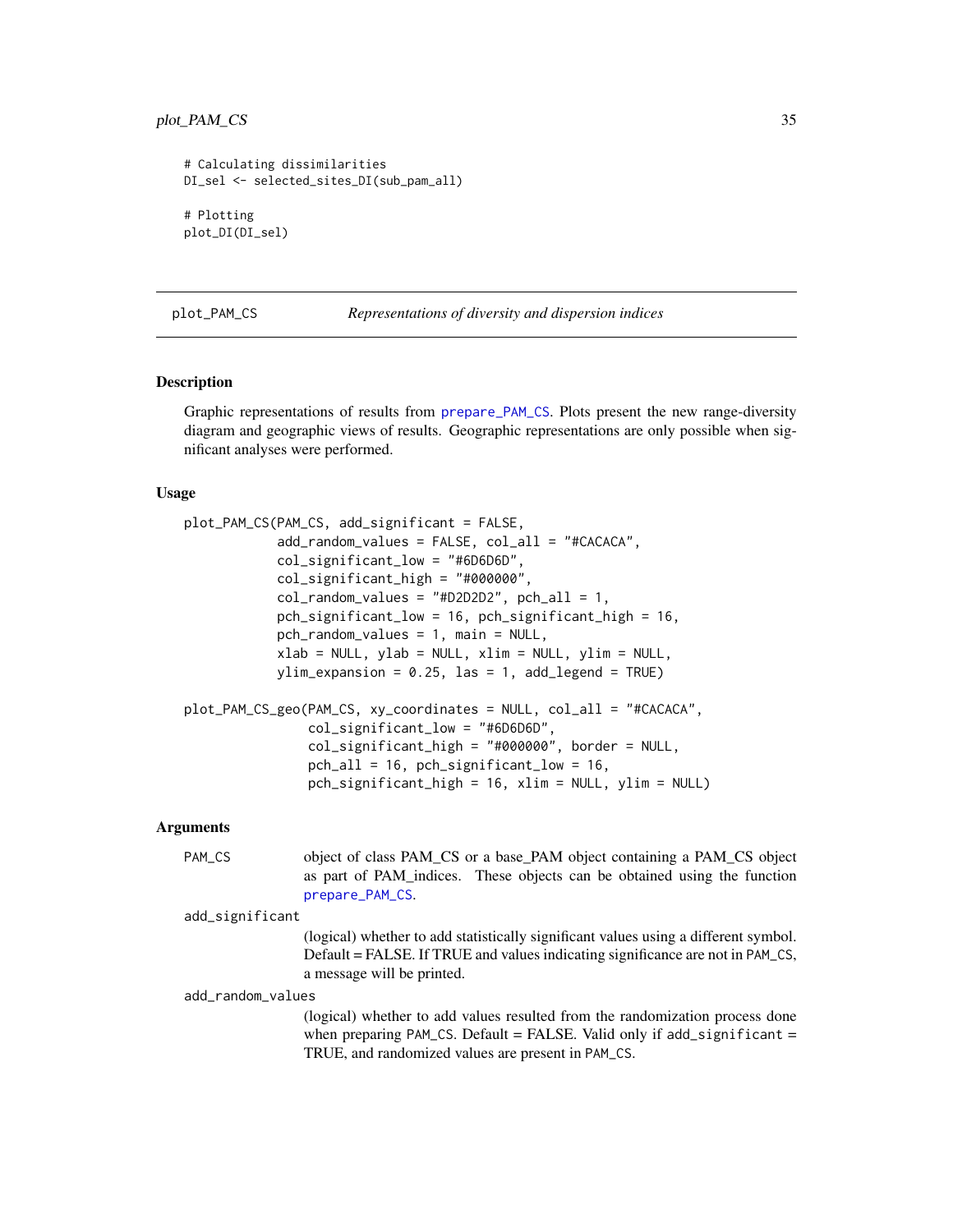```
# Calculating dissimilarities
DI_sel <- selected_sites_DI(sub_pam_all)

# Plotting
plot_DI(DI_sel)
```

---

plot_PAM_CS — *Representations of diversity and dispersion indices*

---

### Description

Graphic representations of results from prepare_PAM_CS. Plots present the new range-diversity diagram and geographic views of results. Geographic representations are only possible when significant analyses were performed.

### Usage

```
plot_PAM_CS(PAM_CS, add_significant = FALSE,
            add_random_values = FALSE, col_all = "#CACACA",
            col_significant_low = "#6D6D6D",
            col_significant_high = "#000000",
            col_random_values = "#D2D2D2", pch_all = 1,
            pch_significant_low = 16, pch_significant_high = 16,
            pch_random_values = 1, main = NULL,
            xlab = NULL, ylab = NULL, xlim = NULL, ylim = NULL,
            ylim_expansion = 0.25, las = 1, add_legend = TRUE)

plot_PAM_CS_geo(PAM_CS, xy_coordinates = NULL, col_all = "#CACACA",
                col_significant_low = "#6D6D6D",
                col_significant_high = "#000000", border = NULL,
                pch_all = 16, pch_significant_low = 16,
                pch_significant_high = 16, xlim = NULL, ylim = NULL)
```

### Arguments

PAM_CS
: object of class PAM_CS or a base_PAM object containing a PAM_CS object as part of PAM_indices. These objects can be obtained using the function prepare_PAM_CS.

add_significant
: (logical) whether to add statistically significant values using a different symbol. Default = FALSE. If TRUE and values indicating significance are not in PAM_CS, a message will be printed.

add_random_values
: (logical) whether to add values resulted from the randomization process done when preparing PAM_CS. Default = FALSE. Valid only if add_significant = TRUE, and randomized values are present in PAM_CS.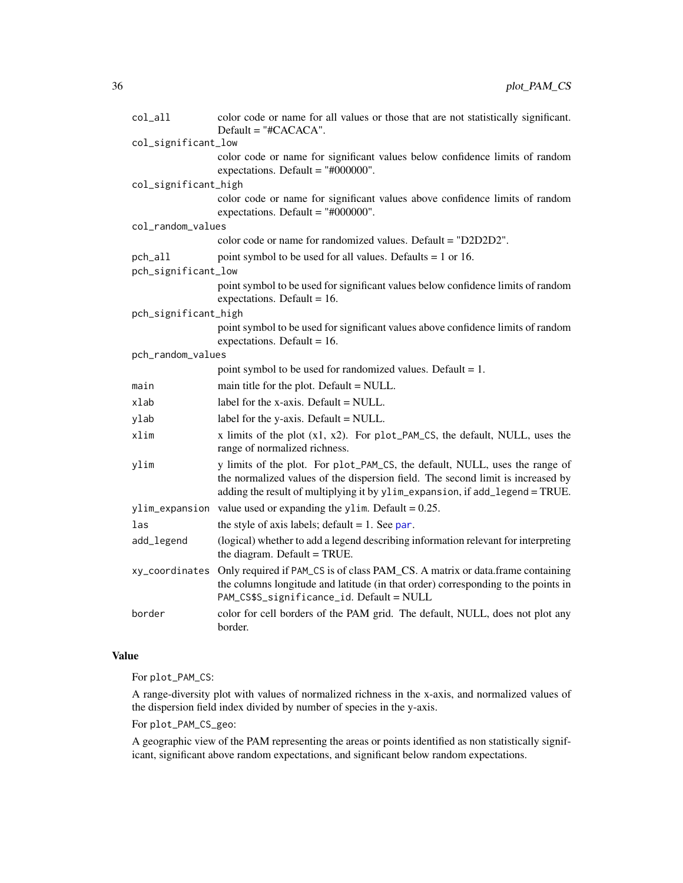| | |
|---|---|
| col_all | color code or name for all values or those that are not statistically significant. Default = "#CACACA". |
| col_significant_low | color code or name for significant values below confidence limits of random expectations. Default = "#000000". |
| col_significant_high | color code or name for significant values above confidence limits of random expectations. Default = "#000000". |
| col_random_values | color code or name for randomized values. Default = "D2D2D2". |
| pch_all | point symbol to be used for all values. Defaults = 1 or 16. |
| pch_significant_low | point symbol to be used for significant values below confidence limits of random expectations. Default = 16. |
| pch_significant_high | point symbol to be used for significant values above confidence limits of random expectations. Default = 16. |
| pch_random_values | point symbol to be used for randomized values. Default = 1. |
| main | main title for the plot. Default = NULL. |
| xlab | label for the x-axis. Default = NULL. |
| ylab | label for the y-axis. Default = NULL. |
| xlim | x limits of the plot (x1, x2). For plot_PAM_CS, the default, NULL, uses the range of normalized richness. |
| ylim | y limits of the plot. For plot_PAM_CS, the default, NULL, uses the range of the normalized values of the dispersion field. The second limit is increased by adding the result of multiplying it by ylim_expansion, if add_legend = TRUE. |
| ylim_expansion | value used or expanding the ylim. Default = 0.25. |
| las | the style of axis labels; default = 1. See par. |
| add_legend | (logical) whether to add a legend describing information relevant for interpreting the diagram. Default = TRUE. |
| xy_coordinates | Only required if PAM_CS is of class PAM_CS. A matrix or data.frame containing the columns longitude and latitude (in that order) corresponding to the points in PAM_CS$S_significance_id. Default = NULL |
| border | color for cell borders of the PAM grid. The default, NULL, does not plot any border. |

### Value

For plot_PAM_CS:

A range-diversity plot with values of normalized richness in the x-axis, and normalized values of the dispersion field index divided by number of species in the y-axis.

For plot_PAM_CS_geo:

A geographic view of the PAM representing the areas or points identified as non statistically significant, significant above random expectations, and significant below random expectations.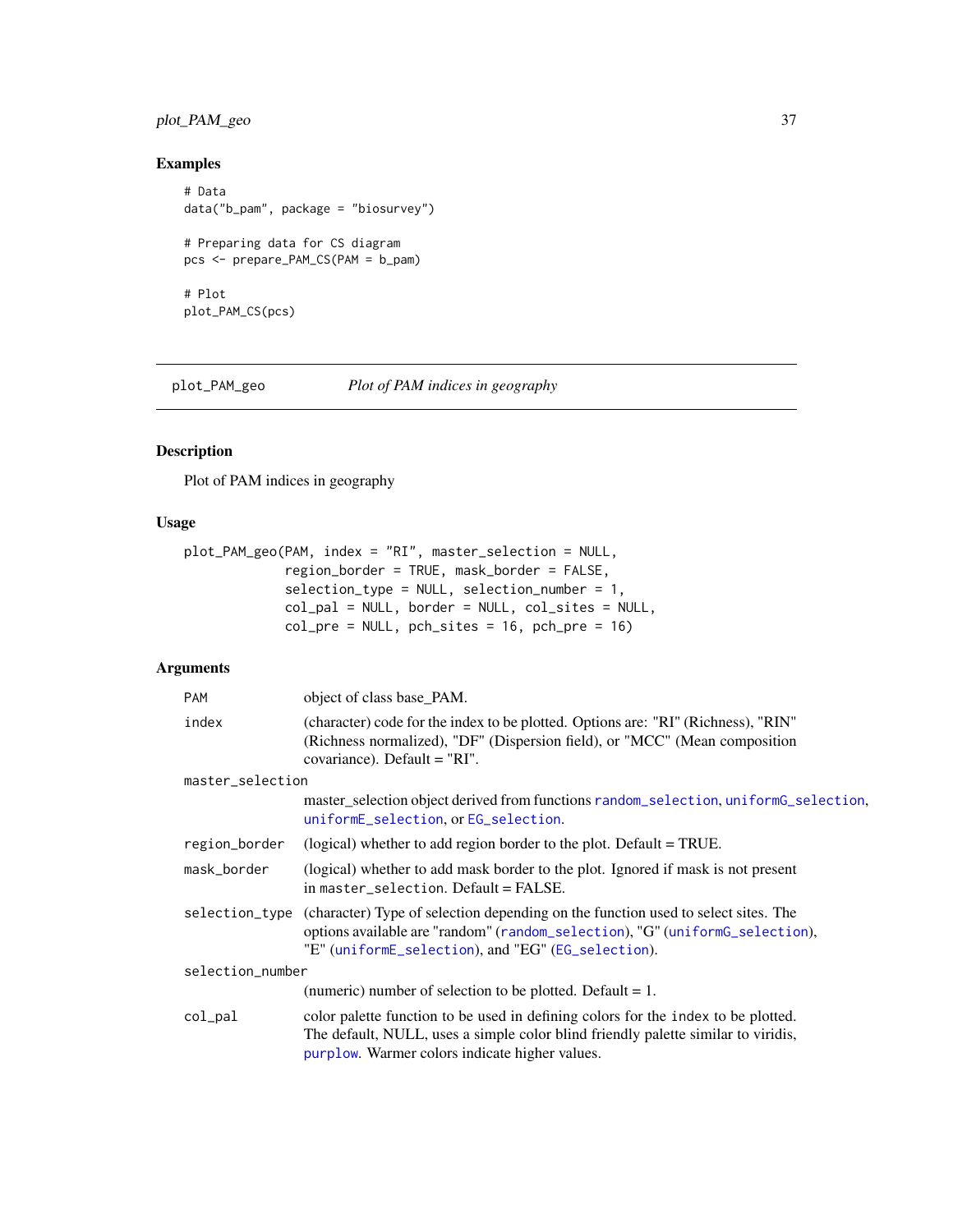## Examples

```
# Data
data("b_pam", package = "biosurvey")

# Preparing data for CS diagram
pcs <- prepare_PAM_CS(PAM = b_pam)

# Plot
plot_PAM_CS(pcs)
```

---

## plot_PAM_geo — *Plot of PAM indices in geography*

### Description

Plot of PAM indices in geography

### Usage

```
plot_PAM_geo(PAM, index = "RI", master_selection = NULL,
             region_border = TRUE, mask_border = FALSE,
             selection_type = NULL, selection_number = 1,
             col_pal = NULL, border = NULL, col_sites = NULL,
             col_pre = NULL, pch_sites = 16, pch_pre = 16)
```

### Arguments

- `PAM` — object of class base_PAM.
- `index` — (character) code for the index to be plotted. Options are: "RI" (Richness), "RIN" (Richness normalized), "DF" (Dispersion field), or "MCC" (Mean composition covariance). Default = "RI".
- `master_selection` — master_selection object derived from functions `random_selection`, `uniformG_selection`, `uniformE_selection`, or `EG_selection`.
- `region_border` — (logical) whether to add region border to the plot. Default = TRUE.
- `mask_border` — (logical) whether to add mask border to the plot. Ignored if mask is not present in `master_selection`. Default = FALSE.
- `selection_type` — (character) Type of selection depending on the function used to select sites. The options available are "random" (`random_selection`), "G" (`uniformG_selection`), "E" (`uniformE_selection`), and "EG" (`EG_selection`).
- `selection_number` — (numeric) number of selection to be plotted. Default = 1.
- `col_pal` — color palette function to be used in defining colors for the `index` to be plotted. The default, NULL, uses a simple color blind friendly palette similar to viridis, `purplow`. Warmer colors indicate higher values.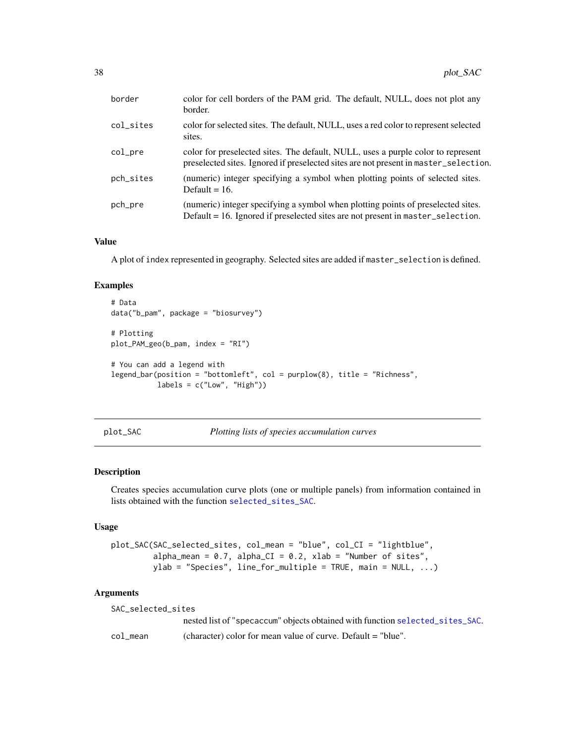| | |
|---|---|
| border | color for cell borders of the PAM grid. The default, NULL, does not plot any border. |
| col_sites | color for selected sites. The default, NULL, uses a red color to represent selected sites. |
| col_pre | color for preselected sites. The default, NULL, uses a purple color to represent preselected sites. Ignored if preselected sites are not present in `master_selection`. |
| pch_sites | (numeric) integer specifying a symbol when plotting points of selected sites. Default = 16. |
| pch_pre | (numeric) integer specifying a symbol when plotting points of preselected sites. Default = 16. Ignored if preselected sites are not present in `master_selection`. |

### Value

A plot of `index` represented in geography. Selected sites are added if `master_selection` is defined.

### Examples

```
# Data
data("b_pam", package = "biosurvey")

# Plotting
plot_PAM_geo(b_pam, index = "RI")

# You can add a legend with
legend_bar(position = "bottomleft", col = purplow(8), title = "Richness",
           labels = c("Low", "High"))
```

---

## plot_SAC — *Plotting lists of species accumulation curves*

### Description

Creates species accumulation curve plots (one or multiple panels) from information contained in lists obtained with the function `selected_sites_SAC`.

### Usage

```
plot_SAC(SAC_selected_sites, col_mean = "blue", col_CI = "lightblue",
         alpha_mean = 0.7, alpha_CI = 0.2, xlab = "Number of sites",
         ylab = "Species", line_for_multiple = TRUE, main = NULL, ...)
```

### Arguments

| | |
|---|---|
| SAC_selected_sites | nested list of "specaccum" objects obtained with function `selected_sites_SAC`. |
| col_mean | (character) color for mean value of curve. Default = "blue". |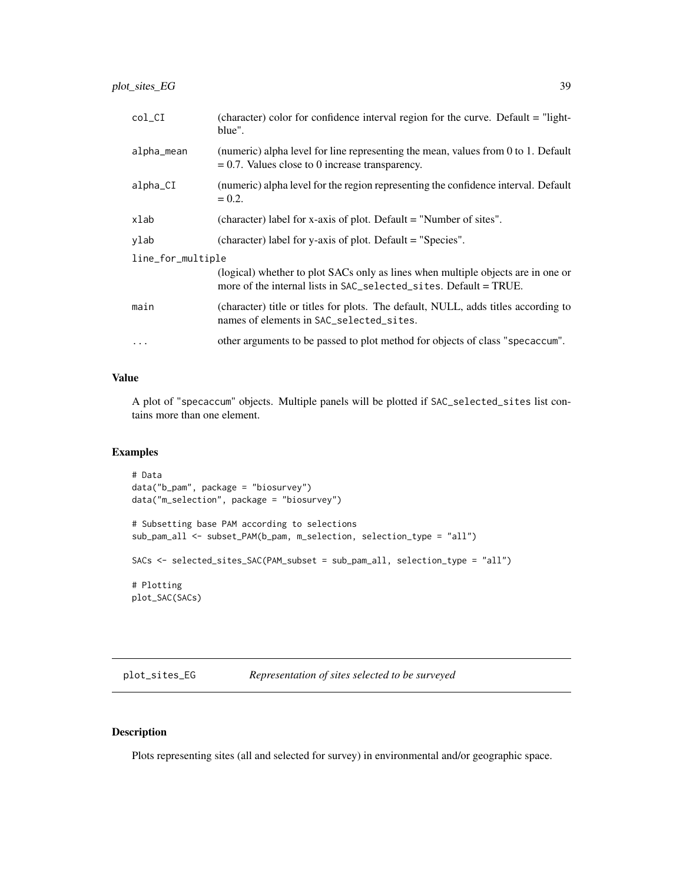| | |
|---|---|
| col_CI | (character) color for confidence interval region for the curve. Default = "lightblue". |
| alpha_mean | (numeric) alpha level for line representing the mean, values from 0 to 1. Default = 0.7. Values close to 0 increase transparency. |
| alpha_CI | (numeric) alpha level for the region representing the confidence interval. Default = 0.2. |
| xlab | (character) label for x-axis of plot. Default = "Number of sites". |
| ylab | (character) label for y-axis of plot. Default = "Species". |
| line_for_multiple | (logical) whether to plot SACs only as lines when multiple objects are in one or more of the internal lists in SAC_selected_sites. Default = TRUE. |
| main | (character) title or titles for plots. The default, NULL, adds titles according to names of elements in SAC_selected_sites. |
| ... | other arguments to be passed to plot method for objects of class "specaccum". |

### Value

A plot of "specaccum" objects. Multiple panels will be plotted if SAC_selected_sites list contains more than one element.

### Examples

```
# Data
data("b_pam", package = "biosurvey")
data("m_selection", package = "biosurvey")

# Subsetting base PAM according to selections
sub_pam_all <- subset_PAM(b_pam, m_selection, selection_type = "all")

SACs <- selected_sites_SAC(PAM_subset = sub_pam_all, selection_type = "all")

# Plotting
plot_SAC(SACs)
```

---

## plot_sites_EG — *Representation of sites selected to be surveyed*

---

### Description

Plots representing sites (all and selected for survey) in environmental and/or geographic space.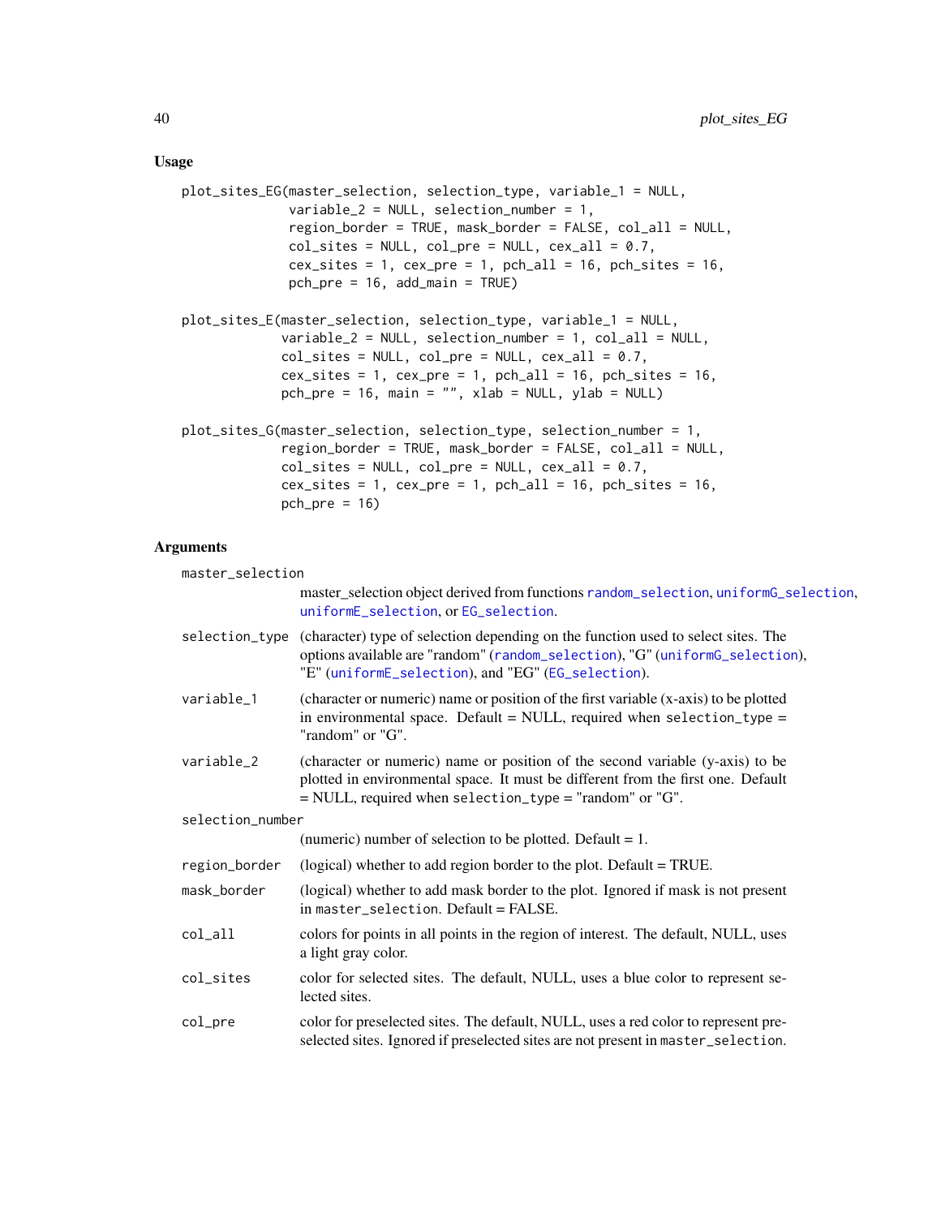### Usage

```
plot_sites_EG(master_selection, selection_type, variable_1 = NULL,
              variable_2 = NULL, selection_number = 1,
              region_border = TRUE, mask_border = FALSE, col_all = NULL,
              col_sites = NULL, col_pre = NULL, cex_all = 0.7,
              cex_sites = 1, cex_pre = 1, pch_all = 16, pch_sites = 16,
              pch_pre = 16, add_main = TRUE)

plot_sites_E(master_selection, selection_type, variable_1 = NULL,
             variable_2 = NULL, selection_number = 1, col_all = NULL,
             col_sites = NULL, col_pre = NULL, cex_all = 0.7,
             cex_sites = 1, cex_pre = 1, pch_all = 16, pch_sites = 16,
             pch_pre = 16, main = "", xlab = NULL, ylab = NULL)

plot_sites_G(master_selection, selection_type, selection_number = 1,
             region_border = TRUE, mask_border = FALSE, col_all = NULL,
             col_sites = NULL, col_pre = NULL, cex_all = 0.7,
             cex_sites = 1, cex_pre = 1, pch_all = 16, pch_sites = 16,
             pch_pre = 16)
```

### Arguments

`master_selection`
: master_selection object derived from functions `random_selection`, `uniformG_selection`, `uniformE_selection`, or `EG_selection`.

`selection_type`
: (character) type of selection depending on the function used to select sites. The options available are "random" (`random_selection`), "G" (`uniformG_selection`), "E" (`uniformE_selection`), and "EG" (`EG_selection`).

`variable_1`
: (character or numeric) name or position of the first variable (x-axis) to be plotted in environmental space. Default = NULL, required when `selection_type` = "random" or "G".

`variable_2`
: (character or numeric) name or position of the second variable (y-axis) to be plotted in environmental space. It must be different from the first one. Default = NULL, required when `selection_type` = "random" or "G".

`selection_number`
: (numeric) number of selection to be plotted. Default = 1.

`region_border`
: (logical) whether to add region border to the plot. Default = TRUE.

`mask_border`
: (logical) whether to add mask border to the plot. Ignored if mask is not present in `master_selection`. Default = FALSE.

`col_all`
: colors for points in all points in the region of interest. The default, NULL, uses a light gray color.

`col_sites`
: color for selected sites. The default, NULL, uses a blue color to represent selected sites.

`col_pre`
: color for preselected sites. The default, NULL, uses a red color to represent preselected sites. Ignored if preselected sites are not present in `master_selection`.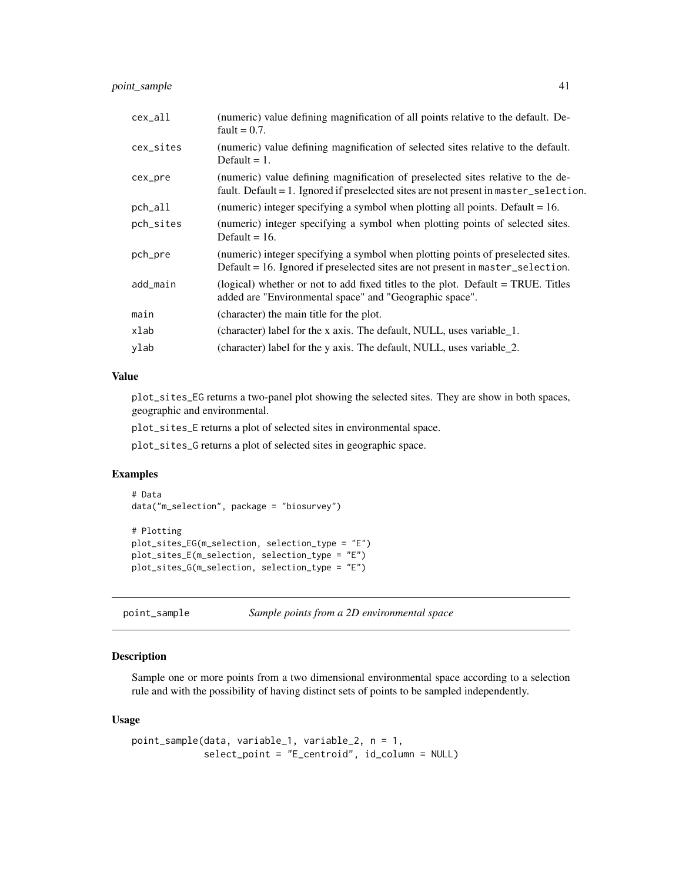| | |
|---|---|
| cex_all | (numeric) value defining magnification of all points relative to the default. Default = 0.7. |
| cex_sites | (numeric) value defining magnification of selected sites relative to the default. Default = 1. |
| cex_pre | (numeric) value defining magnification of preselected sites relative to the default. Default = 1. Ignored if preselected sites are not present in master_selection. |
| pch_all | (numeric) integer specifying a symbol when plotting all points. Default = 16. |
| pch_sites | (numeric) integer specifying a symbol when plotting points of selected sites. Default = 16. |
| pch_pre | (numeric) integer specifying a symbol when plotting points of preselected sites. Default = 16. Ignored if preselected sites are not present in master_selection. |
| add_main | (logical) whether or not to add fixed titles to the plot. Default = TRUE. Titles added are "Environmental space" and "Geographic space". |
| main | (character) the main title for the plot. |
| xlab | (character) label for the x axis. The default, NULL, uses variable_1. |
| ylab | (character) label for the y axis. The default, NULL, uses variable_2. |

### Value

plot_sites_EG returns a two-panel plot showing the selected sites. They are show in both spaces, geographic and environmental.

plot_sites_E returns a plot of selected sites in environmental space.

plot_sites_G returns a plot of selected sites in geographic space.

### Examples

```
# Data
data("m_selection", package = "biosurvey")

# Plotting
plot_sites_EG(m_selection, selection_type = "E")
plot_sites_E(m_selection, selection_type = "E")
plot_sites_G(m_selection, selection_type = "E")
```

---

## point_sample — *Sample points from a 2D environmental space*

### Description

Sample one or more points from a two dimensional environmental space according to a selection rule and with the possibility of having distinct sets of points to be sampled independently.

### Usage

```
point_sample(data, variable_1, variable_2, n = 1,
             select_point = "E_centroid", id_column = NULL)
```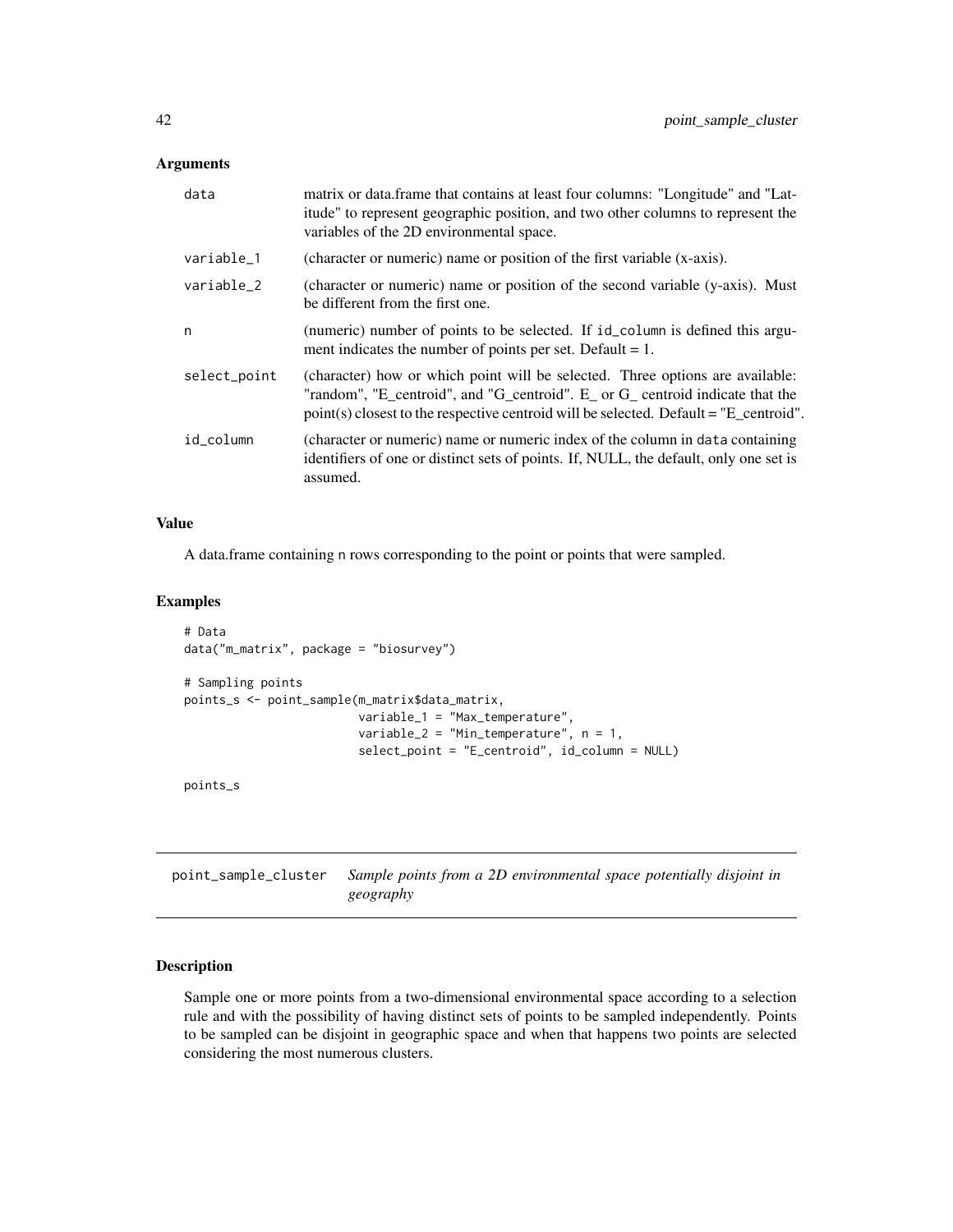### Arguments

| | |
|---|---|
| data | matrix or data.frame that contains at least four columns: "Longitude" and "Latitude" to represent geographic position, and two other columns to represent the variables of the 2D environmental space. |
| variable_1 | (character or numeric) name or position of the first variable (x-axis). |
| variable_2 | (character or numeric) name or position of the second variable (y-axis). Must be different from the first one. |
| n | (numeric) number of points to be selected. If id_column is defined this argument indicates the number of points per set. Default = 1. |
| select_point | (character) how or which point will be selected. Three options are available: "random", "E_centroid", and "G_centroid". E_ or G_ centroid indicate that the point(s) closest to the respective centroid will be selected. Default = "E_centroid". |
| id_column | (character or numeric) name or numeric index of the column in data containing identifiers of one or distinct sets of points. If, NULL, the default, only one set is assumed. |

### Value

A data.frame containing n rows corresponding to the point or points that were sampled.

### Examples

```
# Data
data("m_matrix", package = "biosurvey")

# Sampling points
points_s <- point_sample(m_matrix$data_matrix,
                         variable_1 = "Max_temperature",
                         variable_2 = "Min_temperature", n = 1,
                         select_point = "E_centroid", id_column = NULL)

points_s
```

---

## point_sample_cluster — *Sample points from a 2D environmental space potentially disjoint in geography*

---

### Description

Sample one or more points from a two-dimensional environmental space according to a selection rule and with the possibility of having distinct sets of points to be sampled independently. Points to be sampled can be disjoint in geographic space and when that happens two points are selected considering the most numerous clusters.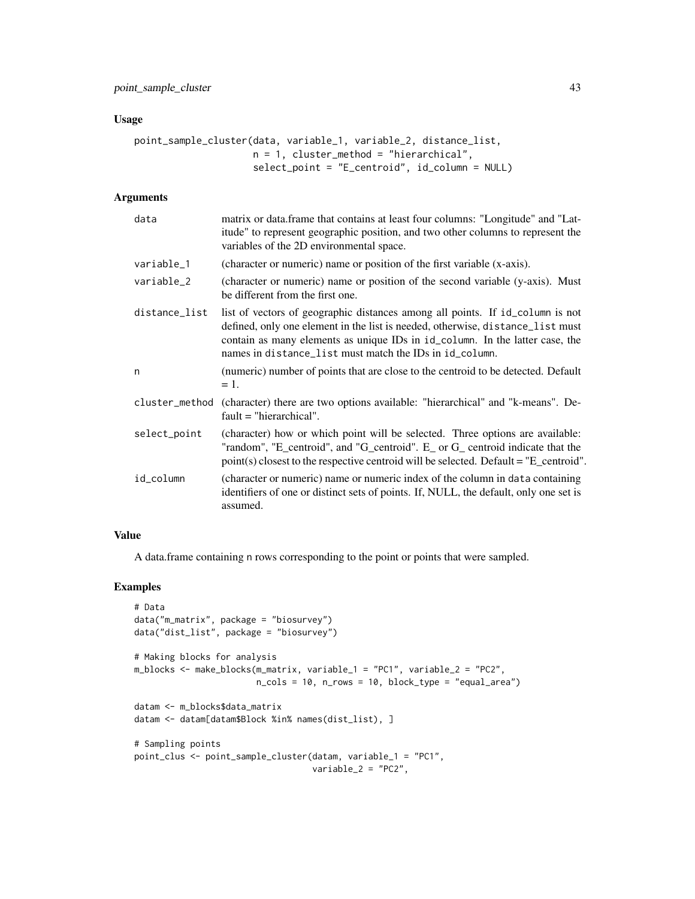### Usage

```
point_sample_cluster(data, variable_1, variable_2, distance_list,
                     n = 1, cluster_method = "hierarchical",
                     select_point = "E_centroid", id_column = NULL)
```

### Arguments

| | |
|---|---|
| `data` | matrix or data.frame that contains at least four columns: "Longitude" and "Latitude" to represent geographic position, and two other columns to represent the variables of the 2D environmental space. |
| `variable_1` | (character or numeric) name or position of the first variable (x-axis). |
| `variable_2` | (character or numeric) name or position of the second variable (y-axis). Must be different from the first one. |
| `distance_list` | list of vectors of geographic distances among all points. If `id_column` is not defined, only one element in the list is needed, otherwise, `distance_list` must contain as many elements as unique IDs in `id_column`. In the latter case, the names in `distance_list` must match the IDs in `id_column`. |
| `n` | (numeric) number of points that are close to the centroid to be detected. Default = 1. |
| `cluster_method` | (character) there are two options available: "hierarchical" and "k-means". Default = "hierarchical". |
| `select_point` | (character) how or which point will be selected. Three options are available: "random", "E_centroid", and "G_centroid". E_ or G_ centroid indicate that the point(s) closest to the respective centroid will be selected. Default = "E_centroid". |
| `id_column` | (character or numeric) name or numeric index of the column in `data` containing identifiers of one or distinct sets of points. If, NULL, the default, only one set is assumed. |

### Value

A data.frame containing `n` rows corresponding to the point or points that were sampled.

### Examples

```
# Data
data("m_matrix", package = "biosurvey")
data("dist_list", package = "biosurvey")

# Making blocks for analysis
m_blocks <- make_blocks(m_matrix, variable_1 = "PC1", variable_2 = "PC2",
                        n_cols = 10, n_rows = 10, block_type = "equal_area")

datam <- m_blocks$data_matrix
datam <- datam[datam$Block %in% names(dist_list), ]

# Sampling points
point_clus <- point_sample_cluster(datam, variable_1 = "PC1",
                                   variable_2 = "PC2",
```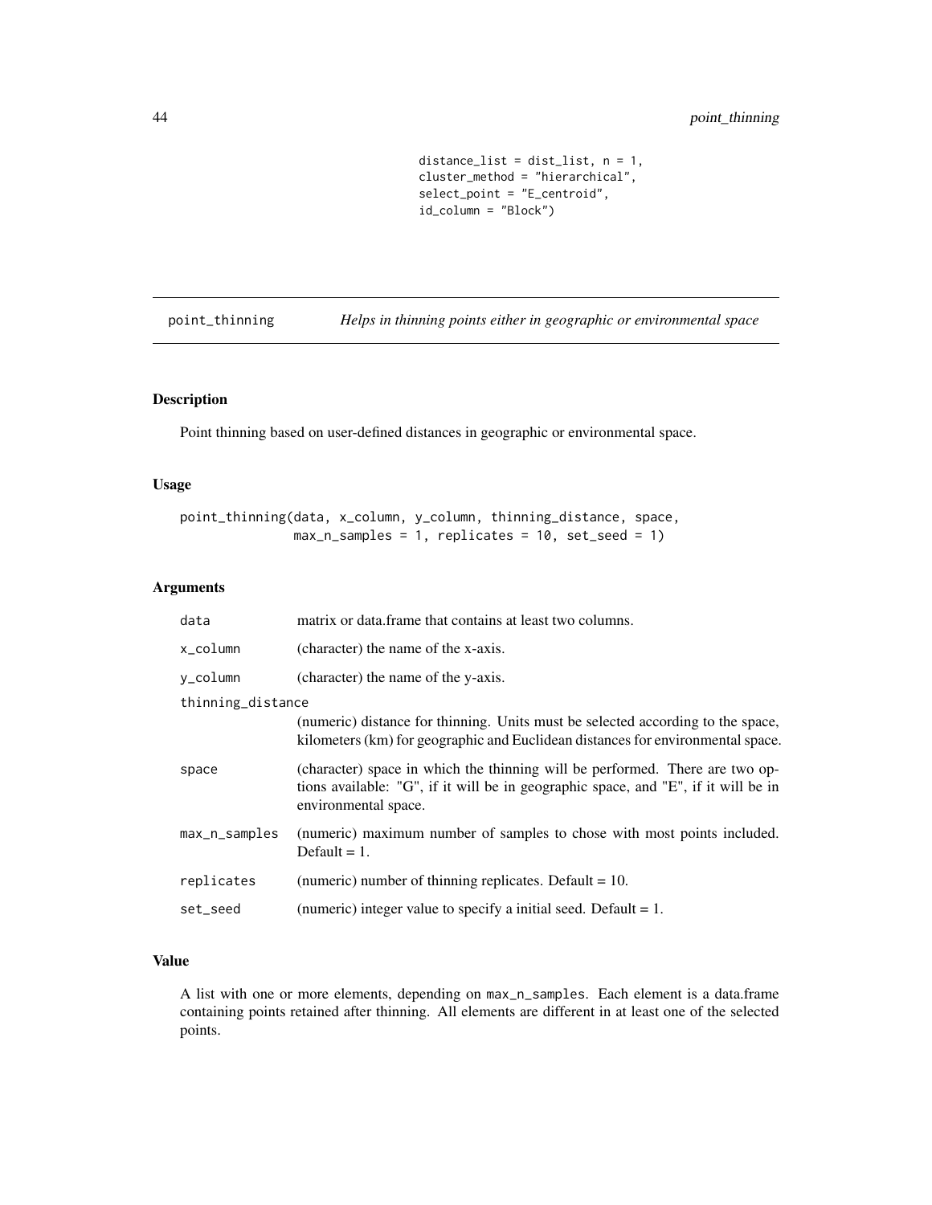```
                    distance_list = dist_list, n = 1,
                    cluster_method = "hierarchical",
                    select_point = "E_centroid",
                    id_column = "Block")
```

## point_thinning *Helps in thinning points either in geographic or environmental space*

### Description

Point thinning based on user-defined distances in geographic or environmental space.

### Usage

```
point_thinning(data, x_column, y_column, thinning_distance, space,
               max_n_samples = 1, replicates = 10, set_seed = 1)
```

### Arguments

| | |
|---|---|
| data | matrix or data.frame that contains at least two columns. |
| x_column | (character) the name of the x-axis. |
| y_column | (character) the name of the y-axis. |
| thinning_distance | (numeric) distance for thinning. Units must be selected according to the space, kilometers (km) for geographic and Euclidean distances for environmental space. |
| space | (character) space in which the thinning will be performed. There are two options available: "G", if it will be in geographic space, and "E", if it will be in environmental space. |
| max_n_samples | (numeric) maximum number of samples to chose with most points included. Default = 1. |
| replicates | (numeric) number of thinning replicates. Default = 10. |
| set_seed | (numeric) integer value to specify a initial seed. Default = 1. |

### Value

A list with one or more elements, depending on max_n_samples. Each element is a data.frame containing points retained after thinning. All elements are different in at least one of the selected points.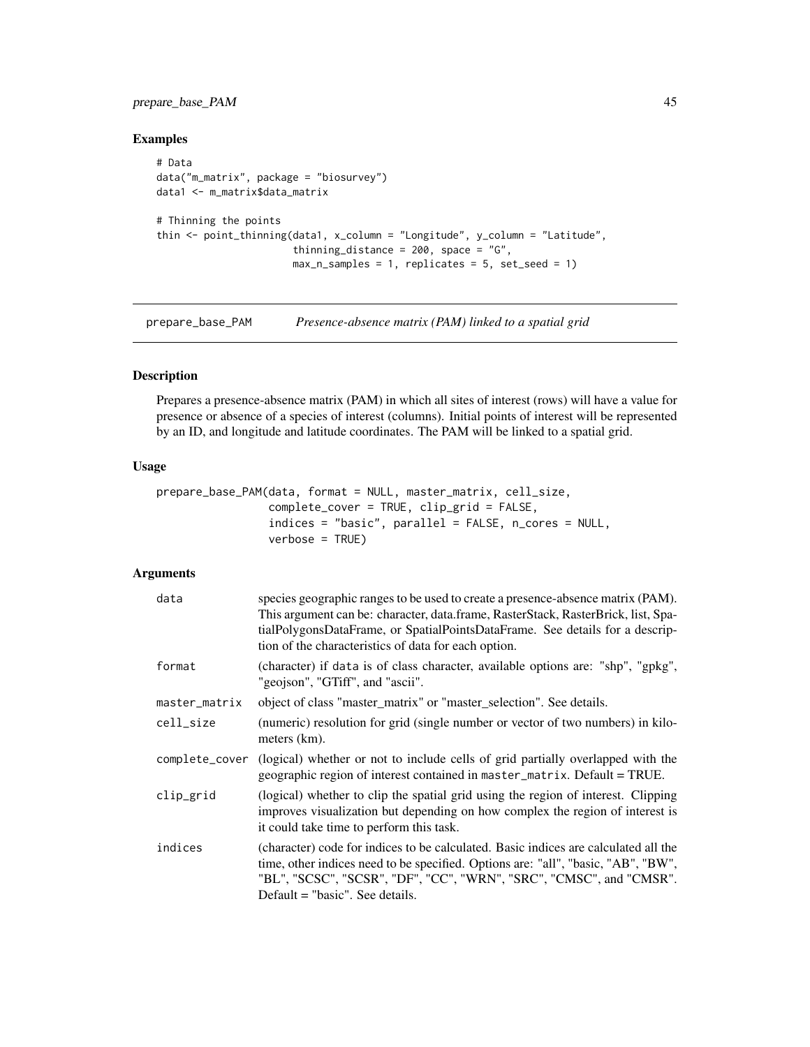## Examples

```
# Data
data("m_matrix", package = "biosurvey")
data1 <- m_matrix$data_matrix

# Thinning the points
thin <- point_thinning(data1, x_column = "Longitude", y_column = "Latitude",
                       thinning_distance = 200, space = "G",
                       max_n_samples = 1, replicates = 5, set_seed = 1)
```

---

# prepare_base_PAM *Presence-absence matrix (PAM) linked to a spatial grid*

---

## Description

Prepares a presence-absence matrix (PAM) in which all sites of interest (rows) will have a value for presence or absence of a species of interest (columns). Initial points of interest will be represented by an ID, and longitude and latitude coordinates. The PAM will be linked to a spatial grid.

## Usage

```
prepare_base_PAM(data, format = NULL, master_matrix, cell_size,
                 complete_cover = TRUE, clip_grid = FALSE,
                 indices = "basic", parallel = FALSE, n_cores = NULL,
                 verbose = TRUE)
```

## Arguments

| | |
|---|---|
| data | species geographic ranges to be used to create a presence-absence matrix (PAM). This argument can be: character, data.frame, RasterStack, RasterBrick, list, SpatialPolygonsDataFrame, or SpatialPointsDataFrame. See details for a description of the characteristics of data for each option. |
| format | (character) if data is of class character, available options are: "shp", "gpkg", "geojson", "GTiff", and "ascii". |
| master_matrix | object of class "master_matrix" or "master_selection". See details. |
| cell_size | (numeric) resolution for grid (single number or vector of two numbers) in kilometers (km). |
| complete_cover | (logical) whether or not to include cells of grid partially overlapped with the geographic region of interest contained in master_matrix. Default = TRUE. |
| clip_grid | (logical) whether to clip the spatial grid using the region of interest. Clipping improves visualization but depending on how complex the region of interest is it could take time to perform this task. |
| indices | (character) code for indices to be calculated. Basic indices are calculated all the time, other indices need to be specified. Options are: "all", "basic, "AB", "BW", "BL", "SCSC", "SCSR", "DF", "CC", "WRN", "SRC", "CMSC", and "CMSR". Default = "basic". See details. |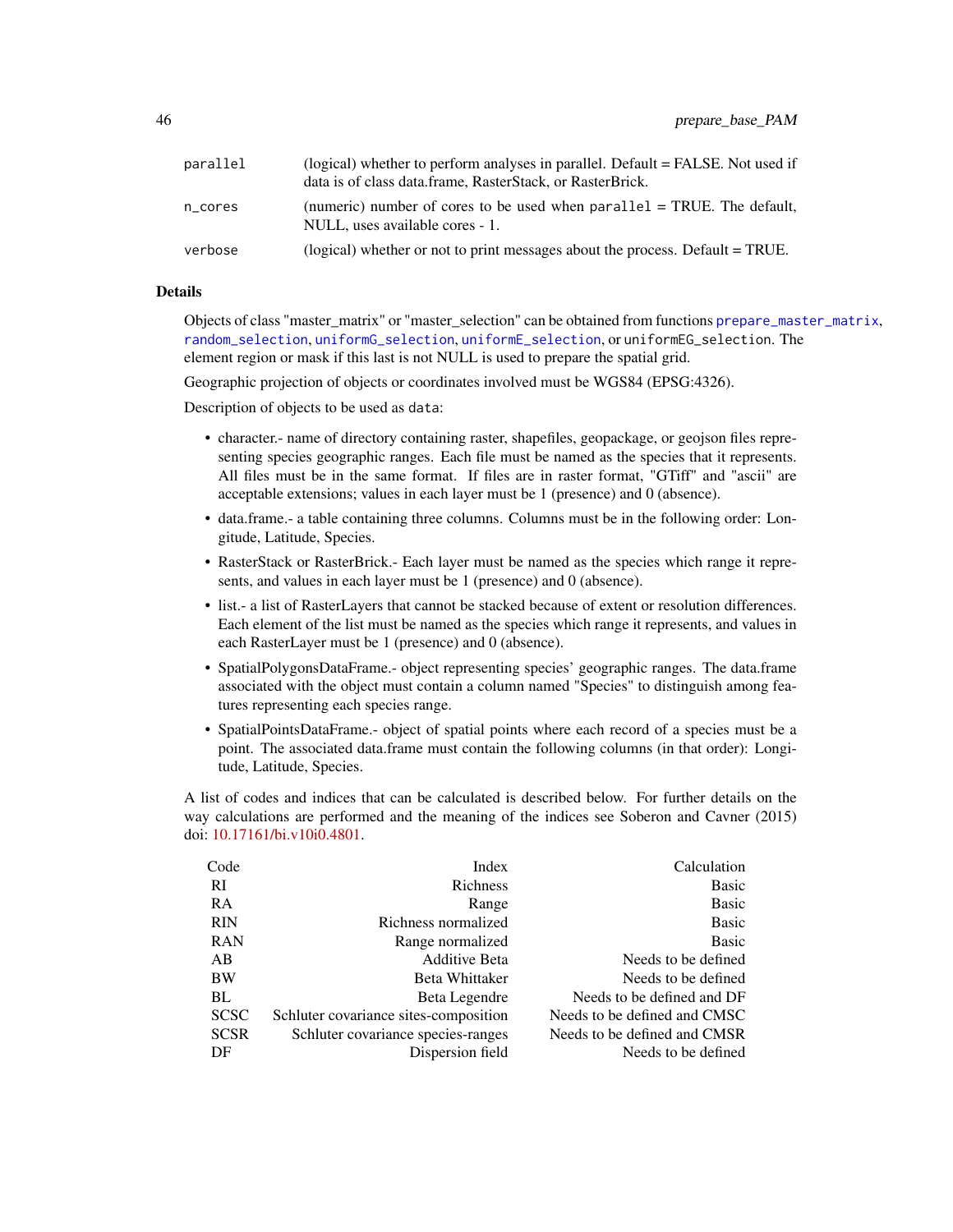| | |
|---|---|
| parallel | (logical) whether to perform analyses in parallel. Default = FALSE. Not used if data is of class data.frame, RasterStack, or RasterBrick. |
| n_cores | (numeric) number of cores to be used when parallel = TRUE. The default, NULL, uses available cores - 1. |
| verbose | (logical) whether or not to print messages about the process. Default = TRUE. |

### Details

Objects of class "master_matrix" or "master_selection" can be obtained from functions prepare_master_matrix, random_selection, uniformG_selection, uniformE_selection, or uniformEG_selection. The element region or mask if this last is not NULL is used to prepare the spatial grid.

Geographic projection of objects or coordinates involved must be WGS84 (EPSG:4326).

Description of objects to be used as data:

- character.- name of directory containing raster, shapefiles, geopackage, or geojson files representing species geographic ranges. Each file must be named as the species that it represents. All files must be in the same format. If files are in raster format, "GTiff" and "ascii" are acceptable extensions; values in each layer must be 1 (presence) and 0 (absence).
- data.frame.- a table containing three columns. Columns must be in the following order: Longitude, Latitude, Species.
- RasterStack or RasterBrick.- Each layer must be named as the species which range it represents, and values in each layer must be 1 (presence) and 0 (absence).
- list.- a list of RasterLayers that cannot be stacked because of extent or resolution differences. Each element of the list must be named as the species which range it represents, and values in each RasterLayer must be 1 (presence) and 0 (absence).
- SpatialPolygonsDataFrame.- object representing species' geographic ranges. The data.frame associated with the object must contain a column named "Species" to distinguish among features representing each species range.
- SpatialPointsDataFrame.- object of spatial points where each record of a species must be a point. The associated data.frame must contain the following columns (in that order): Longitude, Latitude, Species.

A list of codes and indices that can be calculated is described below. For further details on the way calculations are performed and the meaning of the indices see Soberon and Cavner (2015) doi: 10.17161/bi.v10i0.4801.

| Code | Index | Calculation |
|---|---:|---:|
| RI | Richness | Basic |
| RA | Range | Basic |
| RIN | Richness normalized | Basic |
| RAN | Range normalized | Basic |
| AB | Additive Beta | Needs to be defined |
| BW | Beta Whittaker | Needs to be defined |
| BL | Beta Legendre | Needs to be defined and DF |
| SCSC | Schluter covariance sites-composition | Needs to be defined and CMSC |
| SCSR | Schluter covariance species-ranges | Needs to be defined and CMSR |
| DF | Dispersion field | Needs to be defined |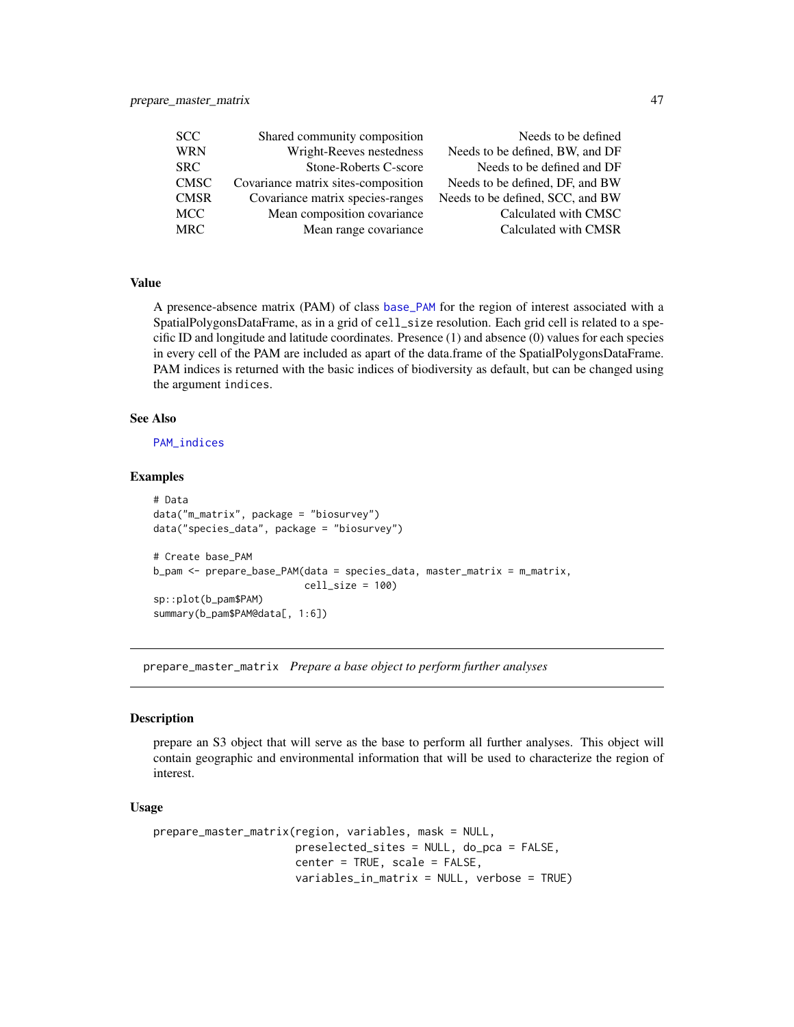| | | |
|---|---|---|
| SCC | Shared community composition | Needs to be defined |
| WRN | Wright-Reeves nestedness | Needs to be defined, BW, and DF |
| SRC | Stone-Roberts C-score | Needs to be defined and DF |
| CMSC | Covariance matrix sites-composition | Needs to be defined, DF, and BW |
| CMSR | Covariance matrix species-ranges | Needs to be defined, SCC, and BW |
| MCC | Mean composition covariance | Calculated with CMSC |
| MRC | Mean range covariance | Calculated with CMSR |

### Value

A presence-absence matrix (PAM) of class `base_PAM` for the region of interest associated with a SpatialPolygonsDataFrame, as in a grid of `cell_size` resolution. Each grid cell is related to a specific ID and longitude and latitude coordinates. Presence (1) and absence (0) values for each species in every cell of the PAM are included as apart of the data.frame of the SpatialPolygonsDataFrame. PAM indices is returned with the basic indices of biodiversity as default, but can be changed using the argument `indices`.

### See Also

`PAM_indices`

### Examples

```
# Data
data("m_matrix", package = "biosurvey")
data("species_data", package = "biosurvey")

# Create base_PAM
b_pam <- prepare_base_PAM(data = species_data, master_matrix = m_matrix,
                          cell_size = 100)
sp::plot(b_pam$PAM)
summary(b_pam$PAM@data[, 1:6])
```

---

## prepare_master_matrix *Prepare a base object to perform further analyses*

### Description

prepare an S3 object that will serve as the base to perform all further analyses. This object will contain geographic and environmental information that will be used to characterize the region of interest.

### Usage

```
prepare_master_matrix(region, variables, mask = NULL,
                      preselected_sites = NULL, do_pca = FALSE,
                      center = TRUE, scale = FALSE,
                      variables_in_matrix = NULL, verbose = TRUE)
```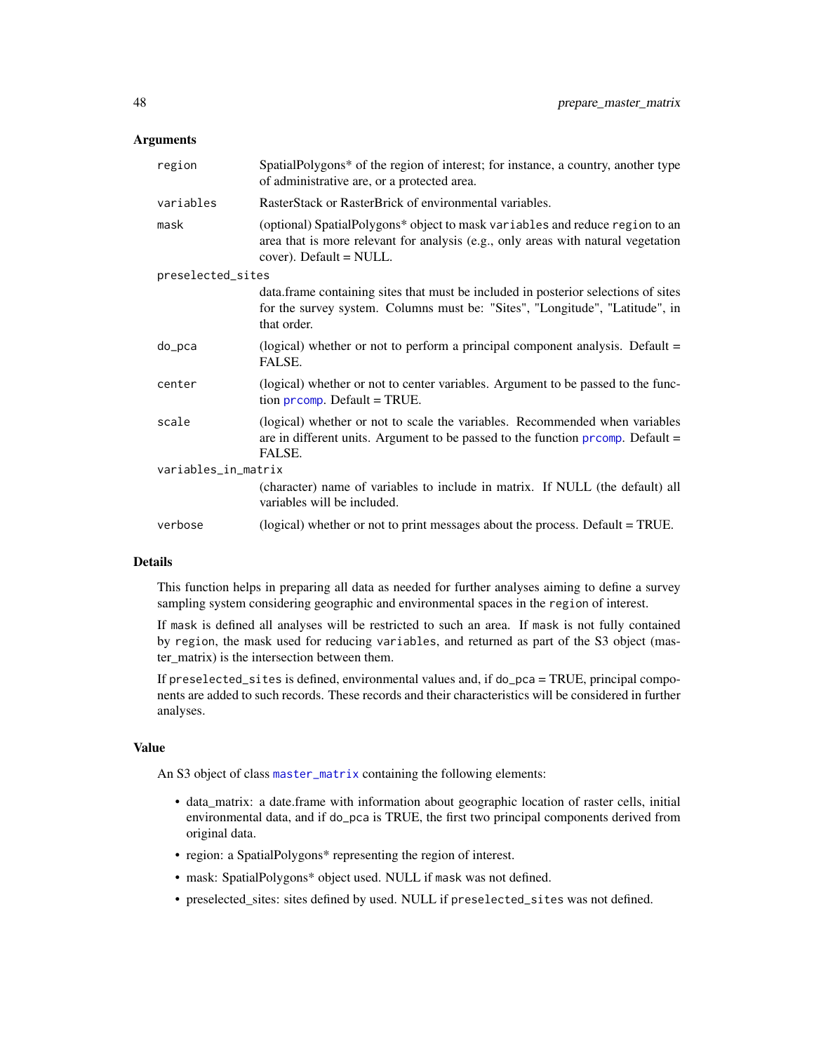## Arguments

| | |
|---|---|
| `region` | SpatialPolygons* of the region of interest; for instance, a country, another type of administrative are, or a protected area. |
| `variables` | RasterStack or RasterBrick of environmental variables. |
| `mask` | (optional) SpatialPolygons* object to mask `variables` and reduce `region` to an area that is more relevant for analysis (e.g., only areas with natural vegetation cover). Default = NULL. |
| `preselected_sites` | data.frame containing sites that must be included in posterior selections of sites for the survey system. Columns must be: "Sites", "Longitude", "Latitude", in that order. |
| `do_pca` | (logical) whether or not to perform a principal component analysis. Default = FALSE. |
| `center` | (logical) whether or not to center variables. Argument to be passed to the function prcomp. Default = TRUE. |
| `scale` | (logical) whether or not to scale the variables. Recommended when variables are in different units. Argument to be passed to the function prcomp. Default = FALSE. |
| `variables_in_matrix` | (character) name of variables to include in matrix. If NULL (the default) all variables will be included. |
| `verbose` | (logical) whether or not to print messages about the process. Default = TRUE. |

## Details

This function helps in preparing all data as needed for further analyses aiming to define a survey sampling system considering geographic and environmental spaces in the `region` of interest.

If `mask` is defined all analyses will be restricted to such an area. If `mask` is not fully contained by `region`, the mask used for reducing `variables`, and returned as part of the S3 object (master_matrix) is the intersection between them.

If `preselected_sites` is defined, environmental values and, if `do_pca` = TRUE, principal components are added to such records. These records and their characteristics will be considered in further analyses.

## Value

An S3 object of class master_matrix containing the following elements:

- data_matrix: a date.frame with information about geographic location of raster cells, initial environmental data, and if `do_pca` is TRUE, the first two principal components derived from original data.
- region: a SpatialPolygons* representing the region of interest.
- mask: SpatialPolygons* object used. NULL if `mask` was not defined.
- preselected_sites: sites defined by used. NULL if `preselected_sites` was not defined.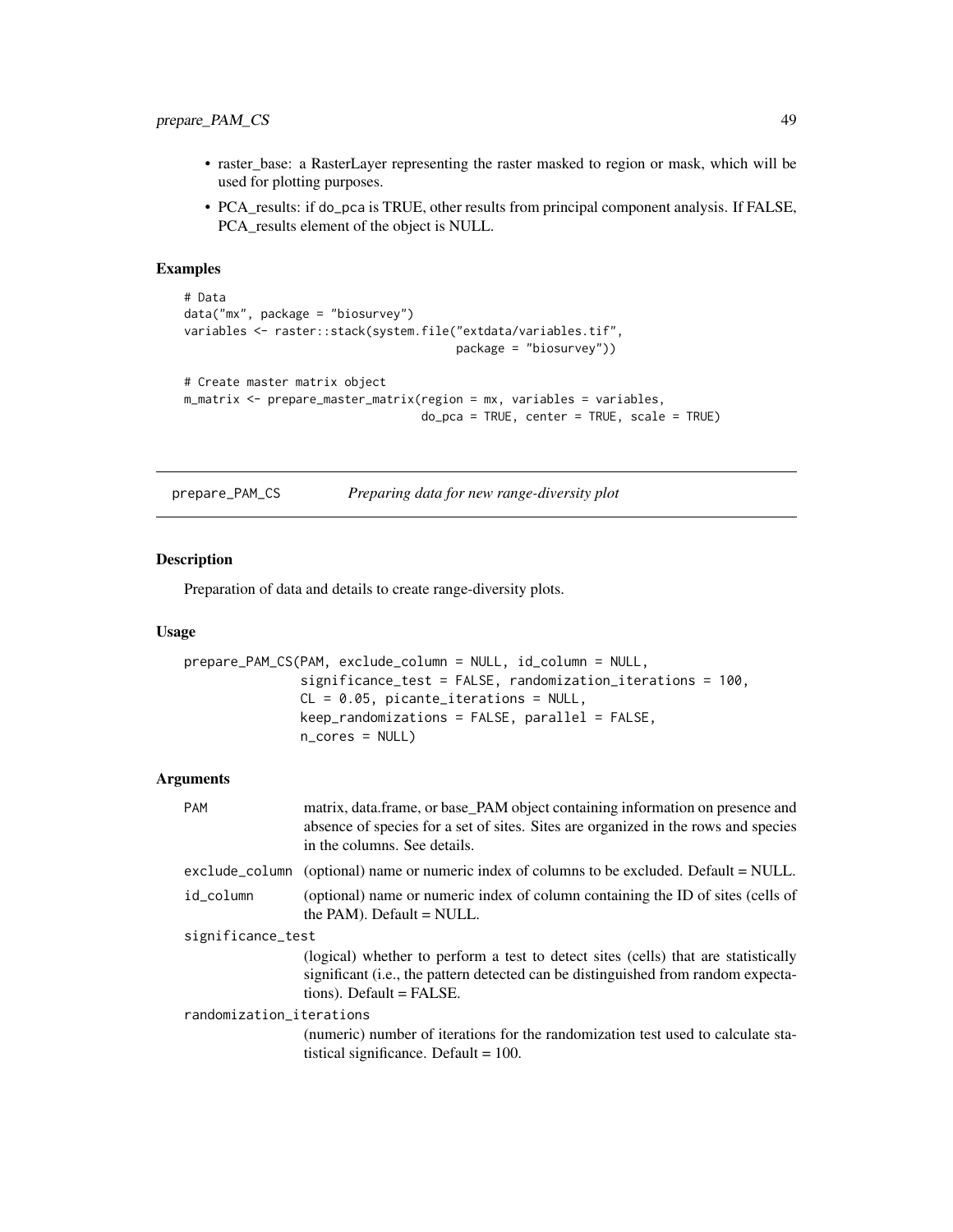- raster_base: a RasterLayer representing the raster masked to region or mask, which will be used for plotting purposes.
- PCA_results: if do_pca is TRUE, other results from principal component analysis. If FALSE, PCA_results element of the object is NULL.

### Examples

```
# Data
data("mx", package = "biosurvey")
variables <- raster::stack(system.file("extdata/variables.tif",
                                       package = "biosurvey"))

# Create master matrix object
m_matrix <- prepare_master_matrix(region = mx, variables = variables,
                                  do_pca = TRUE, center = TRUE, scale = TRUE)
```

## prepare_PAM_CS *Preparing data for new range-diversity plot*

### Description

Preparation of data and details to create range-diversity plots.

### Usage

```
prepare_PAM_CS(PAM, exclude_column = NULL, id_column = NULL,
               significance_test = FALSE, randomization_iterations = 100,
               CL = 0.05, picante_iterations = NULL,
               keep_randomizations = FALSE, parallel = FALSE,
               n_cores = NULL)
```

### Arguments

| | |
|---|---|
| PAM | matrix, data.frame, or base_PAM object containing information on presence and absence of species for a set of sites. Sites are organized in the rows and species in the columns. See details. |
| exclude_column | (optional) name or numeric index of columns to be excluded. Default = NULL. |
| id_column | (optional) name or numeric index of column containing the ID of sites (cells of the PAM). Default = NULL. |
| significance_test | (logical) whether to perform a test to detect sites (cells) that are statistically significant (i.e., the pattern detected can be distinguished from random expectations). Default = FALSE. |
| randomization_iterations | (numeric) number of iterations for the randomization test used to calculate statistical significance. Default = 100. |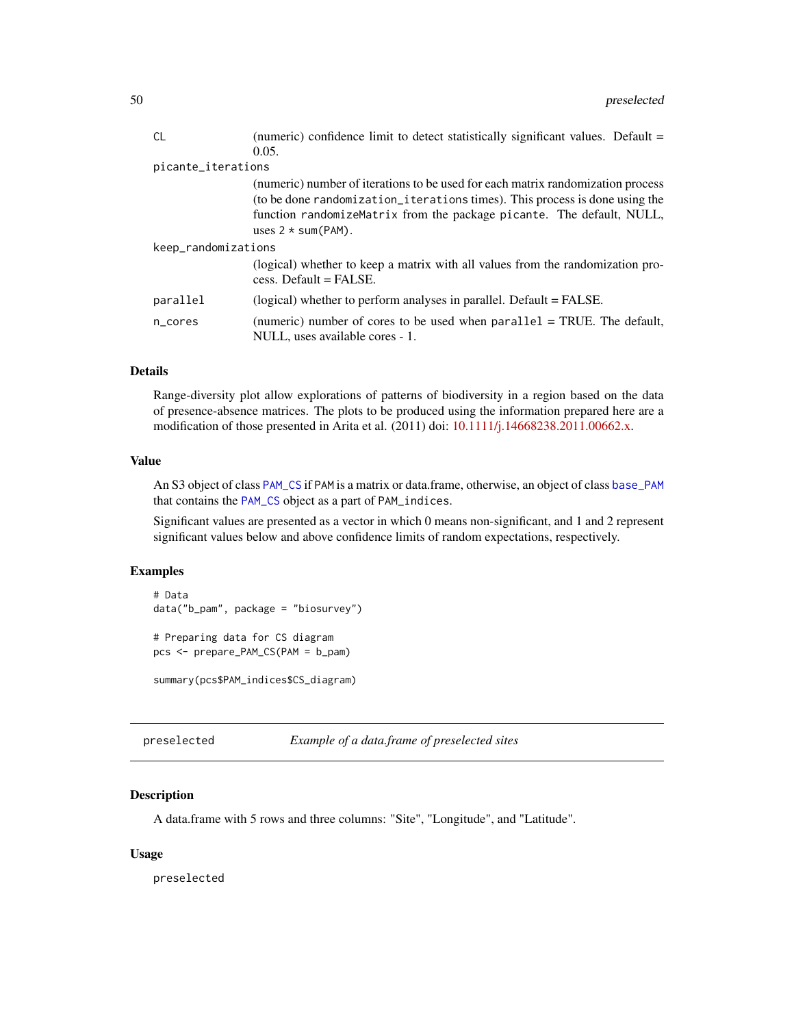| | |
|---|---|
| `CL` | (numeric) confidence limit to detect statistically significant values. Default = 0.05. |
| `picante_iterations` | (numeric) number of iterations to be used for each matrix randomization process (to be done `randomization_iterations` times). This process is done using the function `randomizeMatrix` from the package `picante`. The default, NULL, uses `2 * sum(PAM)`. |
| `keep_randomizations` | (logical) whether to keep a matrix with all values from the randomization process. Default = FALSE. |
| `parallel` | (logical) whether to perform analyses in parallel. Default = FALSE. |
| `n_cores` | (numeric) number of cores to be used when `parallel` = TRUE. The default, NULL, uses available cores - 1. |

### Details

Range-diversity plot allow explorations of patterns of biodiversity in a region based on the data of presence-absence matrices. The plots to be produced using the information prepared here are a modification of those presented in Arita et al. (2011) doi: 10.1111/j.14668238.2011.00662.x.

### Value

An S3 object of class `PAM_CS` if `PAM` is a matrix or data.frame, otherwise, an object of class `base_PAM` that contains the `PAM_CS` object as a part of `PAM_indices`.

Significant values are presented as a vector in which 0 means non-significant, and 1 and 2 represent significant values below and above confidence limits of random expectations, respectively.

### Examples

```
# Data
data("b_pam", package = "biosurvey")

# Preparing data for CS diagram
pcs <- prepare_PAM_CS(PAM = b_pam)

summary(pcs$PAM_indices$CS_diagram)
```

---

## `preselected` — *Example of a data.frame of preselected sites*

---

### Description

A data.frame with 5 rows and three columns: "Site", "Longitude", and "Latitude".

### Usage

```
preselected
```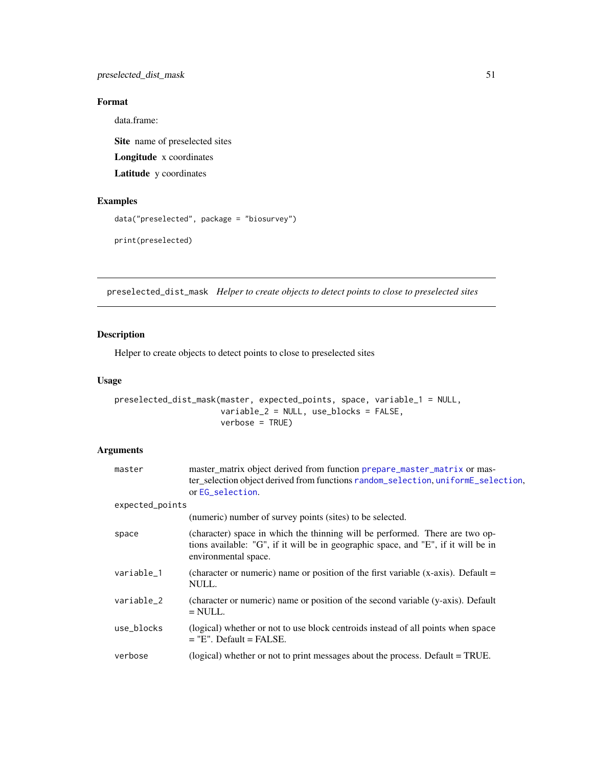## Format

data.frame:

**Site** name of preselected sites

**Longitude** x coordinates

**Latitude** y coordinates

## Examples

```
data("preselected", package = "biosurvey")

print(preselected)
```

---

# preselected_dist_mask *Helper to create objects to detect points to close to preselected sites*

## Description

Helper to create objects to detect points to close to preselected sites

## Usage

```
preselected_dist_mask(master, expected_points, space, variable_1 = NULL,
                      variable_2 = NULL, use_blocks = FALSE,
                      verbose = TRUE)
```

## Arguments

| | |
|---|---|
| master | master_matrix object derived from function prepare_master_matrix or master_selection object derived from functions random_selection, uniformE_selection, or EG_selection. |
| expected_points | (numeric) number of survey points (sites) to be selected. |
| space | (character) space in which the thinning will be performed. There are two options available: "G", if it will be in geographic space, and "E", if it will be in environmental space. |
| variable_1 | (character or numeric) name or position of the first variable (x-axis). Default = NULL. |
| variable_2 | (character or numeric) name or position of the second variable (y-axis). Default = NULL. |
| use_blocks | (logical) whether or not to use block centroids instead of all points when space = "E". Default = FALSE. |
| verbose | (logical) whether or not to print messages about the process. Default = TRUE. |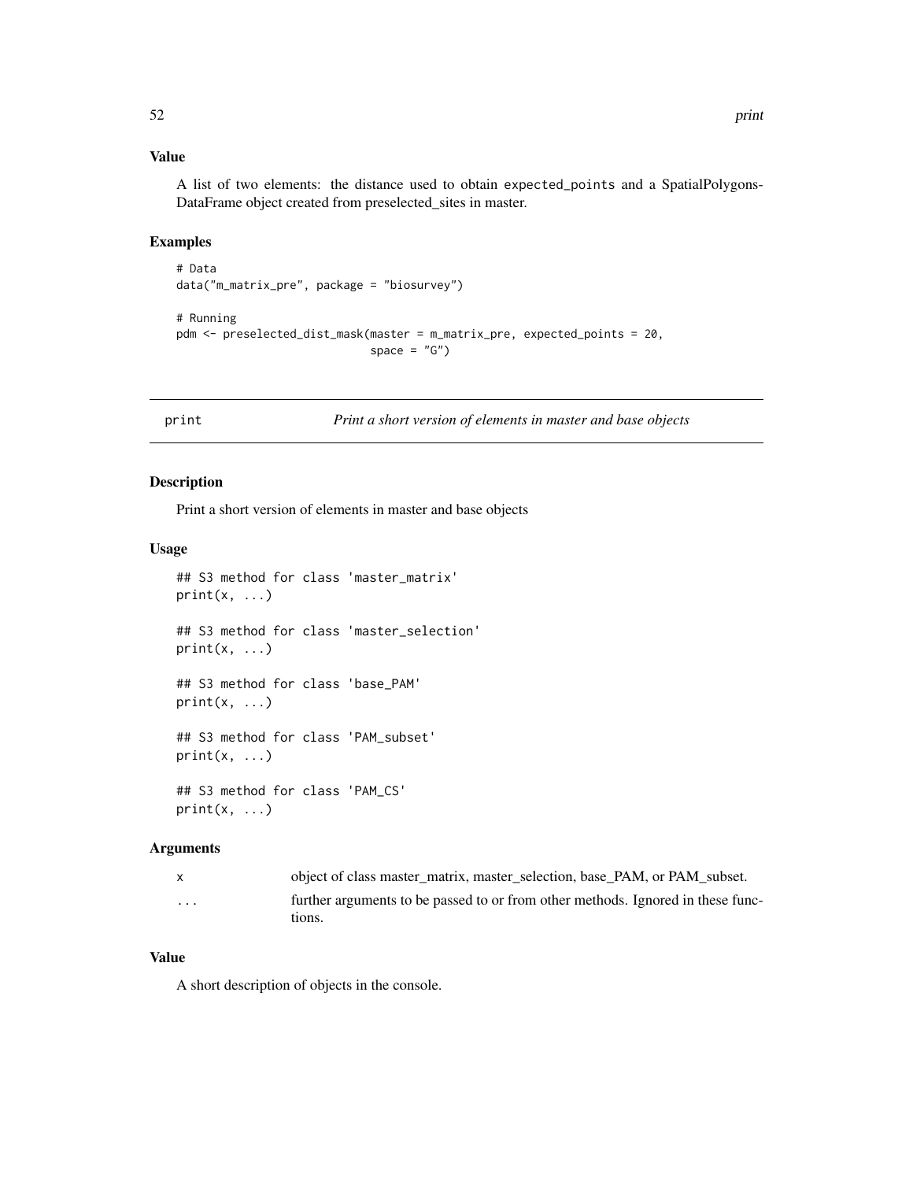### Value

A list of two elements: the distance used to obtain expected_points and a SpatialPolygons-DataFrame object created from preselected_sites in master.

### Examples

```
# Data
data("m_matrix_pre", package = "biosurvey")

# Running
pdm <- preselected_dist_mask(master = m_matrix_pre, expected_points = 20,
                             space = "G")
```

---

## print — *Print a short version of elements in master and base objects*

### Description

Print a short version of elements in master and base objects

### Usage

```
## S3 method for class 'master_matrix'
print(x, ...)

## S3 method for class 'master_selection'
print(x, ...)

## S3 method for class 'base_PAM'
print(x, ...)

## S3 method for class 'PAM_subset'
print(x, ...)

## S3 method for class 'PAM_CS'
print(x, ...)
```

### Arguments

| | |
|---|---|
| x | object of class master_matrix, master_selection, base_PAM, or PAM_subset. |
| ... | further arguments to be passed to or from other methods. Ignored in these functions. |

### Value

A short description of objects in the console.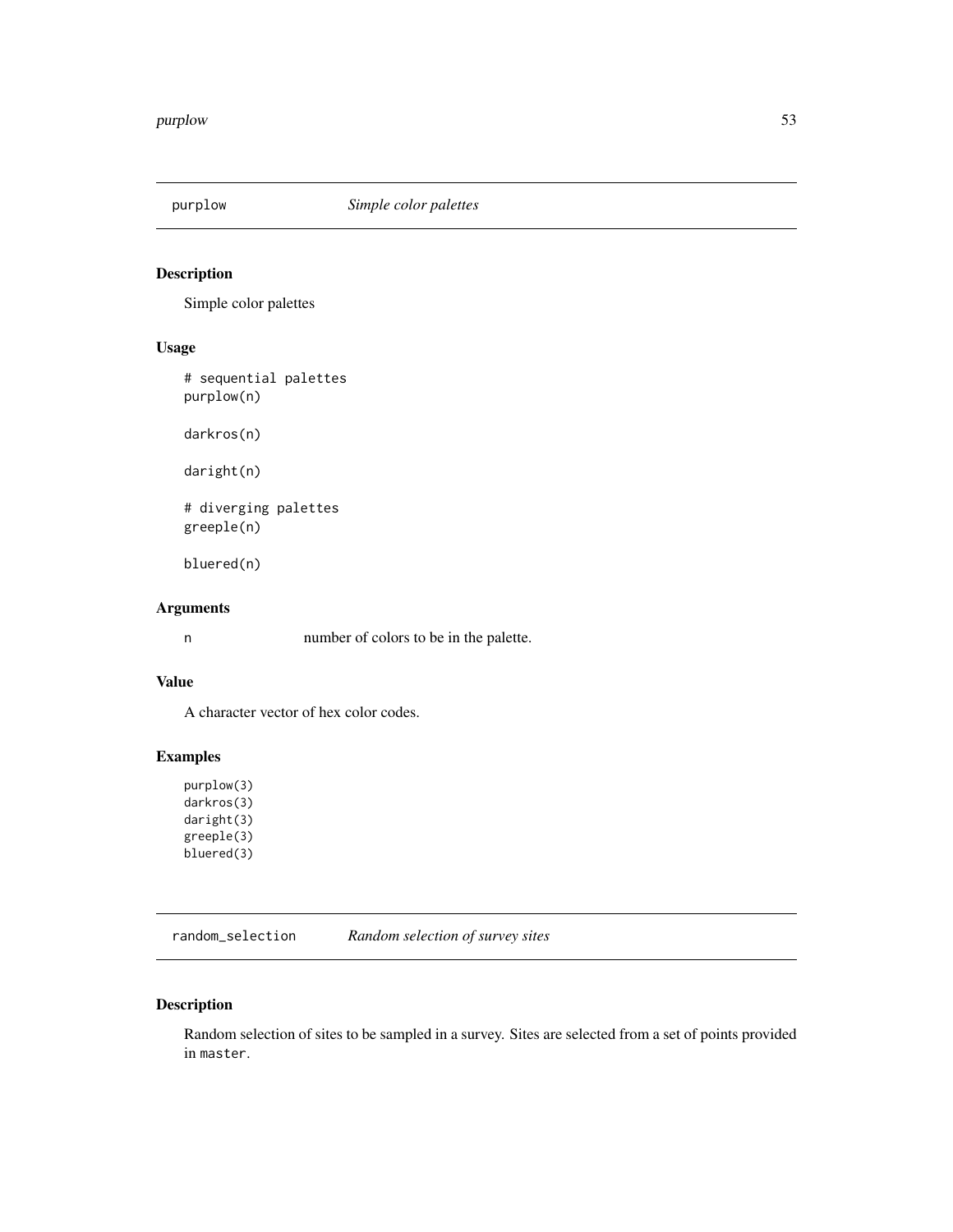## purplow *Simple color palettes*

### Description

Simple color palettes

### Usage

```
# sequential palettes
purplow(n)

darkros(n)

daright(n)

# diverging palettes
greeple(n)

bluered(n)
```

### Arguments

| | |
|---|---|
| n | number of colors to be in the palette. |

### Value

A character vector of hex color codes.

### Examples

```
purplow(3)
darkros(3)
daright(3)
greeple(3)
bluered(3)
```

## random_selection *Random selection of survey sites*

### Description

Random selection of sites to be sampled in a survey. Sites are selected from a set of points provided in `master`.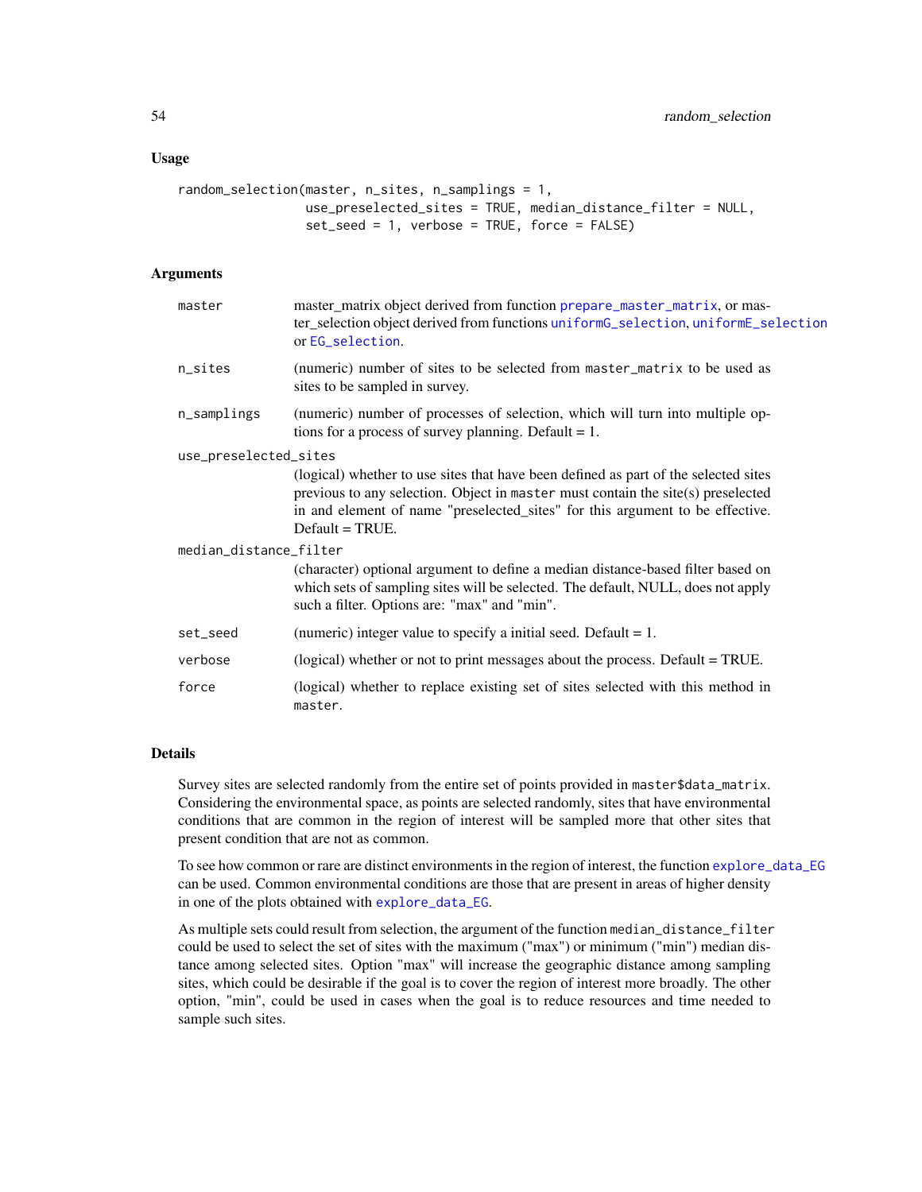### Usage

```
random_selection(master, n_sites, n_samplings = 1,
                 use_preselected_sites = TRUE, median_distance_filter = NULL,
                 set_seed = 1, verbose = TRUE, force = FALSE)
```

### Arguments

- `master` — master_matrix object derived from function prepare_master_matrix, or master_selection object derived from functions uniformG_selection, uniformE_selection or EG_selection.
- `n_sites` — (numeric) number of sites to be selected from `master_matrix` to be used as sites to be sampled in survey.
- `n_samplings` — (numeric) number of processes of selection, which will turn into multiple options for a process of survey planning. Default = 1.
- `use_preselected_sites` — (logical) whether to use sites that have been defined as part of the selected sites previous to any selection. Object in `master` must contain the site(s) preselected in and element of name "preselected_sites" for this argument to be effective. Default = TRUE.
- `median_distance_filter` — (character) optional argument to define a median distance-based filter based on which sets of sampling sites will be selected. The default, NULL, does not apply such a filter. Options are: "max" and "min".
- `set_seed` — (numeric) integer value to specify a initial seed. Default = 1.
- `verbose` — (logical) whether or not to print messages about the process. Default = TRUE.
- `force` — (logical) whether to replace existing set of sites selected with this method in `master`.

### Details

Survey sites are selected randomly from the entire set of points provided in `master$data_matrix`. Considering the environmental space, as points are selected randomly, sites that have environmental conditions that are common in the region of interest will be sampled more that other sites that present condition that are not as common.

To see how common or rare are distinct environments in the region of interest, the function explore_data_EG can be used. Common environmental conditions are those that are present in areas of higher density in one of the plots obtained with explore_data_EG.

As multiple sets could result from selection, the argument of the function `median_distance_filter` could be used to select the set of sites with the maximum ("max") or minimum ("min") median distance among selected sites. Option "max" will increase the geographic distance among sampling sites, which could be desirable if the goal is to cover the region of interest more broadly. The other option, "min", could be used in cases when the goal is to reduce resources and time needed to sample such sites.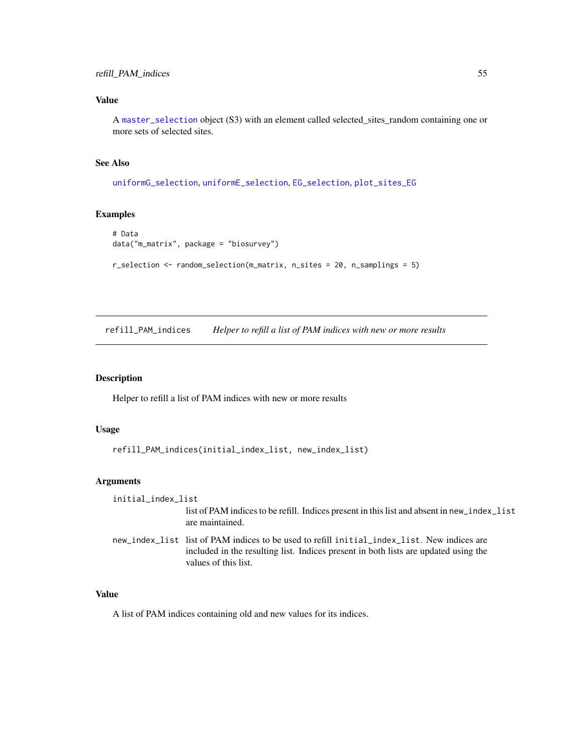### Value

A master_selection object (S3) with an element called selected_sites_random containing one or more sets of selected sites.

### See Also

uniformG_selection, uniformE_selection, EG_selection, plot_sites_EG

### Examples

```
# Data
data("m_matrix", package = "biosurvey")

r_selection <- random_selection(m_matrix, n_sites = 20, n_samplings = 5)
```

---

## refill_PAM_indices    *Helper to refill a list of PAM indices with new or more results*

### Description

Helper to refill a list of PAM indices with new or more results

### Usage

```
refill_PAM_indices(initial_index_list, new_index_list)
```

### Arguments

- `initial_index_list` — list of PAM indices to be refill. Indices present in this list and absent in `new_index_list` are maintained.
- `new_index_list` — list of PAM indices to be used to refill `initial_index_list`. New indices are included in the resulting list. Indices present in both lists are updated using the values of this list.

### Value

A list of PAM indices containing old and new values for its indices.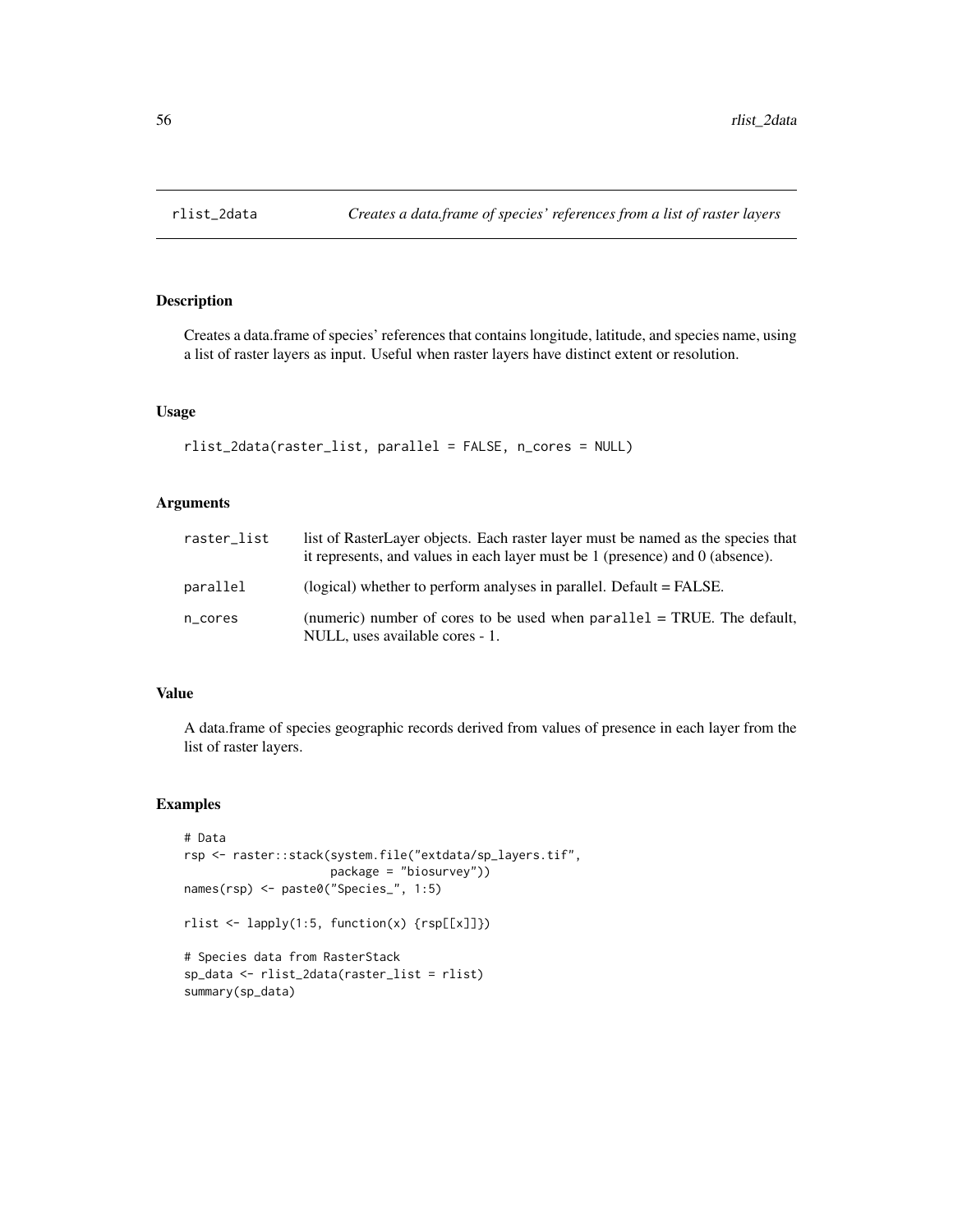## rlist_2data    *Creates a data.frame of species' references from a list of raster layers*

### Description

Creates a data.frame of species' references that contains longitude, latitude, and species name, using a list of raster layers as input. Useful when raster layers have distinct extent or resolution.

### Usage

```
rlist_2data(raster_list, parallel = FALSE, n_cores = NULL)
```

### Arguments

| | |
|---|---|
| raster_list | list of RasterLayer objects. Each raster layer must be named as the species that it represents, and values in each layer must be 1 (presence) and 0 (absence). |
| parallel | (logical) whether to perform analyses in parallel. Default = FALSE. |
| n_cores | (numeric) number of cores to be used when `parallel` = TRUE. The default, NULL, uses available cores - 1. |

### Value

A data.frame of species geographic records derived from values of presence in each layer from the list of raster layers.

### Examples

```
# Data
rsp <- raster::stack(system.file("extdata/sp_layers.tif",
                     package = "biosurvey"))
names(rsp) <- paste0("Species_", 1:5)

rlist <- lapply(1:5, function(x) {rsp[[x]]})

# Species data from RasterStack
sp_data <- rlist_2data(raster_list = rlist)
summary(sp_data)
```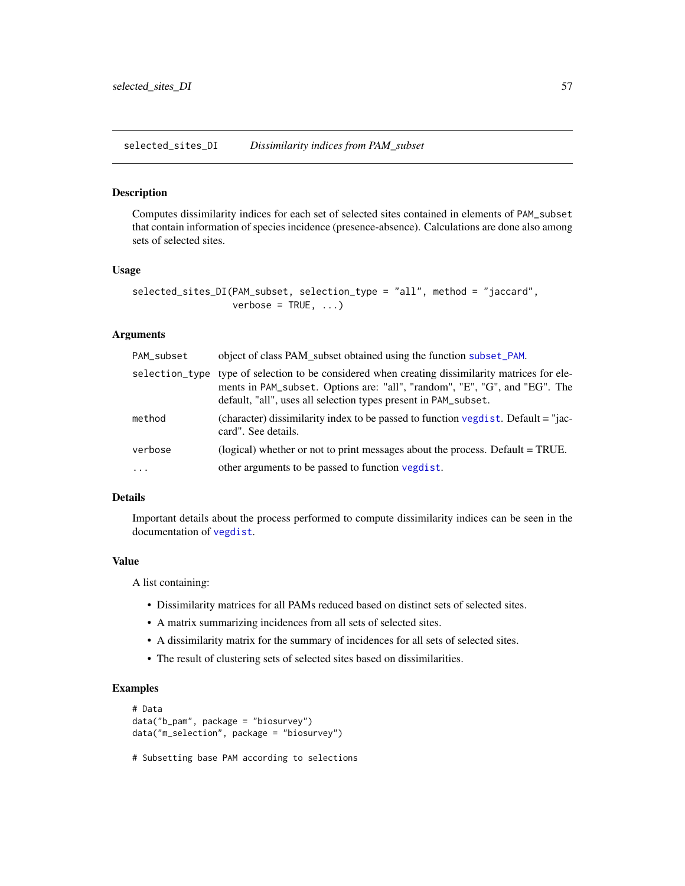## selected_sites_DI — *Dissimilarity indices from PAM_subset*

### Description

Computes dissimilarity indices for each set of selected sites contained in elements of `PAM_subset` that contain information of species incidence (presence-absence). Calculations are done also among sets of selected sites.

### Usage

```
selected_sites_DI(PAM_subset, selection_type = "all", method = "jaccard",
                  verbose = TRUE, ...)
```

### Arguments

| | |
|---|---|
| `PAM_subset` | object of class PAM_subset obtained using the function `subset_PAM`. |
| `selection_type` | type of selection to be considered when creating dissimilarity matrices for elements in `PAM_subset`. Options are: "all", "random", "E", "G", and "EG". The default, "all", uses all selection types present in `PAM_subset`. |
| `method` | (character) dissimilarity index to be passed to function `vegdist`. Default = "jaccard". See details. |
| `verbose` | (logical) whether or not to print messages about the process. Default = TRUE. |
| `...` | other arguments to be passed to function `vegdist`. |

### Details

Important details about the process performed to compute dissimilarity indices can be seen in the documentation of `vegdist`.

### Value

A list containing:

- Dissimilarity matrices for all PAMs reduced based on distinct sets of selected sites.
- A matrix summarizing incidences from all sets of selected sites.
- A dissimilarity matrix for the summary of incidences for all sets of selected sites.
- The result of clustering sets of selected sites based on dissimilarities.

### Examples

```
# Data
data("b_pam", package = "biosurvey")
data("m_selection", package = "biosurvey")

# Subsetting base PAM according to selections
```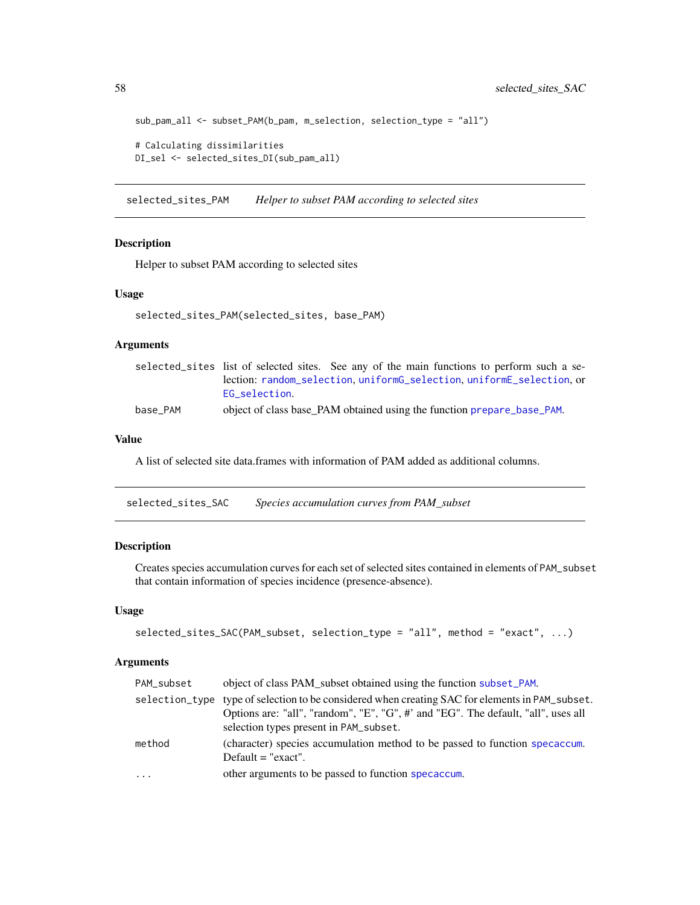```
sub_pam_all <- subset_PAM(b_pam, m_selection, selection_type = "all")

# Calculating dissimilarities
DI_sel <- selected_sites_DI(sub_pam_all)
```

## selected_sites_PAM *Helper to subset PAM according to selected sites*

### Description

Helper to subset PAM according to selected sites

### Usage

```
selected_sites_PAM(selected_sites, base_PAM)
```

### Arguments

| | |
|---|---|
| selected_sites | list of selected sites. See any of the main functions to perform such a selection: random_selection, uniformG_selection, uniformE_selection, or EG_selection. |
| base_PAM | object of class base_PAM obtained using the function prepare_base_PAM. |

### Value

A list of selected site data.frames with information of PAM added as additional columns.

## selected_sites_SAC *Species accumulation curves from PAM_subset*

### Description

Creates species accumulation curves for each set of selected sites contained in elements of `PAM_subset` that contain information of species incidence (presence-absence).

### Usage

```
selected_sites_SAC(PAM_subset, selection_type = "all", method = "exact", ...)
```

### Arguments

| | |
|---|---|
| PAM_subset | object of class PAM_subset obtained using the function subset_PAM. |
| selection_type | type of selection to be considered when creating SAC for elements in `PAM_subset`. Options are: "all", "random", "E", "G", #' and "EG". The default, "all", uses all selection types present in `PAM_subset`. |
| method | (character) species accumulation method to be passed to function specaccum. Default = "exact". |
| ... | other arguments to be passed to function specaccum. |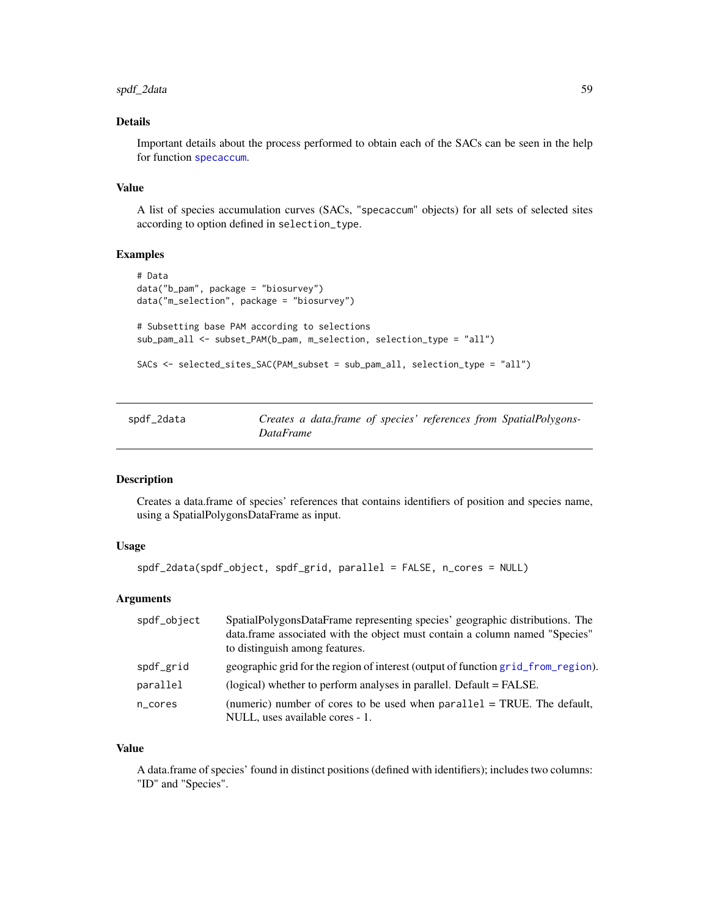### Details

Important details about the process performed to obtain each of the SACs can be seen in the help for function `specaccum`.

### Value

A list of species accumulation curves (SACs, "specaccum" objects) for all sets of selected sites according to option defined in `selection_type`.

### Examples

```
# Data
data("b_pam", package = "biosurvey")
data("m_selection", package = "biosurvey")

# Subsetting base PAM according to selections
sub_pam_all <- subset_PAM(b_pam, m_selection, selection_type = "all")

SACs <- selected_sites_SAC(PAM_subset = sub_pam_all, selection_type = "all")
```

---

## spdf_2data — *Creates a data.frame of species' references from SpatialPolygonsDataFrame*

---

### Description

Creates a data.frame of species' references that contains identifiers of position and species name, using a SpatialPolygonsDataFrame as input.

### Usage

```
spdf_2data(spdf_object, spdf_grid, parallel = FALSE, n_cores = NULL)
```

### Arguments

| | |
|---|---|
| `spdf_object` | SpatialPolygonsDataFrame representing species' geographic distributions. The data.frame associated with the object must contain a column named "Species" to distinguish among features. |
| `spdf_grid` | geographic grid for the region of interest (output of function `grid_from_region`). |
| `parallel` | (logical) whether to perform analyses in parallel. Default = FALSE. |
| `n_cores` | (numeric) number of cores to be used when `parallel` = TRUE. The default, NULL, uses available cores - 1. |

### Value

A data.frame of species' found in distinct positions (defined with identifiers); includes two columns: "ID" and "Species".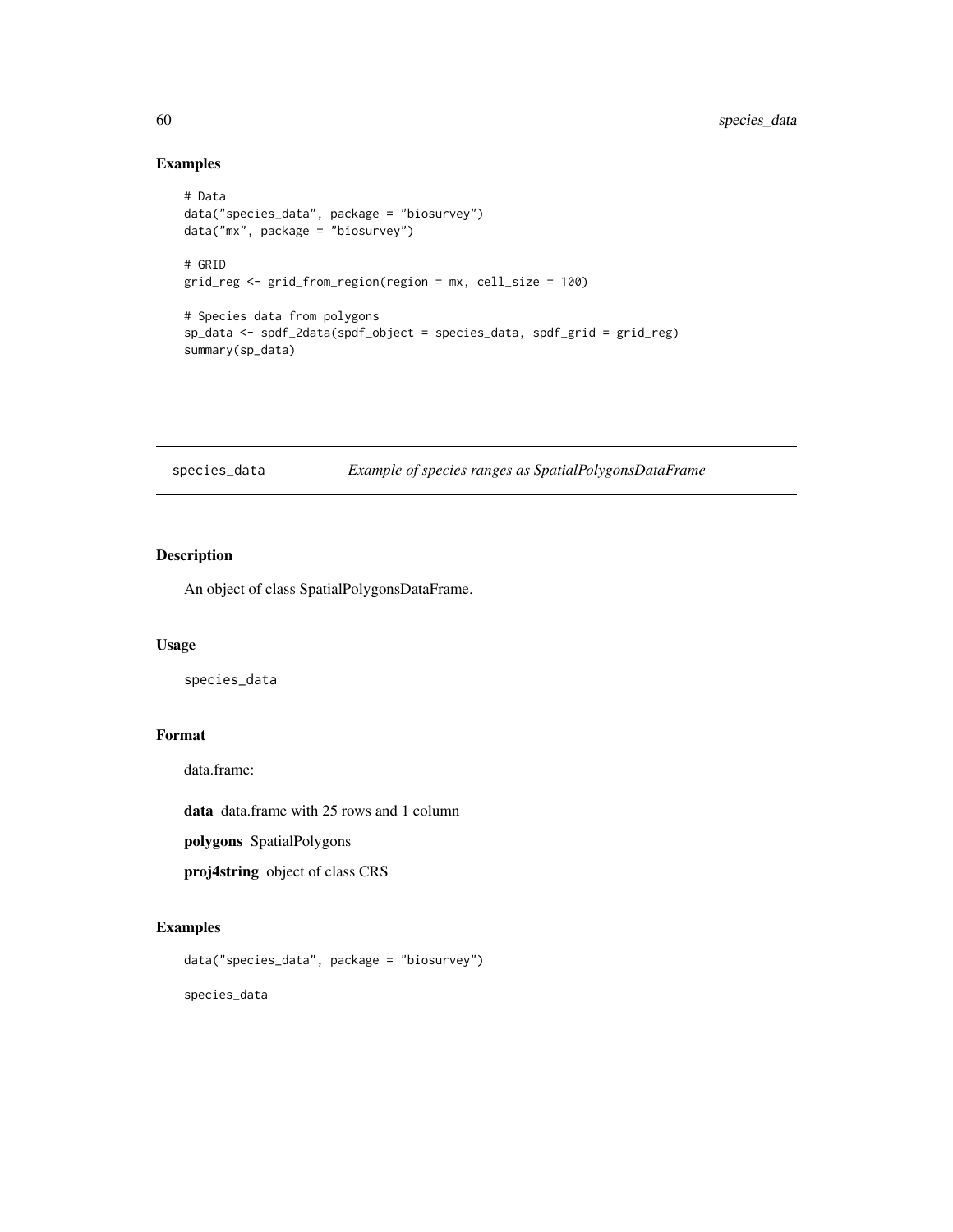## Examples

```
# Data
data("species_data", package = "biosurvey")
data("mx", package = "biosurvey")

# GRID
grid_reg <- grid_from_region(region = mx, cell_size = 100)

# Species data from polygons
sp_data <- spdf_2data(spdf_object = species_data, spdf_grid = grid_reg)
summary(sp_data)
```

---

# species_data — *Example of species ranges as SpatialPolygonsDataFrame*

## Description

An object of class SpatialPolygonsDataFrame.

## Usage

```
species_data
```

## Format

data.frame:

**data** data.frame with 25 rows and 1 column

**polygons** SpatialPolygons

**proj4string** object of class CRS

## Examples

```
data("species_data", package = "biosurvey")

species_data
```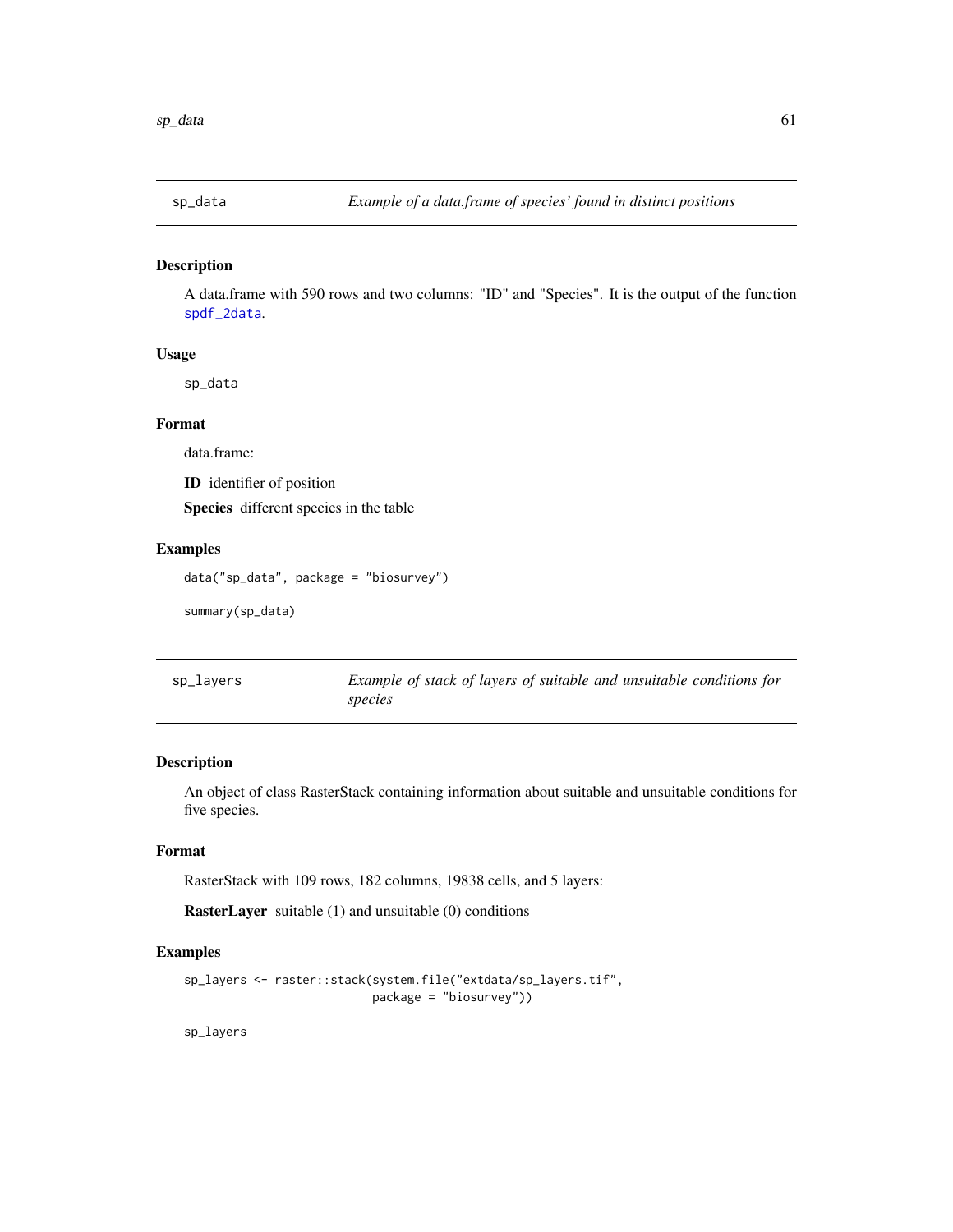## sp_data — *Example of a data.frame of species' found in distinct positions*

### Description

A data.frame with 590 rows and two columns: "ID" and "Species". It is the output of the function spdf_2data.

### Usage

```
sp_data
```

### Format

data.frame:

**ID** identifier of position

**Species** different species in the table

### Examples

```
data("sp_data", package = "biosurvey")

summary(sp_data)
```

## sp_layers — *Example of stack of layers of suitable and unsuitable conditions for species*

### Description

An object of class RasterStack containing information about suitable and unsuitable conditions for five species.

### Format

RasterStack with 109 rows, 182 columns, 19838 cells, and 5 layers:

**RasterLayer** suitable (1) and unsuitable (0) conditions

### Examples

```
sp_layers <- raster::stack(system.file("extdata/sp_layers.tif",
                           package = "biosurvey"))

sp_layers
```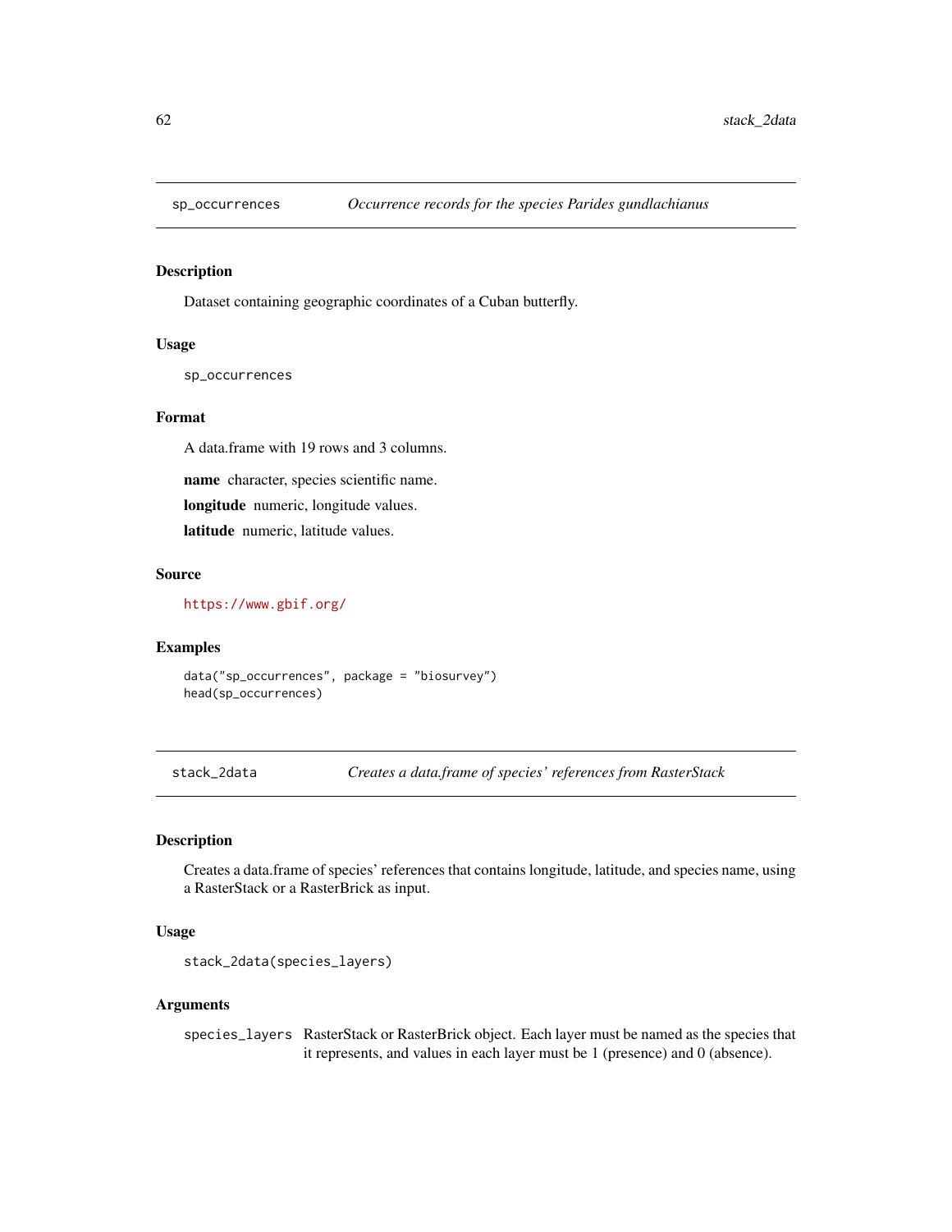## sp_occurrences — *Occurrence records for the species Parides gundlachianus*

### Description

Dataset containing geographic coordinates of a Cuban butterfly.

### Usage

```
sp_occurrences
```

### Format

A data.frame with 19 rows and 3 columns.

**name** character, species scientific name.

**longitude** numeric, longitude values.

**latitude** numeric, latitude values.

### Source

https://www.gbif.org/

### Examples

```
data("sp_occurrences", package = "biosurvey")
head(sp_occurrences)
```

## stack_2data — *Creates a data.frame of species' references from RasterStack*

### Description

Creates a data.frame of species' references that contains longitude, latitude, and species name, using a RasterStack or a RasterBrick as input.

### Usage

```
stack_2data(species_layers)
```

### Arguments

`species_layers` RasterStack or RasterBrick object. Each layer must be named as the species that it represents, and values in each layer must be 1 (presence) and 0 (absence).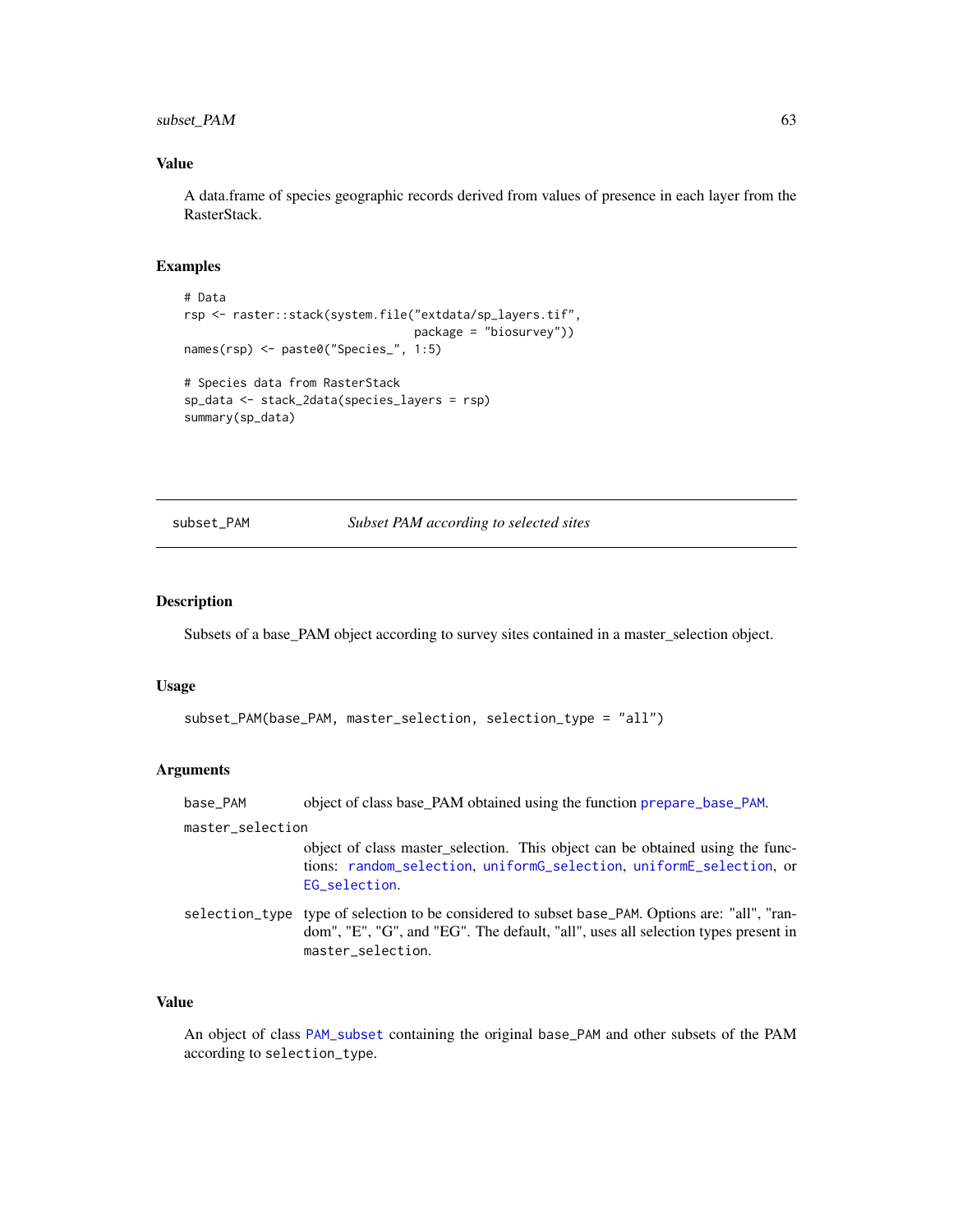## Value

A data.frame of species geographic records derived from values of presence in each layer from the RasterStack.

## Examples

```
# Data
rsp <- raster::stack(system.file("extdata/sp_layers.tif",
                                 package = "biosurvey"))
names(rsp) <- paste0("Species_", 1:5)

# Species data from RasterStack
sp_data <- stack_2data(species_layers = rsp)
summary(sp_data)
```

---

# subset_PAM &nbsp;&nbsp;&nbsp;&nbsp; *Subset PAM according to selected sites*

## Description

Subsets of a base_PAM object according to survey sites contained in a master_selection object.

## Usage

```
subset_PAM(base_PAM, master_selection, selection_type = "all")
```

## Arguments

| | |
|---|---|
| `base_PAM` | object of class base_PAM obtained using the function `prepare_base_PAM`. |
| `master_selection` | object of class master_selection. This object can be obtained using the functions: `random_selection`, `uniformG_selection`, `uniformE_selection`, or `EG_selection`. |
| `selection_type` | type of selection to be considered to subset base_PAM. Options are: "all", "random", "E", "G", and "EG". The default, "all", uses all selection types present in `master_selection`. |

## Value

An object of class `PAM_subset` containing the original `base_PAM` and other subsets of the PAM according to `selection_type`.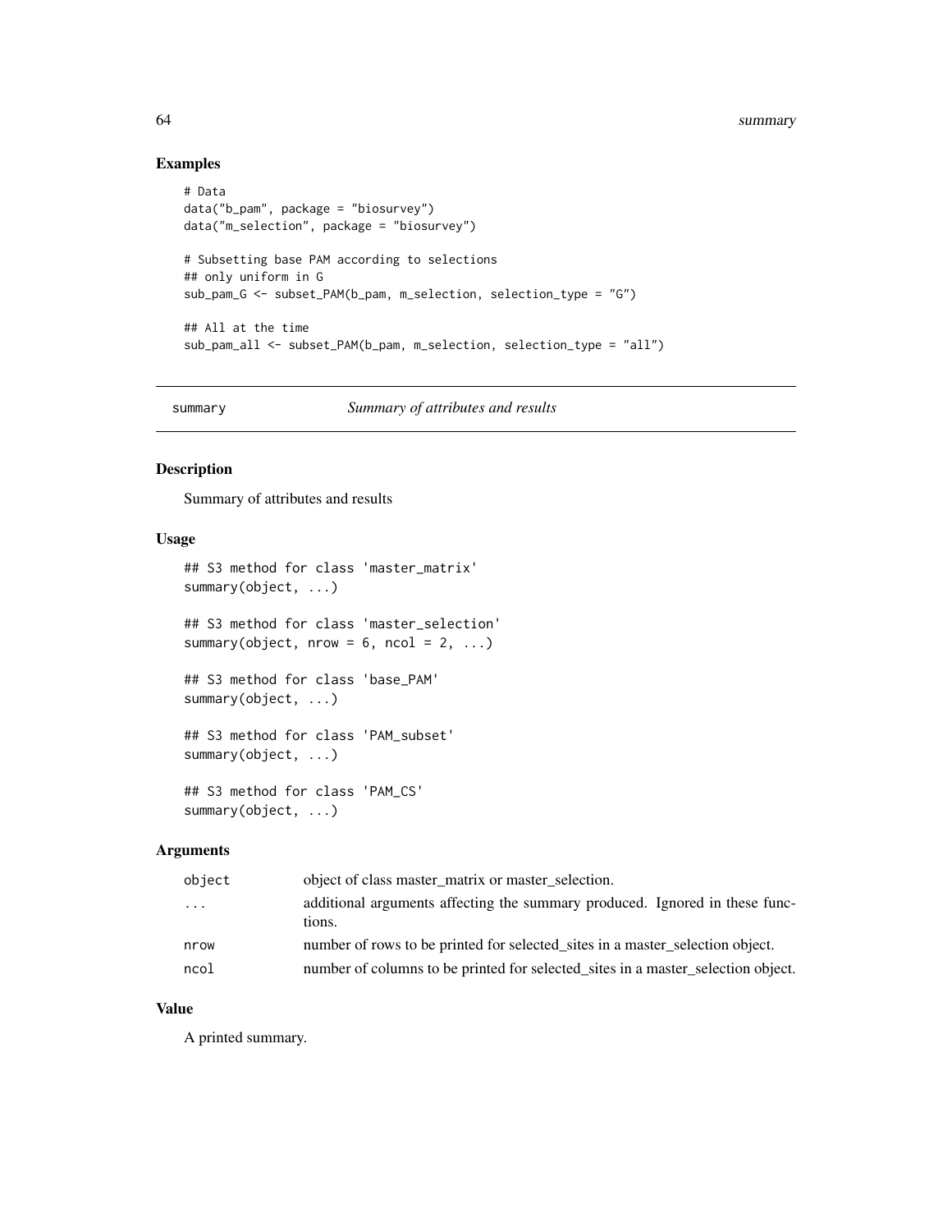## Examples

```
# Data
data("b_pam", package = "biosurvey")
data("m_selection", package = "biosurvey")

# Subsetting base PAM according to selections
## only uniform in G
sub_pam_G <- subset_PAM(b_pam, m_selection, selection_type = "G")

## All at the time
sub_pam_all <- subset_PAM(b_pam, m_selection, selection_type = "all")
```

---

# summary — *Summary of attributes and results*

---

## Description

Summary of attributes and results

## Usage

```
## S3 method for class 'master_matrix'
summary(object, ...)

## S3 method for class 'master_selection'
summary(object, nrow = 6, ncol = 2, ...)

## S3 method for class 'base_PAM'
summary(object, ...)

## S3 method for class 'PAM_subset'
summary(object, ...)

## S3 method for class 'PAM_CS'
summary(object, ...)
```

## Arguments

| | |
|---|---|
| object | object of class master_matrix or master_selection. |
| ... | additional arguments affecting the summary produced. Ignored in these functions. |
| nrow | number of rows to be printed for selected_sites in a master_selection object. |
| ncol | number of columns to be printed for selected_sites in a master_selection object. |

## Value

A printed summary.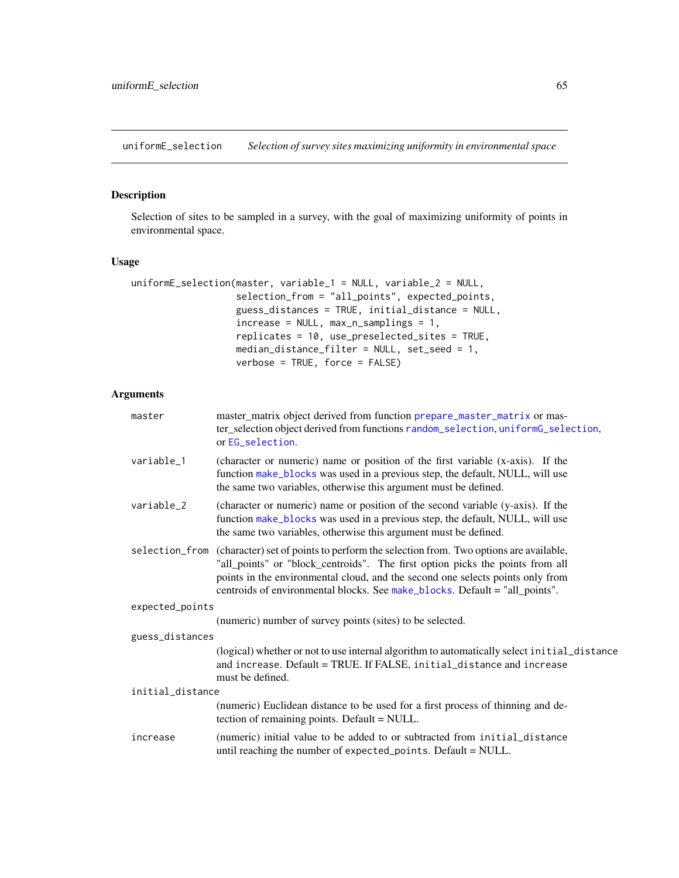## uniformE_selection — *Selection of survey sites maximizing uniformity in environmental space*

### Description

Selection of sites to be sampled in a survey, with the goal of maximizing uniformity of points in environmental space.

### Usage

```
uniformE_selection(master, variable_1 = NULL, variable_2 = NULL,
                   selection_from = "all_points", expected_points,
                   guess_distances = TRUE, initial_distance = NULL,
                   increase = NULL, max_n_samplings = 1,
                   replicates = 10, use_preselected_sites = TRUE,
                   median_distance_filter = NULL, set_seed = 1,
                   verbose = TRUE, force = FALSE)
```

### Arguments

`master`
: master_matrix object derived from function prepare_master_matrix or master_selection object derived from functions random_selection, uniformG_selection, or EG_selection.

`variable_1`
: (character or numeric) name or position of the first variable (x-axis). If the function make_blocks was used in a previous step, the default, NULL, will use the same two variables, otherwise this argument must be defined.

`variable_2`
: (character or numeric) name or position of the second variable (y-axis). If the function make_blocks was used in a previous step, the default, NULL, will use the same two variables, otherwise this argument must be defined.

`selection_from`
: (character) set of points to perform the selection from. Two options are available, "all_points" or "block_centroids". The first option picks the points from all points in the environmental cloud, and the second one selects points only from centroids of environmental blocks. See make_blocks. Default = "all_points".

`expected_points`
: (numeric) number of survey points (sites) to be selected.

`guess_distances`
: (logical) whether or not to use internal algorithm to automatically select `initial_distance` and `increase`. Default = TRUE. If FALSE, `initial_distance` and `increase` must be defined.

`initial_distance`
: (numeric) Euclidean distance to be used for a first process of thinning and detection of remaining points. Default = NULL.

`increase`
: (numeric) initial value to be added to or subtracted from `initial_distance` until reaching the number of `expected_points`. Default = NULL.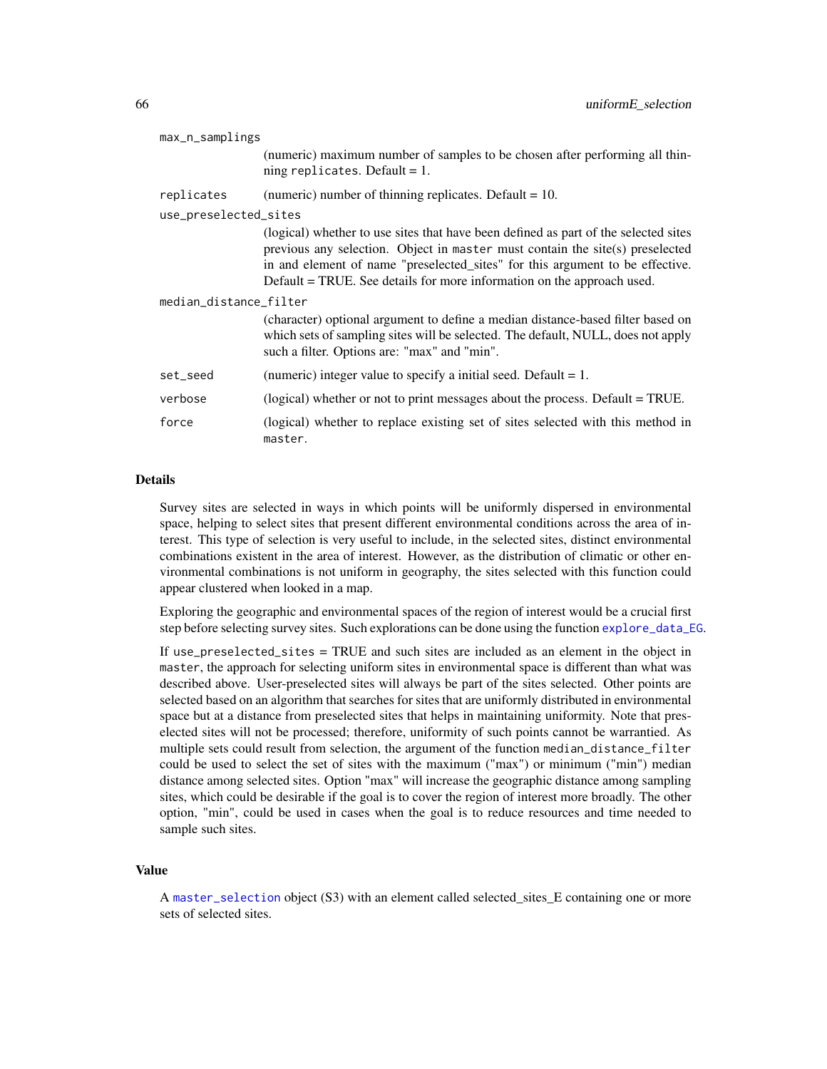max_n_samplings
: (numeric) maximum number of samples to be chosen after performing all thinning `replicates`. Default = 1.

replicates
: (numeric) number of thinning replicates. Default = 10.

use_preselected_sites
: (logical) whether to use sites that have been defined as part of the selected sites previous any selection. Object in `master` must contain the site(s) preselected in and element of name "preselected_sites" for this argument to be effective. Default = TRUE. See details for more information on the approach used.

median_distance_filter
: (character) optional argument to define a median distance-based filter based on which sets of sampling sites will be selected. The default, NULL, does not apply such a filter. Options are: "max" and "min".

set_seed
: (numeric) integer value to specify a initial seed. Default = 1.

verbose
: (logical) whether or not to print messages about the process. Default = TRUE.

force
: (logical) whether to replace existing set of sites selected with this method in `master`.

## Details

Survey sites are selected in ways in which points will be uniformly dispersed in environmental space, helping to select sites that present different environmental conditions across the area of interest. This type of selection is very useful to include, in the selected sites, distinct environmental combinations existent in the area of interest. However, as the distribution of climatic or other environmental combinations is not uniform in geography, the sites selected with this function could appear clustered when looked in a map.

Exploring the geographic and environmental spaces of the region of interest would be a crucial first step before selecting survey sites. Such explorations can be done using the function `explore_data_EG`.

If `use_preselected_sites` = TRUE and such sites are included as an element in the object in `master`, the approach for selecting uniform sites in environmental space is different than what was described above. User-preselected sites will always be part of the sites selected. Other points are selected based on an algorithm that searches for sites that are uniformly distributed in environmental space but at a distance from preselected sites that helps in maintaining uniformity. Note that preselected sites will not be processed; therefore, uniformity of such points cannot be warrantied. As multiple sets could result from selection, the argument of the function `median_distance_filter` could be used to select the set of sites with the maximum ("max") or minimum ("min") median distance among selected sites. Option "max" will increase the geographic distance among sampling sites, which could be desirable if the goal is to cover the region of interest more broadly. The other option, "min", could be used in cases when the goal is to reduce resources and time needed to sample such sites.

## Value

A `master_selection` object (S3) with an element called selected_sites_E containing one or more sets of selected sites.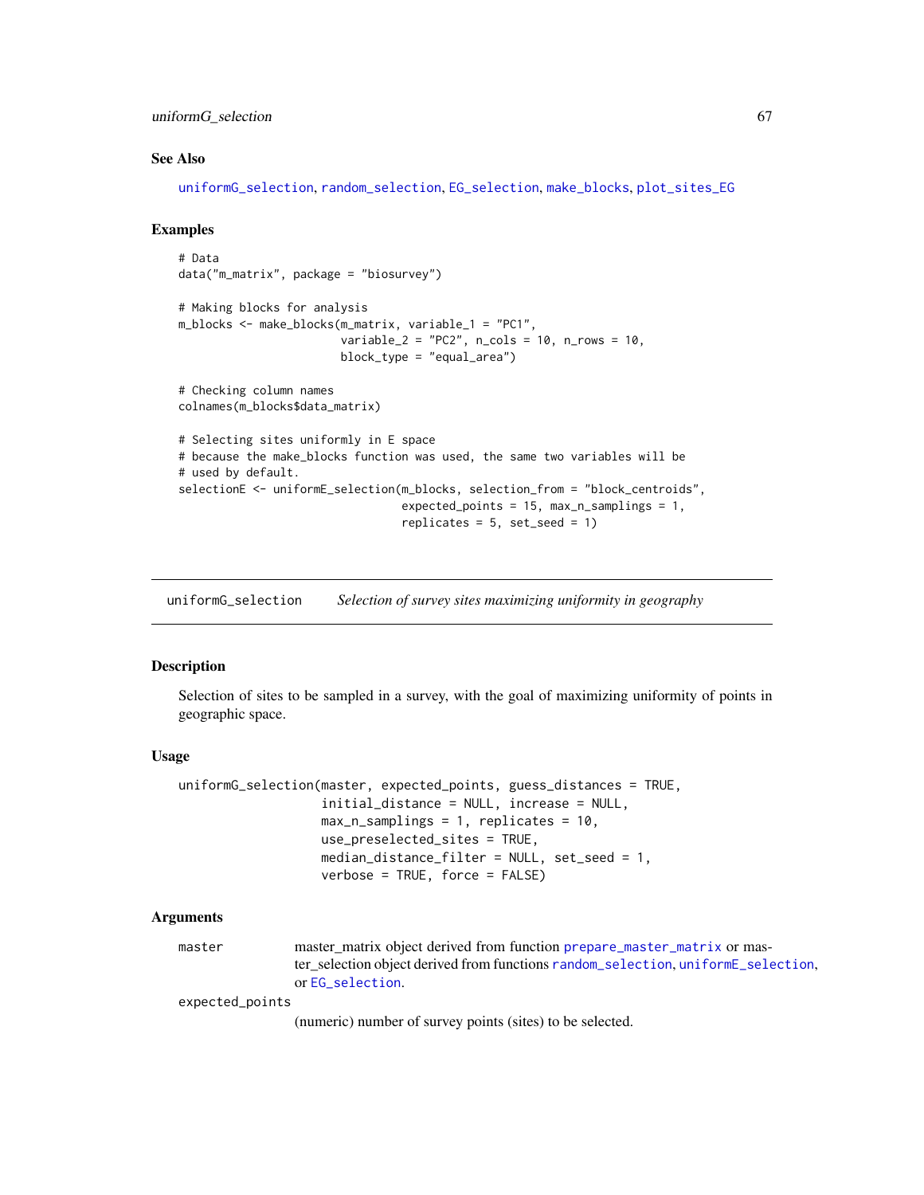## See Also

uniformG_selection, random_selection, EG_selection, make_blocks, plot_sites_EG

## Examples

```
# Data
data("m_matrix", package = "biosurvey")

# Making blocks for analysis
m_blocks <- make_blocks(m_matrix, variable_1 = "PC1",
                        variable_2 = "PC2", n_cols = 10, n_rows = 10,
                        block_type = "equal_area")

# Checking column names
colnames(m_blocks$data_matrix)

# Selecting sites uniformly in E space
# because the make_blocks function was used, the same two variables will be
# used by default.
selectionE <- uniformE_selection(m_blocks, selection_from = "block_centroids",
                                 expected_points = 15, max_n_samplings = 1,
                                 replicates = 5, set_seed = 1)
```

---

# uniformG_selection *Selection of survey sites maximizing uniformity in geography*

---

## Description

Selection of sites to be sampled in a survey, with the goal of maximizing uniformity of points in geographic space.

## Usage

```
uniformG_selection(master, expected_points, guess_distances = TRUE,
                   initial_distance = NULL, increase = NULL,
                   max_n_samplings = 1, replicates = 10,
                   use_preselected_sites = TRUE,
                   median_distance_filter = NULL, set_seed = 1,
                   verbose = TRUE, force = FALSE)
```

## Arguments

| | |
|---|---|
| master | master_matrix object derived from function prepare_master_matrix or master_selection object derived from functions random_selection, uniformE_selection, or EG_selection. |
| expected_points | (numeric) number of survey points (sites) to be selected. |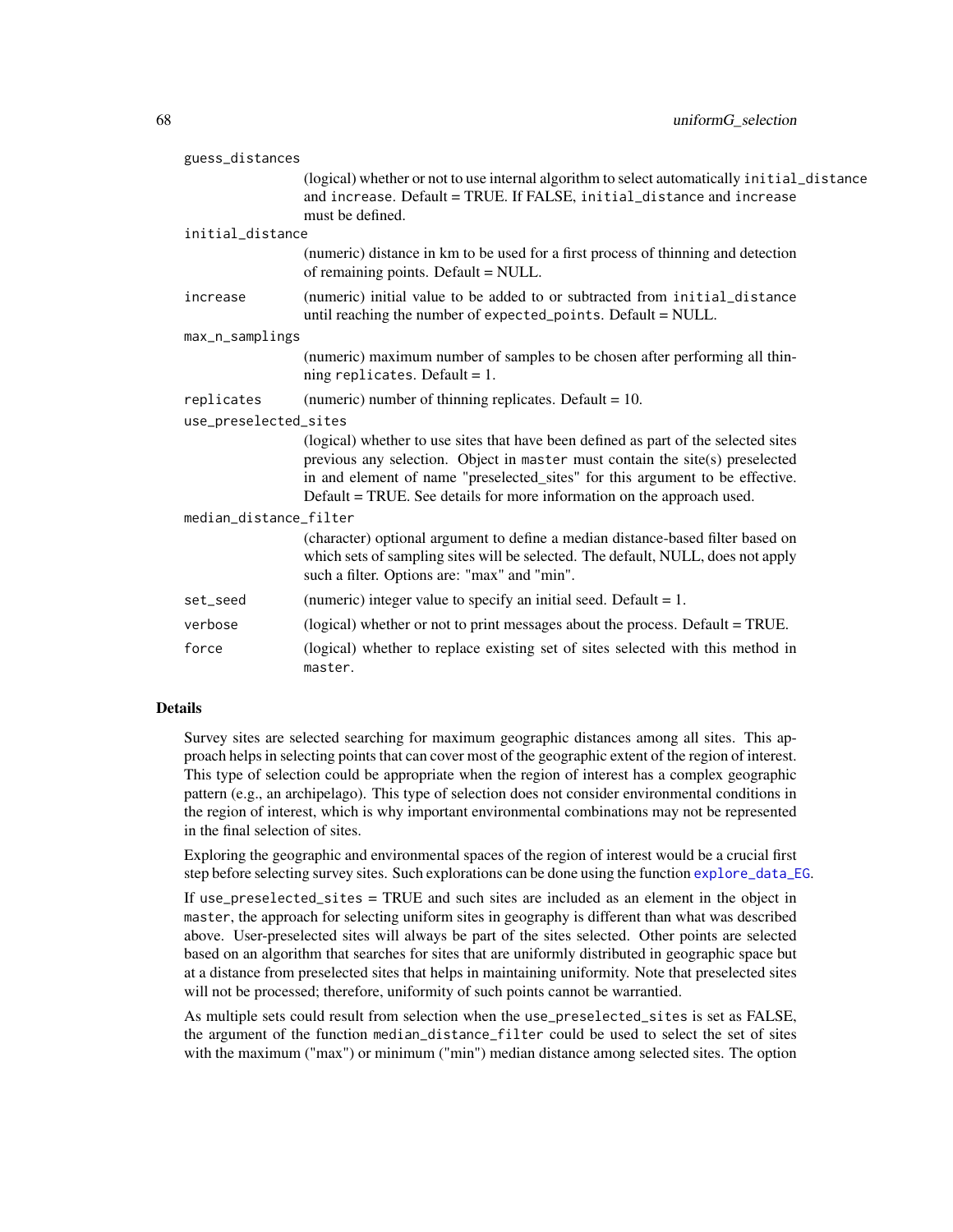guess_distances
: (logical) whether or not to use internal algorithm to select automatically `initial_distance` and `increase`. Default = TRUE. If FALSE, `initial_distance` and `increase` must be defined.

initial_distance
: (numeric) distance in km to be used for a first process of thinning and detection of remaining points. Default = NULL.

increase
: (numeric) initial value to be added to or subtracted from `initial_distance` until reaching the number of `expected_points`. Default = NULL.

max_n_samplings
: (numeric) maximum number of samples to be chosen after performing all thinning `replicates`. Default = 1.

replicates
: (numeric) number of thinning replicates. Default = 10.

use_preselected_sites
: (logical) whether to use sites that have been defined as part of the selected sites previous any selection. Object in `master` must contain the site(s) preselected in and element of name "preselected_sites" for this argument to be effective. Default = TRUE. See details for more information on the approach used.

median_distance_filter
: (character) optional argument to define a median distance-based filter based on which sets of sampling sites will be selected. The default, NULL, does not apply such a filter. Options are: "max" and "min".

set_seed
: (numeric) integer value to specify an initial seed. Default = 1.

verbose
: (logical) whether or not to print messages about the process. Default = TRUE.

force
: (logical) whether to replace existing set of sites selected with this method in `master`.

## Details

Survey sites are selected searching for maximum geographic distances among all sites. This approach helps in selecting points that can cover most of the geographic extent of the region of interest. This type of selection could be appropriate when the region of interest has a complex geographic pattern (e.g., an archipelago). This type of selection does not consider environmental conditions in the region of interest, which is why important environmental combinations may not be represented in the final selection of sites.

Exploring the geographic and environmental spaces of the region of interest would be a crucial first step before selecting survey sites. Such explorations can be done using the function `explore_data_EG`.

If `use_preselected_sites` = TRUE and such sites are included as an element in the object in `master`, the approach for selecting uniform sites in geography is different than what was described above. User-preselected sites will always be part of the sites selected. Other points are selected based on an algorithm that searches for sites that are uniformly distributed in geographic space but at a distance from preselected sites that helps in maintaining uniformity. Note that preselected sites will not be processed; therefore, uniformity of such points cannot be warrantied.

As multiple sets could result from selection when the `use_preselected_sites` is set as FALSE, the argument of the function `median_distance_filter` could be used to select the set of sites with the maximum ("max") or minimum ("min") median distance among selected sites. The option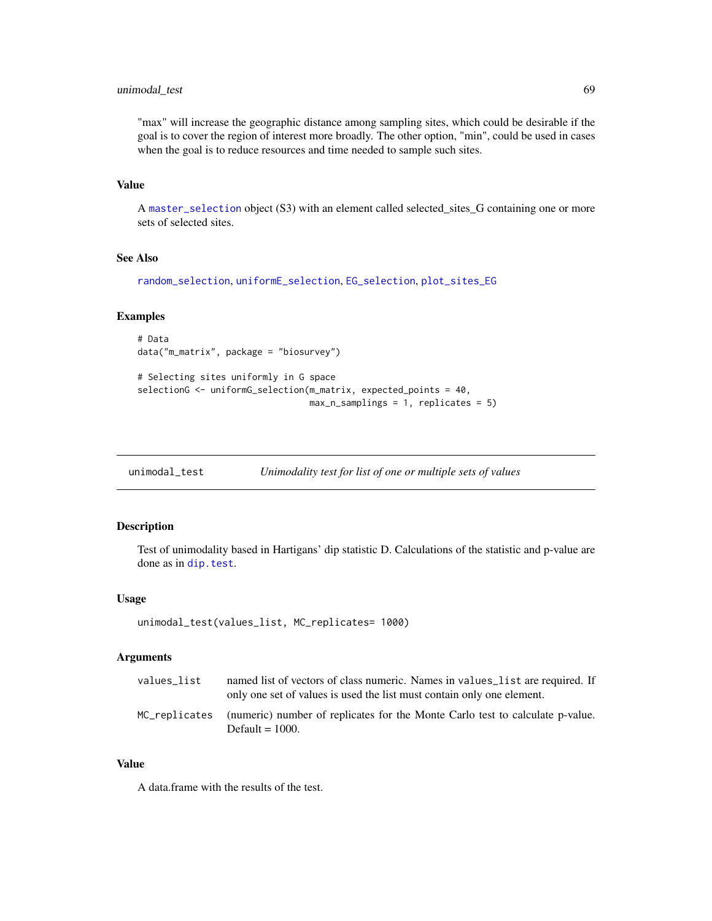"max" will increase the geographic distance among sampling sites, which could be desirable if the goal is to cover the region of interest more broadly. The other option, "min", could be used in cases when the goal is to reduce resources and time needed to sample such sites.

### Value

A master_selection object (S3) with an element called selected_sites_G containing one or more sets of selected sites.

### See Also

random_selection, uniformE_selection, EG_selection, plot_sites_EG

### Examples

```
# Data
data("m_matrix", package = "biosurvey")

# Selecting sites uniformly in G space
selectionG <- uniformG_selection(m_matrix, expected_points = 40,
                                 max_n_samplings = 1, replicates = 5)
```

---

## unimodal_test — *Unimodality test for list of one or multiple sets of values*

### Description

Test of unimodality based in Hartigans' dip statistic D. Calculations of the statistic and p-value are done as in dip.test.

### Usage

```
unimodal_test(values_list, MC_replicates= 1000)
```

### Arguments

| | |
|---|---|
| values_list | named list of vectors of class numeric. Names in values_list are required. If only one set of values is used the list must contain only one element. |
| MC_replicates | (numeric) number of replicates for the Monte Carlo test to calculate p-value. Default = 1000. |

### Value

A data.frame with the results of the test.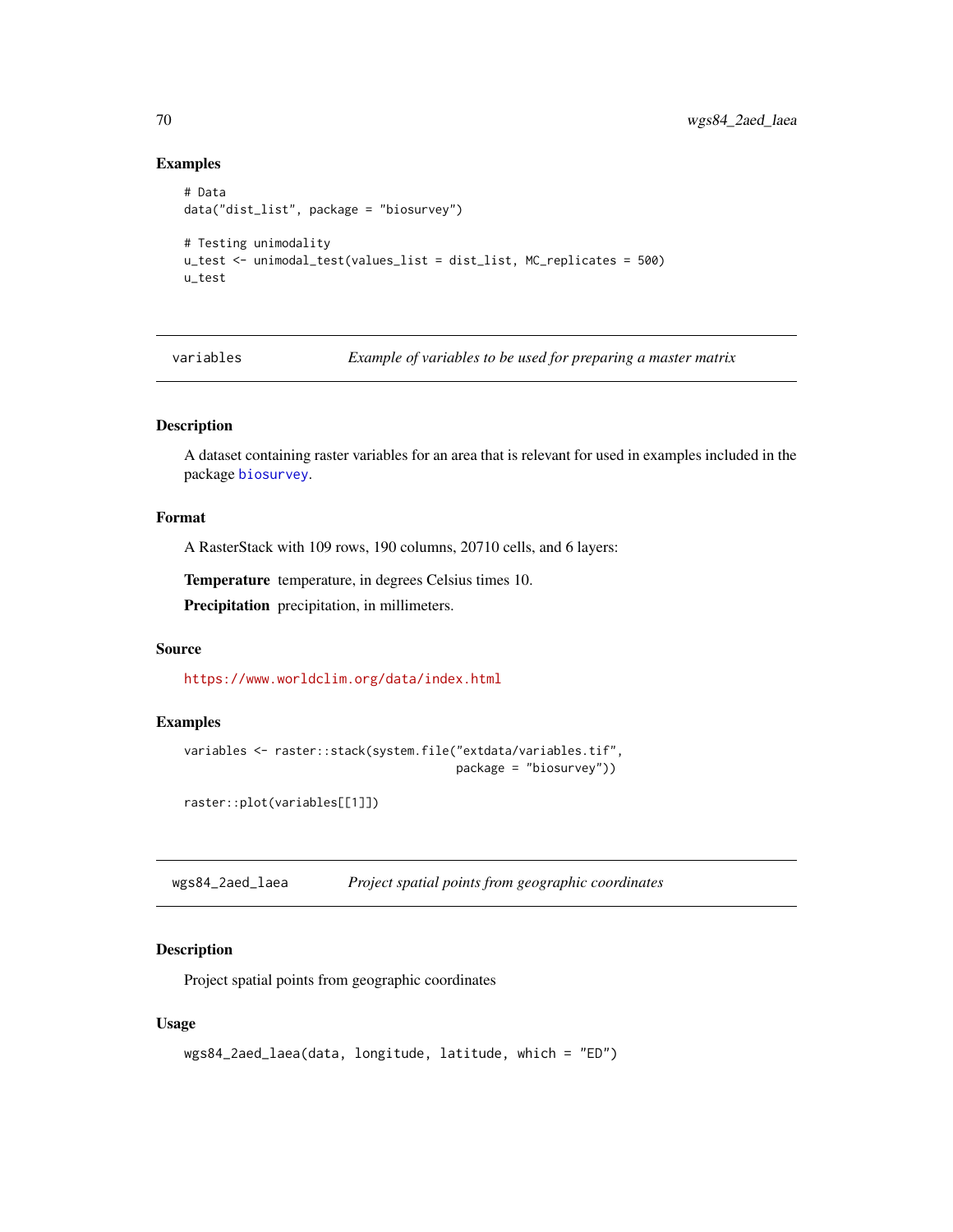### Examples

```
# Data
data("dist_list", package = "biosurvey")

# Testing unimodality
u_test <- unimodal_test(values_list = dist_list, MC_replicates = 500)
u_test
```

---

## variables — *Example of variables to be used for preparing a master matrix*

### Description

A dataset containing raster variables for an area that is relevant for used in examples included in the package biosurvey.

### Format

A RasterStack with 109 rows, 190 columns, 20710 cells, and 6 layers:

**Temperature** temperature, in degrees Celsius times 10.

**Precipitation** precipitation, in millimeters.

### Source

https://www.worldclim.org/data/index.html

### Examples

```
variables <- raster::stack(system.file("extdata/variables.tif",
                                        package = "biosurvey"))

raster::plot(variables[[1]])
```

---

## wgs84_2aed_laea — *Project spatial points from geographic coordinates*

### Description

Project spatial points from geographic coordinates

### Usage

```
wgs84_2aed_laea(data, longitude, latitude, which = "ED")
```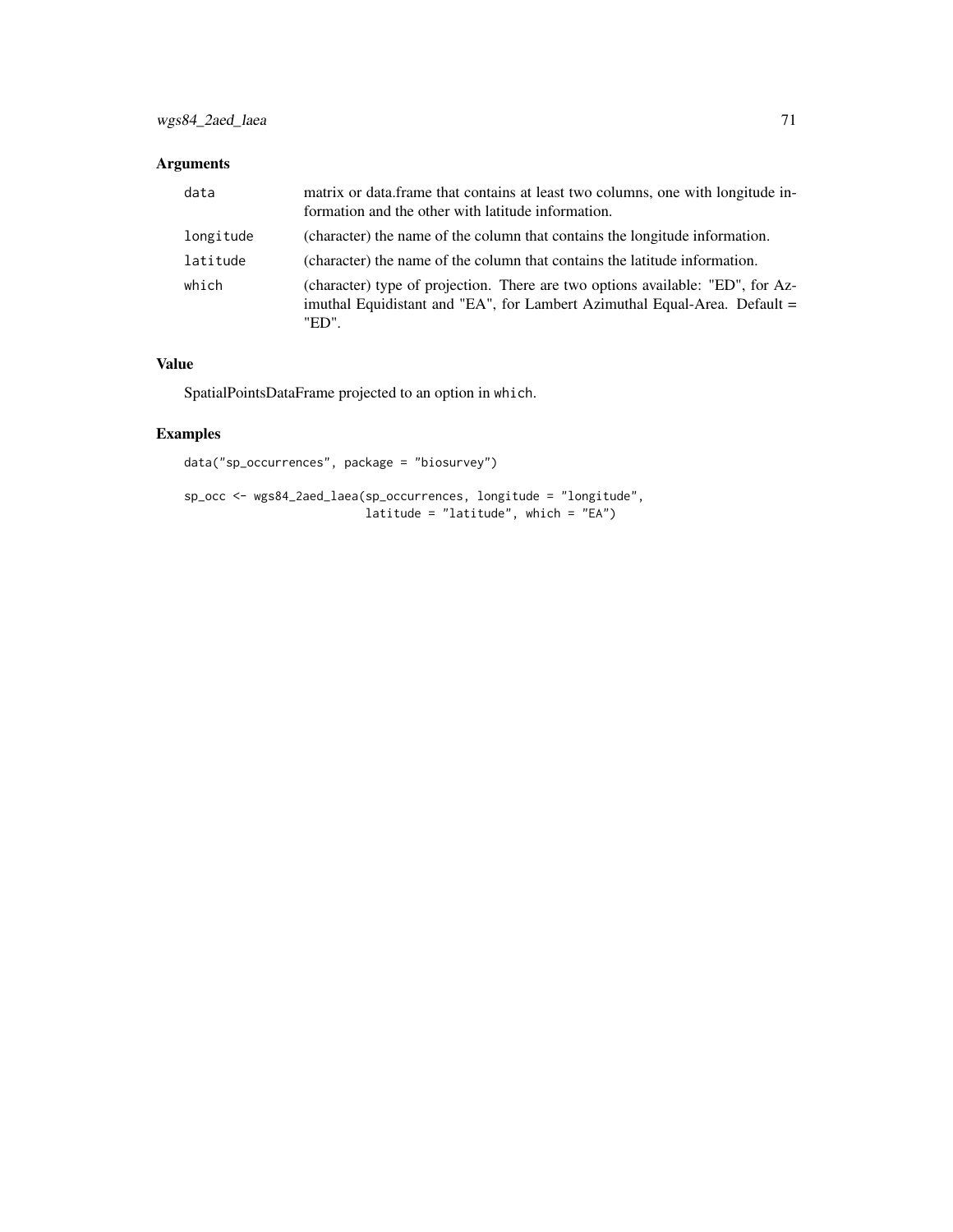## Arguments

| | |
|---|---|
| `data` | matrix or data.frame that contains at least two columns, one with longitude information and the other with latitude information. |
| `longitude` | (character) the name of the column that contains the longitude information. |
| `latitude` | (character) the name of the column that contains the latitude information. |
| `which` | (character) type of projection. There are two options available: "ED", for Azimuthal Equidistant and "EA", for Lambert Azimuthal Equal-Area. Default = "ED". |

## Value

SpatialPointsDataFrame projected to an option in `which`.

## Examples

```
data("sp_occurrences", package = "biosurvey")

sp_occ <- wgs84_2aed_laea(sp_occurrences, longitude = "longitude",
                          latitude = "latitude", which = "EA")
```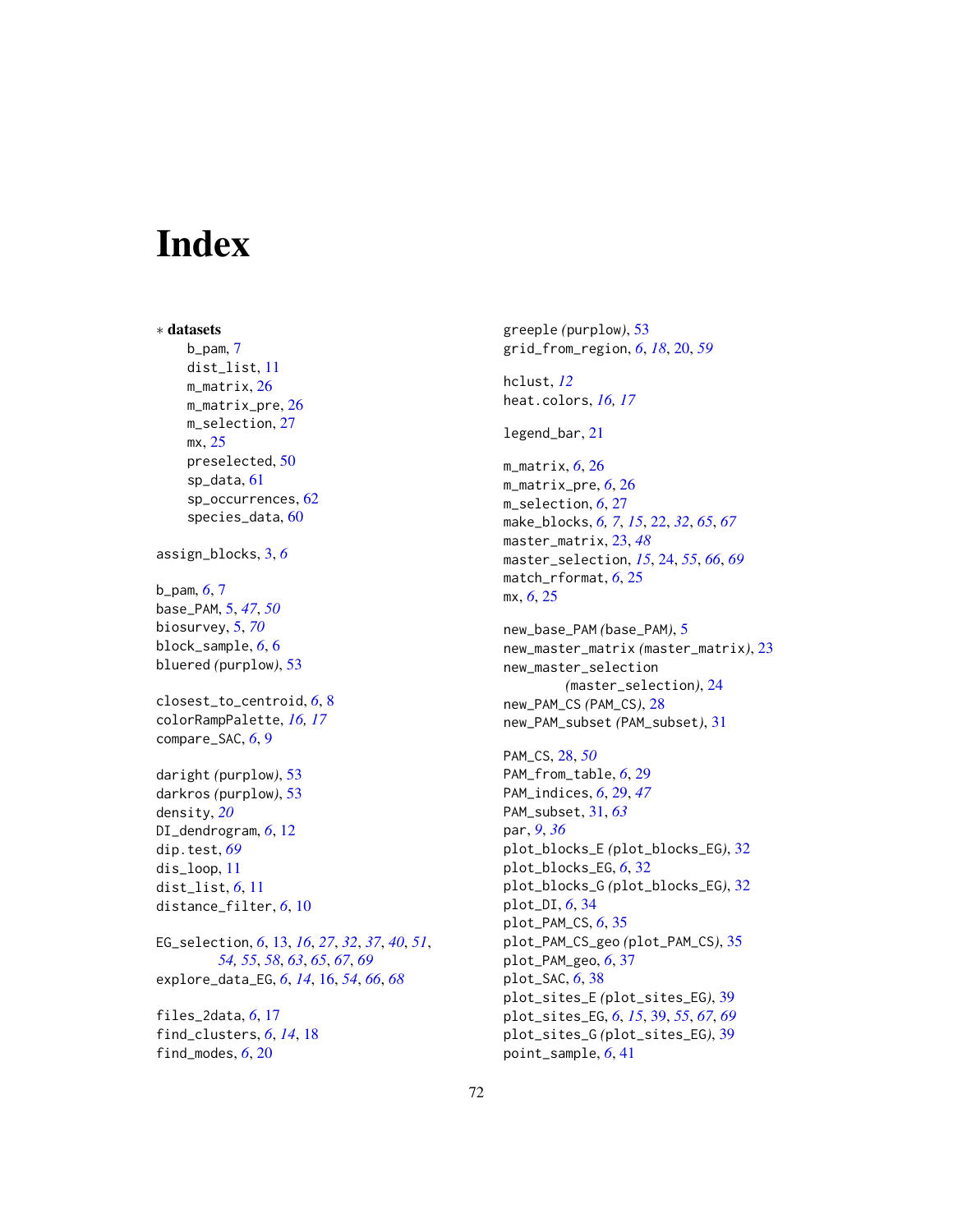# Index

∗ **datasets**

- b_pam, 7
- dist_list, 11
- m_matrix, 26
- m_matrix_pre, 26
- m_selection, 27
- mx, 25
- preselected, 50
- sp_data, 61
- sp_occurrences, 62
- species_data, 60

assign_blocks, 3, *6*

b_pam, *6*, 7
base_PAM, 5, *47*, *50*
biosurvey, 5, *70*
block_sample, *6*, 6
bluered (purplow), 53

closest_to_centroid, *6*, 8
colorRampPalette, *16, 17*
compare_SAC, *6*, 9

daright (purplow), 53
darkros (purplow), 53
density, *20*
DI_dendrogram, *6*, 12
dip.test, *69*
dis_loop, 11
dist_list, *6*, 11
distance_filter, *6*, 10

EG_selection, *6*, 13, *16*, *27*, *32*, *37*, *40*, *51*, *54*, *55*, *58*, *63*, *65*, *67*, *69*
explore_data_EG, *6*, *14*, 16, *54*, *66*, *68*

files_2data, *6*, 17
find_clusters, *6*, *14*, 18
find_modes, *6*, 20

greeple (purplow), 53
grid_from_region, *6*, *18*, 20, *59*

hclust, *12*
heat.colors, *16, 17*

legend_bar, 21

m_matrix, *6*, 26
m_matrix_pre, *6*, 26
m_selection, *6*, 27
make_blocks, *6, 7*, *15*, 22, *32*, *65*, *67*
master_matrix, 23, *48*
master_selection, *15*, 24, *55*, *66*, *69*
match_rformat, *6*, 25
mx, *6*, 25

new_base_PAM (base_PAM), 5
new_master_matrix (master_matrix), 23
new_master_selection (master_selection), 24
new_PAM_CS (PAM_CS), 28
new_PAM_subset (PAM_subset), 31

PAM_CS, 28, *50*
PAM_from_table, *6*, 29
PAM_indices, *6*, 29, *47*
PAM_subset, 31, *63*
par, *9*, *36*
plot_blocks_E (plot_blocks_EG), 32
plot_blocks_EG, *6*, 32
plot_blocks_G (plot_blocks_EG), 32
plot_DI, *6*, 34
plot_PAM_CS, *6*, 35
plot_PAM_CS_geo (plot_PAM_CS), 35
plot_PAM_geo, *6*, 37
plot_SAC, *6*, 38
plot_sites_E (plot_sites_EG), 39
plot_sites_EG, *6*, *15*, 39, *55*, *67*, *69*
plot_sites_G (plot_sites_EG), 39
point_sample, *6*, 41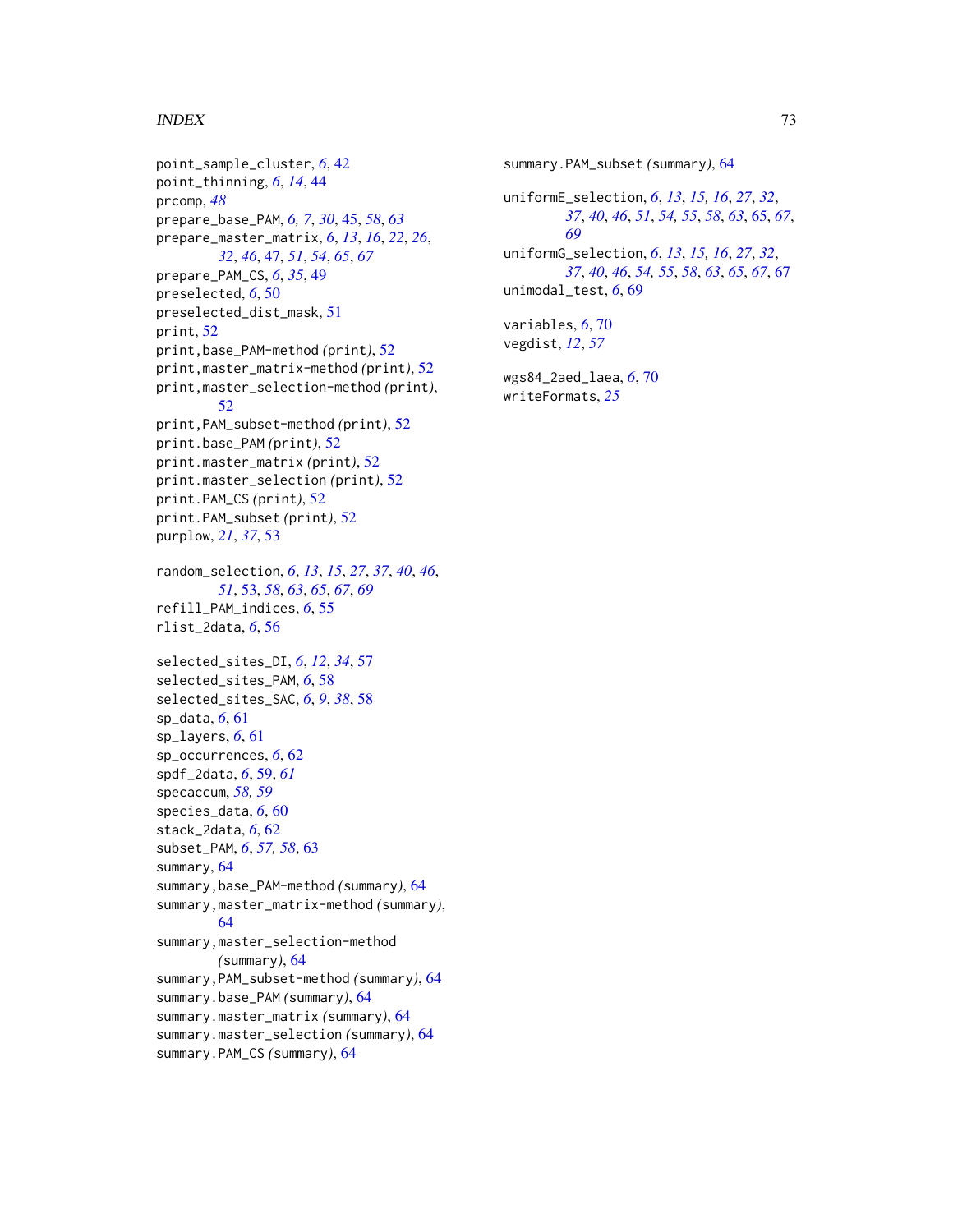point_sample_cluster, *6*, 42
point_thinning, *6*, *14*, 44
prcomp, *48*
prepare_base_PAM, *6, 7*, *30*, 45, *58*, *63*
prepare_master_matrix, *6*, *13*, *16*, *22*, *26*, *32*, *46*, 47, *51*, *54*, *65*, *67*
prepare_PAM_CS, *6*, *35*, 49
preselected, *6*, 50
preselected_dist_mask, 51
print, 52
print,base_PAM-method *(print)*, 52
print,master_matrix-method *(print)*, 52
print,master_selection-method *(print)*, 52
print,PAM_subset-method *(print)*, 52
print.base_PAM *(print)*, 52
print.master_matrix *(print)*, 52
print.master_selection *(print)*, 52
print.PAM_CS *(print)*, 52
print.PAM_subset *(print)*, 52
purplow, *21*, *37*, 53

random_selection, *6*, *13*, *15*, *27*, *37*, *40*, *46*, *51*, 53, *58*, *63*, *65*, *67*, *69*
refill_PAM_indices, *6*, 55
rlist_2data, *6*, 56

selected_sites_DI, *6*, *12*, *34*, 57
selected_sites_PAM, *6*, 58
selected_sites_SAC, *6*, *9*, *38*, 58
sp_data, *6*, 61
sp_layers, *6*, 61
sp_occurrences, *6*, 62
spdf_2data, *6*, 59, *61*
specaccum, *58, 59*
species_data, *6*, 60
stack_2data, *6*, 62
subset_PAM, *6*, *57, 58*, 63
summary, 64
summary,base_PAM-method *(summary)*, 64
summary,master_matrix-method *(summary)*, 64
summary,master_selection-method *(summary)*, 64
summary,PAM_subset-method *(summary)*, 64
summary.base_PAM *(summary)*, 64
summary.master_matrix *(summary)*, 64
summary.master_selection *(summary)*, 64
summary.PAM_CS *(summary)*, 64
summary.PAM_subset *(summary)*, 64

uniformE_selection, *6*, *13*, *15, 16*, *27*, *32*, *37*, *40*, *46*, *51*, *54, 55*, *58*, *63*, 65, *67*, *69*
uniformG_selection, *6*, *13*, *15, 16*, *27*, *32*, *37*, *40*, *46*, *54, 55*, *58*, *63*, *65*, *67*, 67
unimodal_test, *6*, 69

variables, *6*, 70
vegdist, *12*, *57*

wgs84_2aed_laea, *6*, 70
writeFormats, *25*